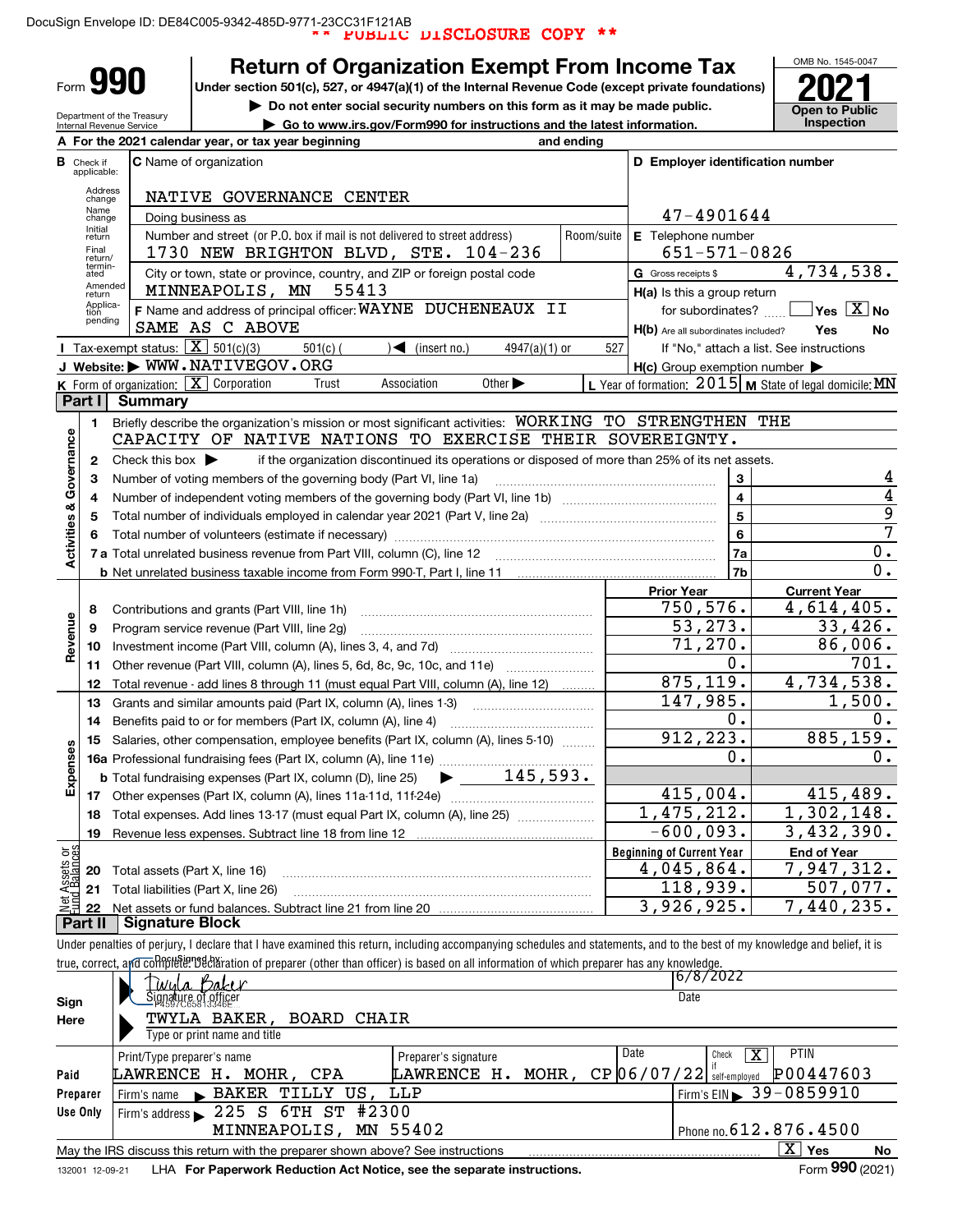DocuSign Envelope ID: DE84C005-9342-485D-9771-23CC31F121AB

** PUBLIC DISCLOSURE COPY **

# Form 990 — Return of Organization Exempt From Income Tax

Under section 501(c), 527, or 4947(a)(1) of the Internal Revenue Code (except private foundations)

▶ Do not enter social security numbers on this form as it may be made public.

▶ Go to www.irs.gov/Form990 for instructions and the latest information.

Department of the Treasury
Internal Revenue Service

OMB No. 1545-0047

**2021**

Open to Public Inspection

**A** For the 2021 calendar year, or tax year beginning and ending

**B** Check if applicable: Address change; Name change; Initial return; Final return/terminated; Amended return; Application pending

**C** Name of organization: NATIVE GOVERNANCE CENTER

Doing business as

Number and street (or P.O. box if mail is not delivered to street address): 1730 NEW BRIGHTON BLVD, STE. 104-236 — Room/suite

City or town, state or province, country, and ZIP or foreign postal code: MINNEAPOLIS, MN 55413

**D** Employer identification number: 47-4901644

**E** Telephone number: 651-571-0826

**G** Gross receipts $ 4,734,538.

**F** Name and address of principal officer: WAYNE DUCHENEAUX II, SAME AS C ABOVE

**H(a)** Is this a group return for subordinates? ☐ Yes ☒ No

**H(b)** Are all subordinates included? Yes No — If "No," attach a list. See instructions

**H(c)** Group exemption number ▶

**I** Tax-exempt status: ☒ 501(c)(3) ☐ 501(c) ( ) ◀ (insert no.) ☐ 4947(a)(1) or ☐ 527

**J** Website: ▶ WWW.NATIVEGOV.ORG

**K** Form of organization: ☒ Corporation ☐ Trust ☐ Association ☐ Other ▶

**L** Year of formation: 2015 **M** State of legal domicile: MN

## Part I Summary

**Activities & Governance**

1 Briefly describe the organization's mission or most significant activities: WORKING TO STRENGTHEN THE CAPACITY OF NATIVE NATIONS TO EXERCISE THEIR SOVEREIGNTY.

2 Check this box ▶ ☐ if the organization discontinued its operations or disposed of more than 25% of its net assets.

| | | | |
|---|---|---|---|
| 3 | Number of voting members of the governing body (Part VI, line 1a) | 3 | 4 |
| 4 | Number of independent voting members of the governing body (Part VI, line 1b) | 4 | 4 |
| 5 | Total number of individuals employed in calendar year 2021 (Part V, line 2a) | 5 | 9 |
| 6 | Total number of volunteers (estimate if necessary) | 6 | 7 |
| 7a | Total unrelated business revenue from Part VIII, column (C), line 12 | 7a | 0. |
| b | Net unrelated business taxable income from Form 990-T, Part I, line 11 | 7b | 0. |

| | | | Prior Year | Current Year |
|---|---|---|---|---|
| **Revenue** | 8 | Contributions and grants (Part VIII, line 1h) | 750,576. | 4,614,405. |
| | 9 | Program service revenue (Part VIII, line 2g) | 53,273. | 33,426. |
| | 10 | Investment income (Part VIII, column (A), lines 3, 4, and 7d) | 71,270. | 86,006. |
| | 11 | Other revenue (Part VIII, column (A), lines 5, 6d, 8c, 9c, 10c, and 11e) | 0. | 701. |
| | 12 | Total revenue - add lines 8 through 11 (must equal Part VIII, column (A), line 12) | 875,119. | 4,734,538. |
| **Expenses** | 13 | Grants and similar amounts paid (Part IX, column (A), lines 1-3) | 147,985. | 1,500. |
| | 14 | Benefits paid to or for members (Part IX, column (A), line 4) | 0. | 0. |
| | 15 | Salaries, other compensation, employee benefits (Part IX, column (A), lines 5-10) | 912,223. | 885,159. |
| | 16a | Professional fundraising fees (Part IX, column (A), line 11e) | 0. | 0. |
| | b | Total fundraising expenses (Part IX, column (D), line 25) ▶ 145,593. | | |
| | 17 | Other expenses (Part IX, column (A), lines 11a-11d, 11f-24e) | 415,004. | 415,489. |
| | 18 | Total expenses. Add lines 13-17 (must equal Part IX, column (A), line 25) | 1,475,212. | 1,302,148. |
| | 19 | Revenue less expenses. Subtract line 18 from line 12 | -600,093. | 3,432,390. |

| | | | Beginning of Current Year | End of Year |
|---|---|---|---|---|
| **Net Assets or Fund Balances** | 20 | Total assets (Part X, line 16) | 4,045,864. | 7,947,312. |
| | 21 | Total liabilities (Part X, line 26) | 118,939. | 507,077. |
| | 22 | Net assets or fund balances. Subtract line 21 from line 20 | 3,926,925. | 7,440,235. |

## Part II Signature Block

Under penalties of perjury, I declare that I have examined this return, including accompanying schedules and statements, and to the best of my knowledge and belief, it is true, correct, and complete. Declaration of preparer (other than officer) is based on all information of which preparer has any knowledge.

**Sign Here**

Signature of officer: Twyla Baker (DocuSigned by, F4587C6813346E...) — Date: 6/8/2022

TWYLA BAKER, BOARD CHAIR
Type or print name and title

**Paid Preparer Use Only**

| Print/Type preparer's name | Preparer's signature | Date | Check ☒ if self-employed | PTIN |
|---|---|---|---|---|
| LAWRENCE H. MOHR, CPA | LAWRENCE H. MOHR, CP | 06/07/22 | ☒ | P00447603 |

Firm's name ▶ BAKER TILLY US, LLP — Firm's EIN ▶ 39-0859910

Firm's address ▶ 225 S 6TH ST #2300, MINNEAPOLIS, MN 55402 — Phone no. 612.876.4500

May the IRS discuss this return with the preparer shown above? See instructions ☒ Yes ☐ No

132001 12-09-21 LHA For Paperwork Reduction Act Notice, see the separate instructions. Form 990 (2021)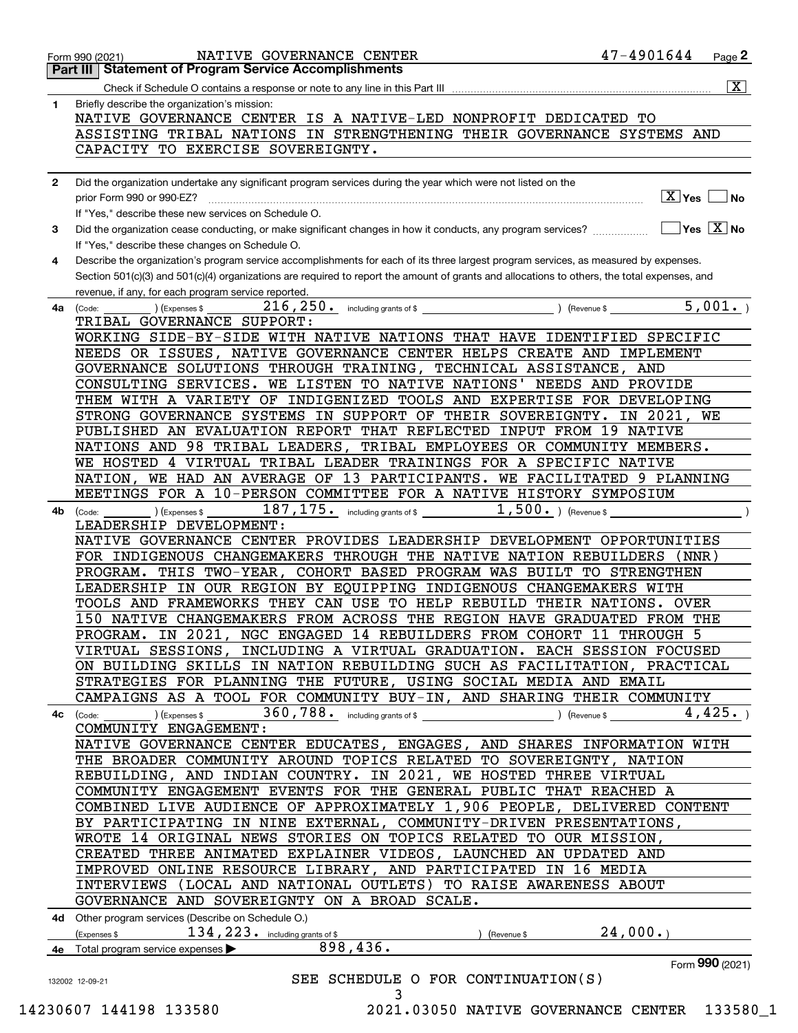Form 990 (2021) NATIVE GOVERNANCE CENTER 47-4901644

## Part III Statement of Program Service Accomplishments

Check if Schedule O contains a response or note to any line in this Part III [X]

**1** Briefly describe the organization's mission:

NATIVE GOVERNANCE CENTER IS A NATIVE-LED NONPROFIT DEDICATED TO ASSISTING TRIBAL NATIONS IN STRENGTHENING THEIR GOVERNANCE SYSTEMS AND CAPACITY TO EXERCISE SOVEREIGNTY.

**2** Did the organization undertake any significant program services during the year which were not listed on the prior Form 990 or 990-EZ? [X] Yes [ ] No

If "Yes," describe these new services on Schedule O.

**3** Did the organization cease conducting, or make significant changes in how it conducts, any program services? [ ] Yes [X] No

If "Yes," describe these changes on Schedule O.

**4** Describe the organization's program service accomplishments for each of its three largest program services, as measured by expenses. Section 501(c)(3) and 501(c)(4) organizations are required to report the amount of grants and allocations to others, the total expenses, and revenue, if any, for each program service reported.

**4a** (Code: ) (Expenses $ 216,250. including grants of $ ) (Revenue $ 5,001. )

TRIBAL GOVERNANCE SUPPORT:
WORKING SIDE-BY-SIDE WITH NATIVE NATIONS THAT HAVE IDENTIFIED SPECIFIC NEEDS OR ISSUES, NATIVE GOVERNANCE CENTER HELPS CREATE AND IMPLEMENT GOVERNANCE SOLUTIONS THROUGH TRAINING, TECHNICAL ASSISTANCE, AND CONSULTING SERVICES. WE LISTEN TO NATIVE NATIONS' NEEDS AND PROVIDE THEM WITH A VARIETY OF INDIGENIZED TOOLS AND EXPERTISE FOR DEVELOPING STRONG GOVERNANCE SYSTEMS IN SUPPORT OF THEIR SOVEREIGNTY. IN 2021, WE PUBLISHED AN EVALUATION REPORT THAT REFLECTED INPUT FROM 19 NATIVE NATIONS AND 98 TRIBAL LEADERS, TRIBAL EMPLOYEES OR COMMUNITY MEMBERS. WE HOSTED 4 VIRTUAL TRIBAL LEADER TRAININGS FOR A SPECIFIC NATIVE NATION, WE HAD AN AVERAGE OF 13 PARTICIPANTS. WE FACILITATED 9 PLANNING MEETINGS FOR A 10-PERSON COMMITTEE FOR A NATIVE HISTORY SYMPOSIUM

**4b** (Code: ) (Expenses $ 187,175. including grants of $ 1,500. ) (Revenue $ )

LEADERSHIP DEVELOPMENT:
NATIVE GOVERNANCE CENTER PROVIDES LEADERSHIP DEVELOPMENT OPPORTUNITIES FOR INDIGENOUS CHANGEMAKERS THROUGH THE NATIVE NATION REBUILDERS (NNR) PROGRAM. THIS TWO-YEAR, COHORT BASED PROGRAM WAS BUILT TO STRENGTHEN LEADERSHIP IN OUR REGION BY EQUIPPING INDIGENOUS CHANGEMAKERS WITH TOOLS AND FRAMEWORKS THEY CAN USE TO HELP REBUILD THEIR NATIONS. OVER 150 NATIVE CHANGEMAKERS FROM ACROSS THE REGION HAVE GRADUATED FROM THE PROGRAM. IN 2021, NGC ENGAGED 14 REBUILDERS FROM COHORT 11 THROUGH 5 VIRTUAL SESSIONS, INCLUDING A VIRTUAL GRADUATION. EACH SESSION FOCUSED ON BUILDING SKILLS IN NATION REBUILDING SUCH AS FACILITATION, PRACTICAL STRATEGIES FOR PLANNING THE FUTURE, USING SOCIAL MEDIA AND EMAIL CAMPAIGNS AS A TOOL FOR COMMUNITY BUY-IN, AND SHARING THEIR COMMUNITY

**4c** (Code: ) (Expenses $ 360,788. including grants of $ ) (Revenue $ 4,425. )

COMMUNITY ENGAGEMENT:
NATIVE GOVERNANCE CENTER EDUCATES, ENGAGES, AND SHARES INFORMATION WITH THE BROADER COMMUNITY AROUND TOPICS RELATED TO SOVEREIGNTY, NATION REBUILDING, AND INDIAN COUNTRY. IN 2021, WE HOSTED THREE VIRTUAL COMMUNITY ENGAGEMENT EVENTS FOR THE GENERAL PUBLIC THAT REACHED A COMBINED LIVE AUDIENCE OF APPROXIMATELY 1,906 PEOPLE, DELIVERED CONTENT BY PARTICIPATING IN NINE EXTERNAL, COMMUNITY-DRIVEN PRESENTATIONS, WROTE 14 ORIGINAL NEWS STORIES ON TOPICS RELATED TO OUR MISSION, CREATED THREE ANIMATED EXPLAINER VIDEOS, LAUNCHED AN UPDATED AND IMPROVED ONLINE RESOURCE LIBRARY, AND PARTICIPATED IN 16 MEDIA INTERVIEWS (LOCAL AND NATIONAL OUTLETS) TO RAISE AWARENESS ABOUT GOVERNANCE AND SOVEREIGNTY ON A BROAD SCALE.

**4d** Other program services (Describe on Schedule O.)

(Expenses $ 134,223. including grants of $ ) (Revenue $ 24,000.)

**4e** Total program service expenses ▶ 898,436.

Form **990** (2021)

SEE SCHEDULE O FOR CONTINUATION(S)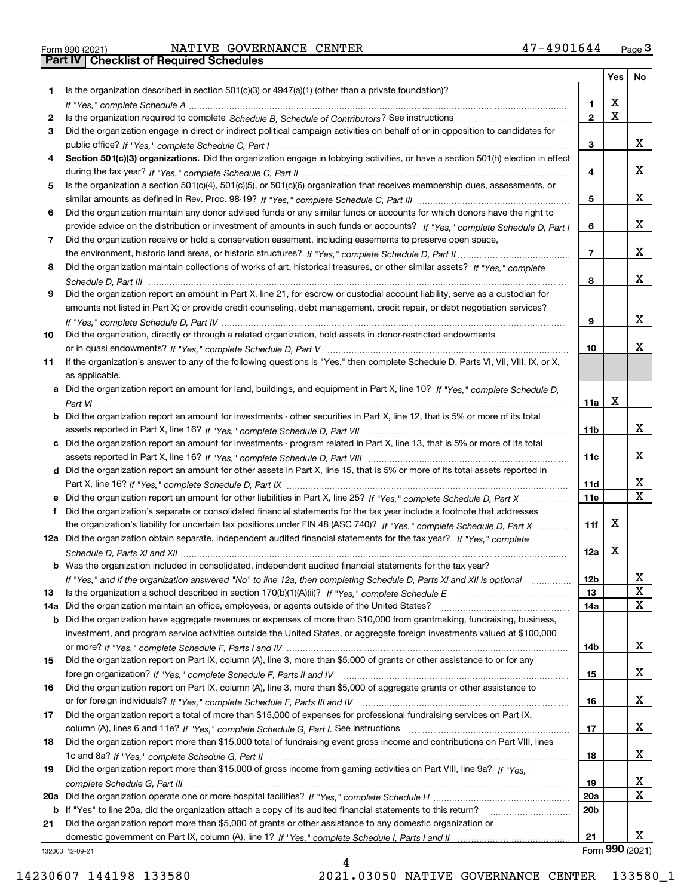Form 990 (2021) NATIVE GOVERNANCE CENTER 47-4901644 Page 3

## Part IV Checklist of Required Schedules

| | | | Yes | No |
|---|---|---|---|---|
| 1 | Is the organization described in section 501(c)(3) or 4947(a)(1) (other than a private foundation)? *If "Yes," complete Schedule A* | 1 | X | |
| 2 | Is the organization required to complete *Schedule B, Schedule of Contributors*? See instructions | 2 | X | |
| 3 | Did the organization engage in direct or indirect political campaign activities on behalf of or in opposition to candidates for public office? *If "Yes," complete Schedule C, Part I* | 3 | | X |
| 4 | **Section 501(c)(3) organizations.** Did the organization engage in lobbying activities, or have a section 501(h) election in effect during the tax year? *If "Yes," complete Schedule C, Part II* | 4 | | X |
| 5 | Is the organization a section 501(c)(4), 501(c)(5), or 501(c)(6) organization that receives membership dues, assessments, or similar amounts as defined in Rev. Proc. 98-19? *If "Yes," complete Schedule C, Part III* | 5 | | X |
| 6 | Did the organization maintain any donor advised funds or any similar funds or accounts for which donors have the right to provide advice on the distribution or investment of amounts in such funds or accounts? *If "Yes," complete Schedule D, Part I* | 6 | | X |
| 7 | Did the organization receive or hold a conservation easement, including easements to preserve open space, the environment, historic land areas, or historic structures? *If "Yes," complete Schedule D, Part II* | 7 | | X |
| 8 | Did the organization maintain collections of works of art, historical treasures, or other similar assets? *If "Yes," complete Schedule D, Part III* | 8 | | X |
| 9 | Did the organization report an amount in Part X, line 21, for escrow or custodial account liability, serve as a custodian for amounts not listed in Part X; or provide credit counseling, debt management, credit repair, or debt negotiation services? *If "Yes," complete Schedule D, Part IV* | 9 | | X |
| 10 | Did the organization, directly or through a related organization, hold assets in donor-restricted endowments or in quasi endowments? *If "Yes," complete Schedule D, Part V* | 10 | | X |
| 11 | If the organization's answer to any of the following questions is "Yes," then complete Schedule D, Parts VI, VII, VIII, IX, or X, as applicable. | | | |
| a | Did the organization report an amount for land, buildings, and equipment in Part X, line 10? *If "Yes," complete Schedule D, Part VI* | 11a | X | |
| b | Did the organization report an amount for investments - other securities in Part X, line 12, that is 5% or more of its total assets reported in Part X, line 16? *If "Yes," complete Schedule D, Part VII* | 11b | | X |
| c | Did the organization report an amount for investments - program related in Part X, line 13, that is 5% or more of its total assets reported in Part X, line 16? *If "Yes," complete Schedule D, Part VIII* | 11c | | X |
| d | Did the organization report an amount for other assets in Part X, line 15, that is 5% or more of its total assets reported in Part X, line 16? *If "Yes," complete Schedule D, Part IX* | 11d | | X |
| e | Did the organization report an amount for other liabilities in Part X, line 25? *If "Yes," complete Schedule D, Part X* | 11e | | X |
| f | Did the organization's separate or consolidated financial statements for the tax year include a footnote that addresses the organization's liability for uncertain tax positions under FIN 48 (ASC 740)? *If "Yes," complete Schedule D, Part X* | 11f | X | |
| 12a | Did the organization obtain separate, independent audited financial statements for the tax year? *If "Yes," complete Schedule D, Parts XI and XII* | 12a | X | |
| b | Was the organization included in consolidated, independent audited financial statements for the tax year? *If "Yes," and if the organization answered "No" to line 12a, then completing Schedule D, Parts XI and XII is optional* | 12b | | X |
| 13 | Is the organization a school described in section 170(b)(1)(A)(ii)? *If "Yes," complete Schedule E* | 13 | | X |
| 14a | Did the organization maintain an office, employees, or agents outside of the United States? | 14a | | X |
| b | Did the organization have aggregate revenues or expenses of more than $10,000 from grantmaking, fundraising, business, investment, and program service activities outside the United States, or aggregate foreign investments valued at $100,000 or more? *If "Yes," complete Schedule F, Parts I and IV* | 14b | | X |
| 15 | Did the organization report on Part IX, column (A), line 3, more than $5,000 of grants or other assistance to or for any foreign organization? *If "Yes," complete Schedule F, Parts II and IV* | 15 | | X |
| 16 | Did the organization report on Part IX, column (A), line 3, more than $5,000 of aggregate grants or other assistance to or for foreign individuals? *If "Yes," complete Schedule F, Parts III and IV* | 16 | | X |
| 17 | Did the organization report a total of more than $15,000 of expenses for professional fundraising services on Part IX, column (A), lines 6 and 11e? *If "Yes," complete Schedule G, Part I.* See instructions | 17 | | X |
| 18 | Did the organization report more than $15,000 total of fundraising event gross income and contributions on Part VIII, lines 1c and 8a? *If "Yes," complete Schedule G, Part II* | 18 | | X |
| 19 | Did the organization report more than $15,000 of gross income from gaming activities on Part VIII, line 9a? *If "Yes," complete Schedule G, Part III* | 19 | | X |
| 20a | Did the organization operate one or more hospital facilities? *If "Yes," complete Schedule H* | 20a | | X |
| b | If "Yes" to line 20a, did the organization attach a copy of its audited financial statements to this return? | 20b | | |
| 21 | Did the organization report more than $5,000 of grants or other assistance to any domestic organization or domestic government on Part IX, column (A), line 1? *If "Yes," complete Schedule I, Parts I and II* | 21 | | X |

132003 12-09-21 Form **990** (2021)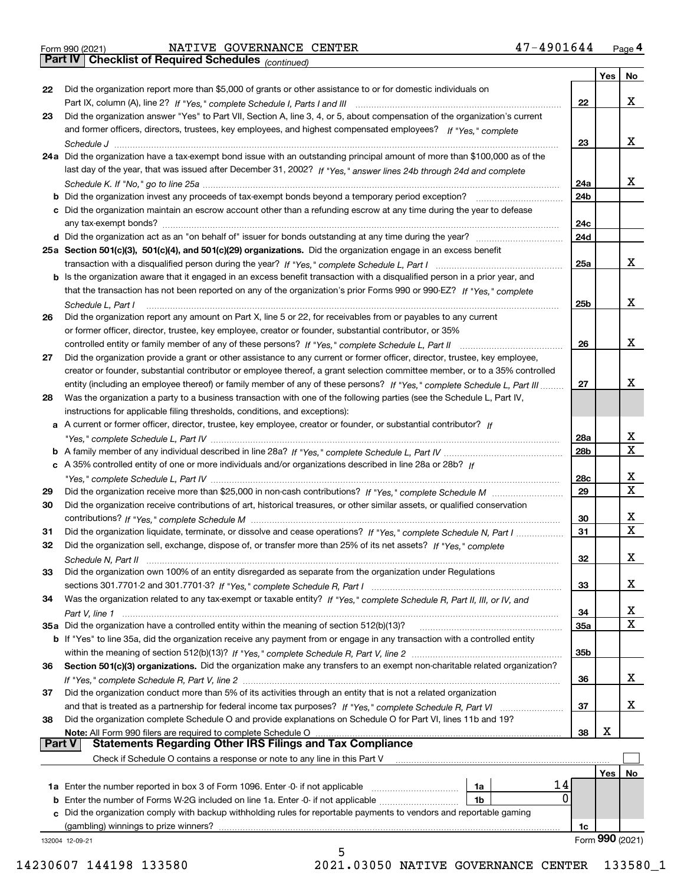Form 990 (2021) NATIVE GOVERNANCE CENTER 47-4901644 Page **4**

**Part IV | Checklist of Required Schedules** *(continued)*

| | | | Yes | No |
|---|---|---|---|---|
| 22 | Did the organization report more than $5,000 of grants or other assistance to or for domestic individuals on Part IX, column (A), line 2? *If "Yes," complete Schedule I, Parts I and III* | 22 | | X |
| 23 | Did the organization answer "Yes" to Part VII, Section A, line 3, 4, or 5, about compensation of the organization's current and former officers, directors, trustees, key employees, and highest compensated employees? *If "Yes," complete Schedule J* | 23 | | X |
| 24a | Did the organization have a tax-exempt bond issue with an outstanding principal amount of more than $100,000 as of the last day of the year, that was issued after December 31, 2002? *If "Yes," answer lines 24b through 24d and complete Schedule K. If "No," go to line 25a* | 24a | | X |
| b | Did the organization invest any proceeds of tax-exempt bonds beyond a temporary period exception? | 24b | | |
| c | Did the organization maintain an escrow account other than a refunding escrow at any time during the year to defease any tax-exempt bonds? | 24c | | |
| d | Did the organization act as an "on behalf of" issuer for bonds outstanding at any time during the year? | 24d | | |
| 25a | **Section 501(c)(3), 501(c)(4), and 501(c)(29) organizations.** Did the organization engage in an excess benefit transaction with a disqualified person during the year? *If "Yes," complete Schedule L, Part I* | 25a | | X |
| b | Is the organization aware that it engaged in an excess benefit transaction with a disqualified person in a prior year, and that the transaction has not been reported on any of the organization's prior Forms 990 or 990-EZ? *If "Yes," complete Schedule L, Part I* | 25b | | X |
| 26 | Did the organization report any amount on Part X, line 5 or 22, for receivables from or payables to any current or former officer, director, trustee, key employee, creator or founder, substantial contributor, or 35% controlled entity or family member of any of these persons? *If "Yes," complete Schedule L, Part II* | 26 | | X |
| 27 | Did the organization provide a grant or other assistance to any current or former officer, director, trustee, key employee, creator or founder, substantial contributor or employee thereof, a grant selection committee member, or to a 35% controlled entity (including an employee thereof) or family member of any of these persons? *If "Yes," complete Schedule L, Part III* | 27 | | X |
| 28 | Was the organization a party to a business transaction with one of the following parties (see the Schedule L, Part IV, instructions for applicable filing thresholds, conditions, and exceptions): | | | |
| a | A current or former officer, director, trustee, key employee, creator or founder, or substantial contributor? *If "Yes," complete Schedule L, Part IV* | 28a | | X |
| b | A family member of any individual described in line 28a? *If "Yes," complete Schedule L, Part IV* | 28b | | X |
| c | A 35% controlled entity of one or more individuals and/or organizations described in line 28a or 28b? *If "Yes," complete Schedule L, Part IV* | 28c | | X |
| 29 | Did the organization receive more than $25,000 in non-cash contributions? *If "Yes," complete Schedule M* | 29 | | X |
| 30 | Did the organization receive contributions of art, historical treasures, or other similar assets, or qualified conservation contributions? *If "Yes," complete Schedule M* | 30 | | X |
| 31 | Did the organization liquidate, terminate, or dissolve and cease operations? *If "Yes," complete Schedule N, Part I* | 31 | | X |
| 32 | Did the organization sell, exchange, dispose of, or transfer more than 25% of its net assets? *If "Yes," complete Schedule N, Part II* | 32 | | X |
| 33 | Did the organization own 100% of an entity disregarded as separate from the organization under Regulations sections 301.7701-2 and 301.7701-3? *If "Yes," complete Schedule R, Part I* | 33 | | X |
| 34 | Was the organization related to any tax-exempt or taxable entity? *If "Yes," complete Schedule R, Part II, III, or IV, and Part V, line 1* | 34 | | X |
| 35a | Did the organization have a controlled entity within the meaning of section 512(b)(13)? | 35a | | X |
| b | If "Yes" to line 35a, did the organization receive any payment from or engage in any transaction with a controlled entity within the meaning of section 512(b)(13)? *If "Yes," complete Schedule R, Part V, line 2* | 35b | | |
| 36 | **Section 501(c)(3) organizations.** Did the organization make any transfers to an exempt non-charitable related organization? *If "Yes," complete Schedule R, Part V, line 2* | 36 | | X |
| 37 | Did the organization conduct more than 5% of its activities through an entity that is not a related organization and that is treated as a partnership for federal income tax purposes? *If "Yes," complete Schedule R, Part VI* | 37 | | X |
| 38 | Did the organization complete Schedule O and provide explanations on Schedule O for Part VI, lines 11b and 19? **Note:** All Form 990 filers are required to complete Schedule O | 38 | X | |

**Part V | Statements Regarding Other IRS Filings and Tax Compliance**

Check if Schedule O contains a response or note to any line in this Part V ☐

| | | | | | Yes | No |
|---|---|---|---|---|---|---|
| 1a | Enter the number reported in box 3 of Form 1096. Enter -0- if not applicable | 1a | 14 | | | |
| b | Enter the number of Forms W-2G included on line 1a. Enter -0- if not applicable | 1b | 0 | | | |
| c | Did the organization comply with backup withholding rules for reportable payments to vendors and reportable gaming (gambling) winnings to prize winners? | | | 1c | | |

132004 12-09-21 Form **990** (2021)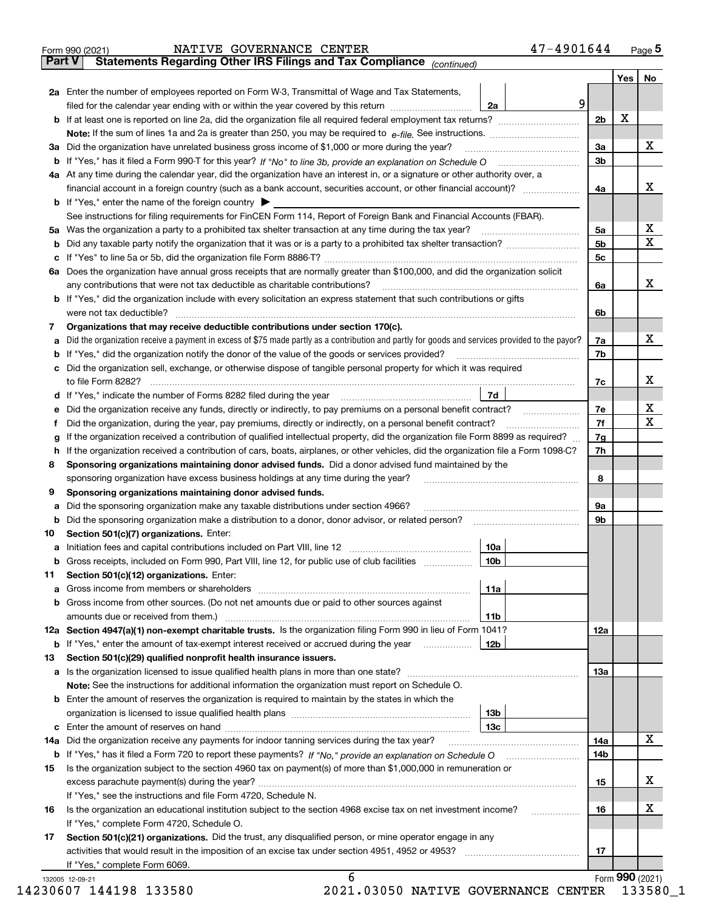Form 990 (2021) NATIVE GOVERNANCE CENTER 47-4901644 Page 5

**Part V Statements Regarding Other IRS Filings and Tax Compliance** *(continued)*

| | | | | | Yes | No |
|---|---|---|---|---|---|---|
| **2a** | Enter the number of employees reported on Form W-3, Transmittal of Wage and Tax Statements, filed for the calendar year ending with or within the year covered by this return | 2a | 9 | | | |
| **b** | If at least one is reported on line 2a, did the organization file all required federal employment tax returns? | | | 2b | X | |
| | **Note:** If the sum of lines 1a and 2a is greater than 250, you may be required to *e-file*. See instructions. | | | | | |
| **3a** | Did the organization have unrelated business gross income of $1,000 or more during the year? | | | 3a | | X |
| **b** | If "Yes," has it filed a Form 990-T for this year? *If "No" to line 3b, provide an explanation on Schedule O* | | | 3b | | |
| **4a** | At any time during the calendar year, did the organization have an interest in, or a signature or other authority over, a financial account in a foreign country (such as a bank account, securities account, or other financial account)? | | | 4a | | X |
| **b** | If "Yes," enter the name of the foreign country ▶ | | | | | |
| | See instructions for filing requirements for FinCEN Form 114, Report of Foreign Bank and Financial Accounts (FBAR). | | | | | |
| **5a** | Was the organization a party to a prohibited tax shelter transaction at any time during the tax year? | | | 5a | | X |
| **b** | Did any taxable party notify the organization that it was or is a party to a prohibited tax shelter transaction? | | | 5b | | X |
| **c** | If "Yes" to line 5a or 5b, did the organization file Form 8886-T? | | | 5c | | |
| **6a** | Does the organization have annual gross receipts that are normally greater than $100,000, and did the organization solicit any contributions that were not tax deductible as charitable contributions? | | | 6a | | X |
| **b** | If "Yes," did the organization include with every solicitation an express statement that such contributions or gifts were not tax deductible? | | | 6b | | |
| **7** | **Organizations that may receive deductible contributions under section 170(c).** | | | | | |
| **a** | Did the organization receive a payment in excess of $75 made partly as a contribution and partly for goods and services provided to the payor? | | | 7a | | X |
| **b** | If "Yes," did the organization notify the donor of the value of the goods or services provided? | | | 7b | | |
| **c** | Did the organization sell, exchange, or otherwise dispose of tangible personal property for which it was required to file Form 8282? | | | 7c | | X |
| **d** | If "Yes," indicate the number of Forms 8282 filed during the year | 7d | | | | |
| **e** | Did the organization receive any funds, directly or indirectly, to pay premiums on a personal benefit contract? | | | 7e | | X |
| **f** | Did the organization, during the year, pay premiums, directly or indirectly, on a personal benefit contract? | | | 7f | | X |
| **g** | If the organization received a contribution of qualified intellectual property, did the organization file Form 8899 as required? | | | 7g | | |
| **h** | If the organization received a contribution of cars, boats, airplanes, or other vehicles, did the organization file a Form 1098-C? | | | 7h | | |
| **8** | **Sponsoring organizations maintaining donor advised funds.** Did a donor advised fund maintained by the sponsoring organization have excess business holdings at any time during the year? | | | 8 | | |
| **9** | **Sponsoring organizations maintaining donor advised funds.** | | | | | |
| **a** | Did the sponsoring organization make any taxable distributions under section 4966? | | | 9a | | |
| **b** | Did the sponsoring organization make a distribution to a donor, donor advisor, or related person? | | | 9b | | |
| **10** | **Section 501(c)(7) organizations.** Enter: | | | | | |
| **a** | Initiation fees and capital contributions included on Part VIII, line 12 | 10a | | | | |
| **b** | Gross receipts, included on Form 990, Part VIII, line 12, for public use of club facilities | 10b | | | | |
| **11** | **Section 501(c)(12) organizations.** Enter: | | | | | |
| **a** | Gross income from members or shareholders | 11a | | | | |
| **b** | Gross income from other sources. (Do not net amounts due or paid to other sources against amounts due or received from them.) | 11b | | | | |
| **12a** | **Section 4947(a)(1) non-exempt charitable trusts.** Is the organization filing Form 990 in lieu of Form 1041? | | | 12a | | |
| **b** | If "Yes," enter the amount of tax-exempt interest received or accrued during the year | 12b | | | | |
| **13** | **Section 501(c)(29) qualified nonprofit health insurance issuers.** | | | | | |
| **a** | Is the organization licensed to issue qualified health plans in more than one state? | | | 13a | | |
| | **Note:** See the instructions for additional information the organization must report on Schedule O. | | | | | |
| **b** | Enter the amount of reserves the organization is required to maintain by the states in which the organization is licensed to issue qualified health plans | 13b | | | | |
| **c** | Enter the amount of reserves on hand | 13c | | | | |
| **14a** | Did the organization receive any payments for indoor tanning services during the tax year? | | | 14a | | X |
| **b** | If "Yes," has it filed a Form 720 to report these payments? *If "No," provide an explanation on Schedule O* | | | 14b | | |
| **15** | Is the organization subject to the section 4960 tax on payment(s) of more than $1,000,000 in remuneration or excess parachute payment(s) during the year? | | | 15 | | X |
| | If "Yes," see the instructions and file Form 4720, Schedule N. | | | | | |
| **16** | Is the organization an educational institution subject to the section 4968 excise tax on net investment income? | | | 16 | | X |
| | If "Yes," complete Form 4720, Schedule O. | | | | | |
| **17** | **Section 501(c)(21) organizations.** Did the trust, any disqualified person, or mine operator engage in any activities that would result in the imposition of an excise tax under section 4951, 4952 or 4953? | | | 17 | | |
| | If "Yes," complete Form 6069. | | | | | |

Form **990** (2021)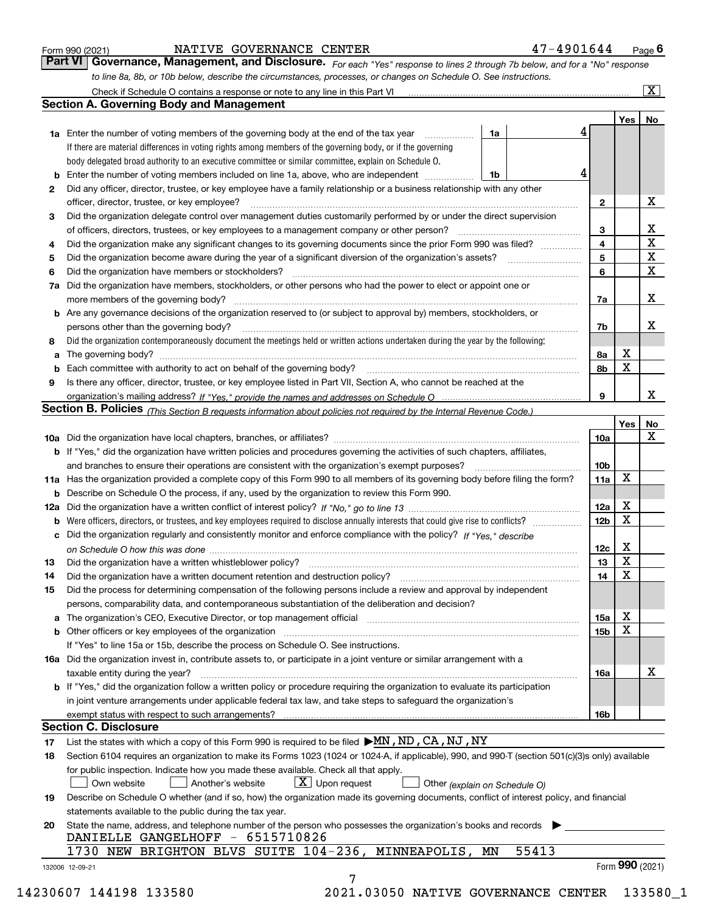Form 990 (2021) NATIVE GOVERNANCE CENTER 47-4901644 Page 6

## Part VI Governance, Management, and Disclosure.

*For each "Yes" response to lines 2 through 7b below, and for a "No" response to line 8a, 8b, or 10b below, describe the circumstances, processes, or changes on Schedule O. See instructions.*

Check if Schedule O contains a response or note to any line in this Part VI [X]

### Section A. Governing Body and Management

| | | | | Yes | No |
|---|---|---|---|---|---|
| 1a | Enter the number of voting members of the governing body at the end of the tax year. If there are material differences in voting rights among members of the governing body, or if the governing body delegated broad authority to an executive committee or similar committee, explain on Schedule O. | 1a | 4 | | |
| b | Enter the number of voting members included on line 1a, above, who are independent | 1b | 4 | | |
| 2 | Did any officer, director, trustee, or key employee have a family relationship or a business relationship with any other officer, director, trustee, or key employee? | 2 | | | X |
| 3 | Did the organization delegate control over management duties customarily performed by or under the direct supervision of officers, directors, trustees, or key employees to a management company or other person? | 3 | | | X |
| 4 | Did the organization make any significant changes to its governing documents since the prior Form 990 was filed? | 4 | | | X |
| 5 | Did the organization become aware during the year of a significant diversion of the organization's assets? | 5 | | | X |
| 6 | Did the organization have members or stockholders? | 6 | | | X |
| 7a | Did the organization have members, stockholders, or other persons who had the power to elect or appoint one or more members of the governing body? | 7a | | | X |
| b | Are any governance decisions of the organization reserved to (or subject to approval by) members, stockholders, or persons other than the governing body? | 7b | | | X |
| 8 | Did the organization contemporaneously document the meetings held or written actions undertaken during the year by the following: | | | | |
| a | The governing body? | 8a | | X | |
| b | Each committee with authority to act on behalf of the governing body? | 8b | | X | |
| 9 | Is there any officer, director, trustee, or key employee listed in Part VII, Section A, who cannot be reached at the organization's mailing address? *If "Yes," provide the names and addresses on Schedule O* | 9 | | | X |

### Section B. Policies *(This Section B requests information about policies not required by the Internal Revenue Code.)*

| | | | Yes | No |
|---|---|---|---|---|
| 10a | Did the organization have local chapters, branches, or affiliates? | 10a | | X |
| b | If "Yes," did the organization have written policies and procedures governing the activities of such chapters, affiliates, and branches to ensure their operations are consistent with the organization's exempt purposes? | 10b | | |
| 11a | Has the organization provided a complete copy of this Form 990 to all members of its governing body before filing the form? | 11a | X | |
| b | Describe on Schedule O the process, if any, used by the organization to review this Form 990. | | | |
| 12a | Did the organization have a written conflict of interest policy? *If "No," go to line 13* | 12a | X | |
| b | Were officers, directors, or trustees, and key employees required to disclose annually interests that could give rise to conflicts? | 12b | X | |
| c | Did the organization regularly and consistently monitor and enforce compliance with the policy? *If "Yes," describe on Schedule O how this was done* | 12c | X | |
| 13 | Did the organization have a written whistleblower policy? | 13 | X | |
| 14 | Did the organization have a written document retention and destruction policy? | 14 | X | |
| 15 | Did the process for determining compensation of the following persons include a review and approval by independent persons, comparability data, and contemporaneous substantiation of the deliberation and decision? | | | |
| a | The organization's CEO, Executive Director, or top management official | 15a | X | |
| b | Other officers or key employees of the organization | 15b | X | |
| | If "Yes" to line 15a or 15b, describe the process on Schedule O. See instructions. | | | |
| 16a | Did the organization invest in, contribute assets to, or participate in a joint venture or similar arrangement with a taxable entity during the year? | 16a | | X |
| b | If "Yes," did the organization follow a written policy or procedure requiring the organization to evaluate its participation in joint venture arrangements under applicable federal tax law, and take steps to safeguard the organization's exempt status with respect to such arrangements? | 16b | | |

### Section C. Disclosure

17 List the states with which a copy of this Form 990 is required to be filed ▶ MN, ND, CA, NJ, NY

18 Section 6104 requires an organization to make its Forms 1023 (1024 or 1024-A, if applicable), 990, and 990-T (section 501(c)(3)s only) available for public inspection. Indicate how you made these available. Check all that apply.

[ ] Own website [ ] Another's website [X] Upon request [ ] Other *(explain on Schedule O)*

19 Describe on Schedule O whether (and if so, how) the organization made its governing documents, conflict of interest policy, and financial statements available to the public during the tax year.

20 State the name, address, and telephone number of the person who possesses the organization's books and records ▶

DANIELLE GANGELHOFF - 6515710826

1730 NEW BRIGHTON BLVS SUITE 104-236, MINNEAPOLIS, MN 55413

Form 990 (2021)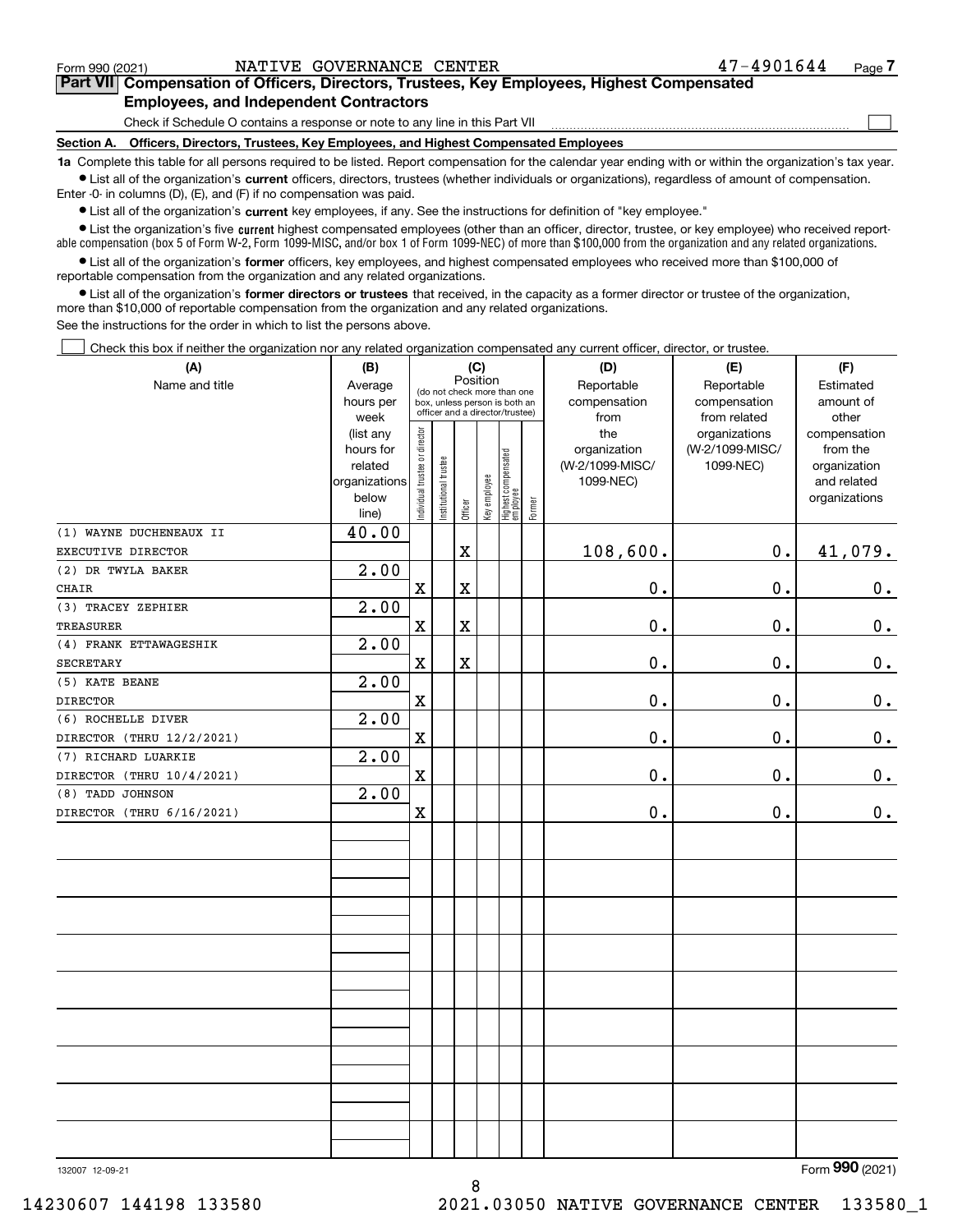Form 990 (2021) NATIVE GOVERNANCE CENTER 47-4901644

## Part VII Compensation of Officers, Directors, Trustees, Key Employees, Highest Compensated Employees, and Independent Contractors

Check if Schedule O contains a response or note to any line in this Part VII ☐

### Section A. Officers, Directors, Trustees, Key Employees, and Highest Compensated Employees

**1a** Complete this table for all persons required to be listed. Report compensation for the calendar year ending with or within the organization's tax year.

- List all of the organization's **current** officers, directors, trustees (whether individuals or organizations), regardless of amount of compensation. Enter -0- in columns (D), (E), and (F) if no compensation was paid.
- List all of the organization's **current** key employees, if any. See the instructions for definition of "key employee."
- List the organization's five **current** highest compensated employees (other than an officer, director, trustee, or key employee) who received reportable compensation (box 5 of Form W-2, Form 1099-MISC, and/or box 1 of Form 1099-NEC) of more than $100,000 from the organization and any related organizations.
- List all of the organization's **former** officers, key employees, and highest compensated employees who received more than $100,000 of reportable compensation from the organization and any related organizations.
- List all of the organization's **former directors or trustees** that received, in the capacity as a former director or trustee of the organization, more than $10,000 of reportable compensation from the organization and any related organizations.

See the instructions for the order in which to list the persons above.

☐ Check this box if neither the organization nor any related organization compensated any current officer, director, or trustee.

| (A) Name and title | (B) Average hours per week (list any hours for related organizations below line) | (C) Position (do not check more than one box, unless person is both an officer and a director/trustee) | | | | | | (D) Reportable compensation from the organization (W-2/1099-MISC/1099-NEC) | (E) Reportable compensation from related organizations (W-2/1099-MISC/1099-NEC) | (F) Estimated amount of other compensation from the organization and related organizations |
|---|---|---|---|---|---|---|---|---|---|---|
| | | Individual trustee or director | Institutional trustee | Officer | Key employee | Highest compensated employee | Former | | | |
| (1) WAYNE DUCHENEAUX II<br>EXECUTIVE DIRECTOR | 40.00 | | | X | | | | 108,600. | 0. | 41,079. |
| (2) DR TWYLA BAKER<br>CHAIR | 2.00 | X | | X | | | | 0. | 0. | 0. |
| (3) TRACEY ZEPHIER<br>TREASURER | 2.00 | X | | X | | | | 0. | 0. | 0. |
| (4) FRANK ETTAWAGESHIK<br>SECRETARY | 2.00 | X | | X | | | | 0. | 0. | 0. |
| (5) KATE BEANE<br>DIRECTOR | 2.00 | X | | | | | | 0. | 0. | 0. |
| (6) ROCHELLE DIVER<br>DIRECTOR (THRU 12/2/2021) | 2.00 | X | | | | | | 0. | 0. | 0. |
| (7) RICHARD LUARKIE<br>DIRECTOR (THRU 10/4/2021) | 2.00 | X | | | | | | 0. | 0. | 0. |
| (8) TADD JOHNSON<br>DIRECTOR (THRU 6/16/2021) | 2.00 | X | | | | | | 0. | 0. | 0. |

Form 990 (2021)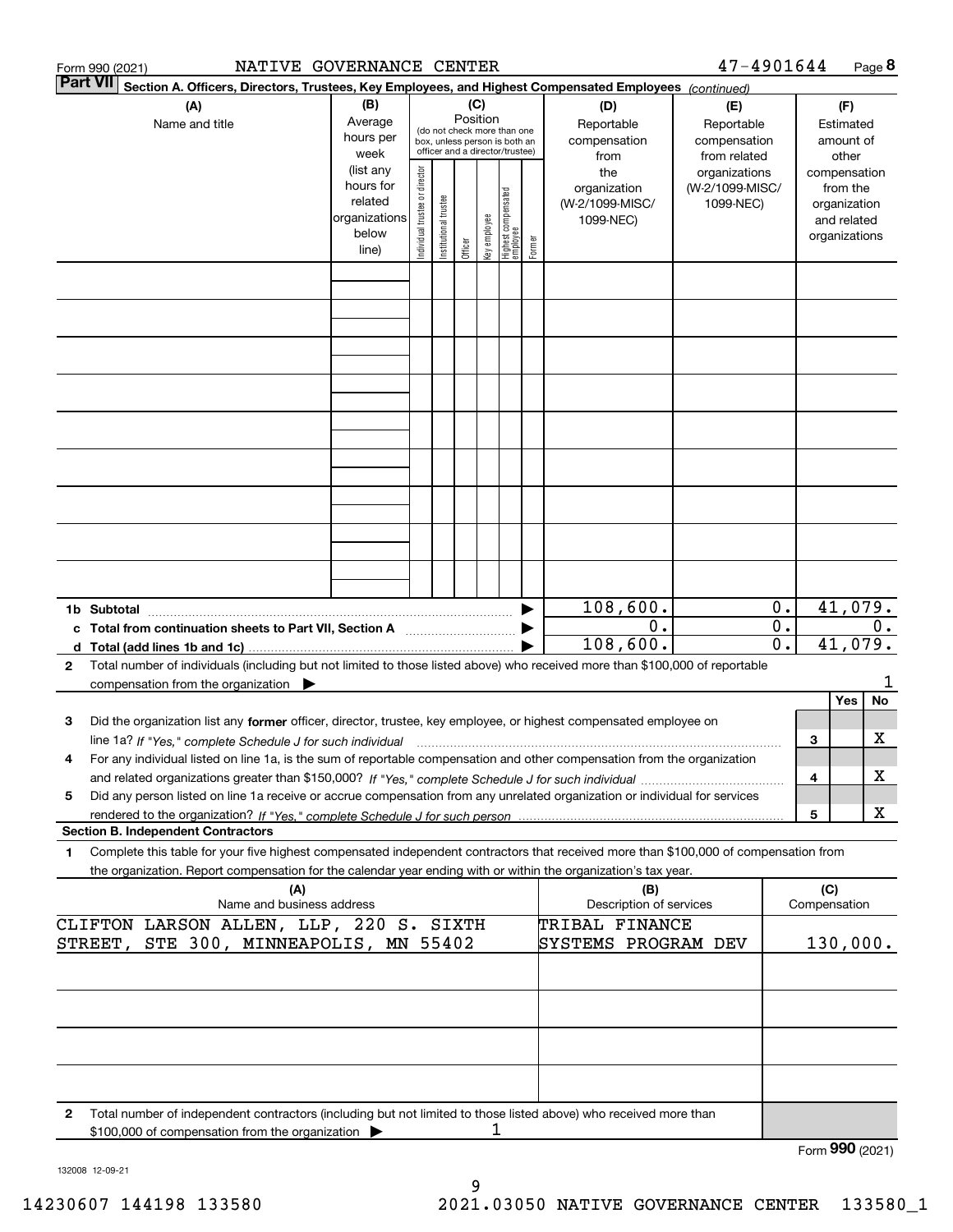Form 990 (2021) NATIVE GOVERNANCE CENTER 47-4901644 Page **8**

**Part VII** **Section A. Officers, Directors, Trustees, Key Employees, and Highest Compensated Employees** *(continued)*

| (A) Name and title | (B) Average hours per week (list any hours for related organizations below line) | (C) Position (do not check more than one box, unless person is both an officer and a director/trustee): Individual trustee or director | Institutional trustee | Officer | Key employee | Highest compensated employee | Former | (D) Reportable compensation from the organization (W-2/1099-MISC/ 1099-NEC) | (E) Reportable compensation from related organizations (W-2/1099-MISC/ 1099-NEC) | (F) Estimated amount of other compensation from the organization and related organizations |
|---|---|---|---|---|---|---|---|---|---|---|
| | | | | | | | | | | |
| | | | | | | | | | | |
| | | | | | | | | | | |
| | | | | | | | | | | |
| | | | | | | | | | | |
| | | | | | | | | | | |
| | | | | | | | | | | |
| | | | | | | | | | | |
| | | | | | | | | | | |

| | (D) | (E) | (F) |
|---|---|---|---|
| **1b Subtotal** | 108,600. | 0. | 41,079. |
| **c Total from continuation sheets to Part VII, Section A** | 0. | 0. | 0. |
| **d Total (add lines 1b and 1c)** | 108,600. | 0. | 41,079. |

**2** Total number of individuals (including but not limited to those listed above) who received more than $100,000 of reportable compensation from the organization ▶ 1

| | | Yes | No |
|---|---|---|---|
| **3** Did the organization list any **former** officer, director, trustee, key employee, or highest compensated employee on line 1a? *If "Yes," complete Schedule J for such individual* | 3 | | X |
| **4** For any individual listed on line 1a, is the sum of reportable compensation and other compensation from the organization and related organizations greater than $150,000? *If "Yes," complete Schedule J for such individual* | 4 | | X |
| **5** Did any person listed on line 1a receive or accrue compensation from any unrelated organization or individual for services rendered to the organization? *If "Yes," complete Schedule J for such person* | 5 | | X |

**Section B. Independent Contractors**

**1** Complete this table for your five highest compensated independent contractors that received more than $100,000 of compensation from the organization. Report compensation for the calendar year ending with or within the organization's tax year.

| (A) Name and business address | (B) Description of services | (C) Compensation |
|---|---|---|
| CLIFTON LARSON ALLEN, LLP, 220 S. SIXTH STREET, STE 300, MINNEAPOLIS, MN 55402 | TRIBAL FINANCE SYSTEMS PROGRAM DEV | 130,000. |
| | | |
| | | |
| | | |
| | | |

**2** Total number of independent contractors (including but not limited to those listed above) who received more than $100,000 of compensation from the organization ▶ 1

Form **990** (2021)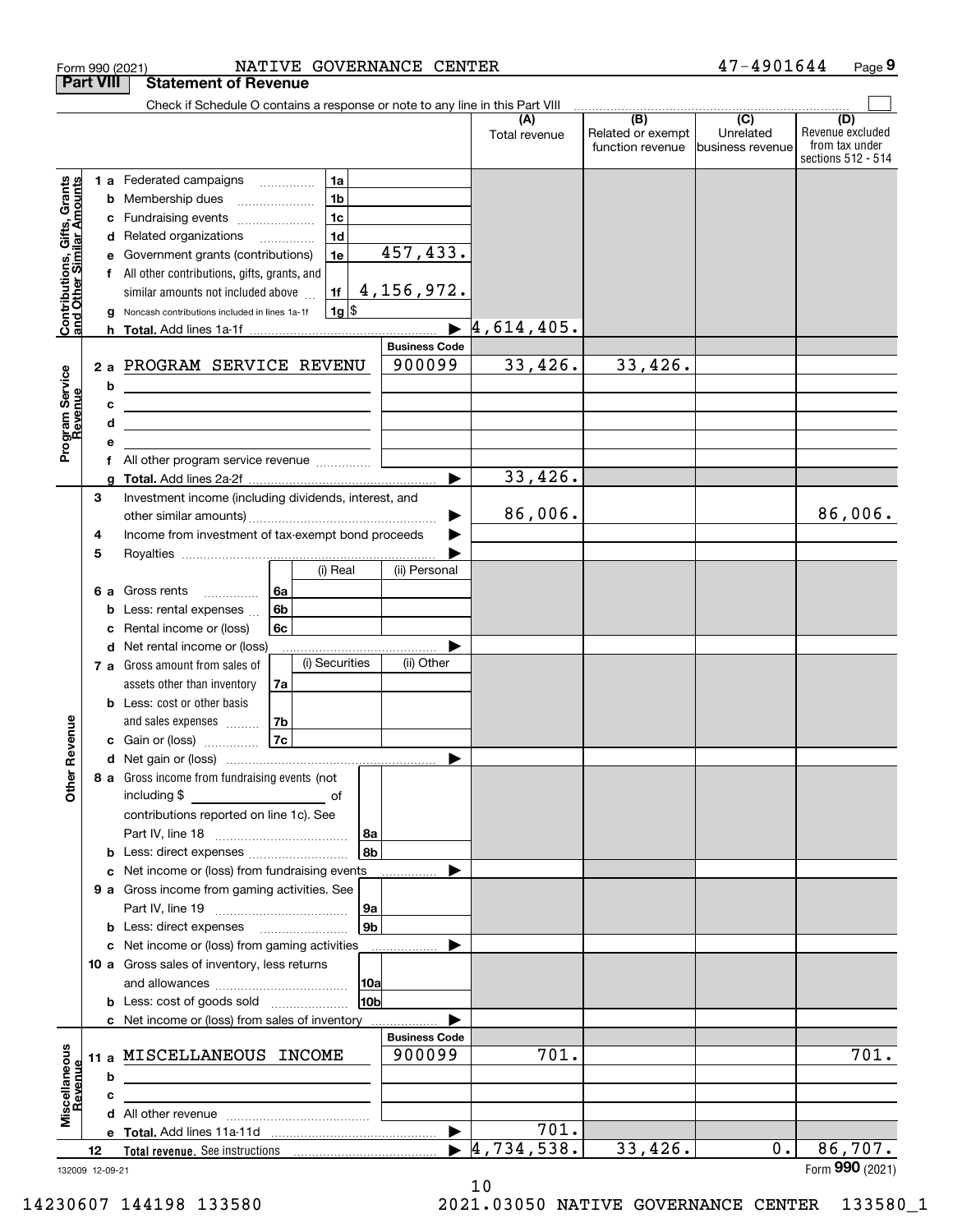Form 990 (2021) NATIVE GOVERNANCE CENTER 47-4901644

## Part VIII Statement of Revenue

Check if Schedule O contains a response or note to any line in this Part VIII

| | | | | (A) Total revenue | (B) Related or exempt function revenue | (C) Unrelated business revenue | (D) Revenue excluded from tax under sections 512 - 514 |
|---|---|---|---|---|---|---|---|
| **Contributions, Gifts, Grants and Other Similar Amounts** | 1a | Federated campaigns | 1a | | | | |
| | b | Membership dues | 1b | | | | |
| | c | Fundraising events | 1c | | | | |
| | d | Related organizations | 1d | | | | |
| | e | Government grants (contributions) | 1e 457,433. | | | | |
| | f | All other contributions, gifts, grants, and similar amounts not included above | 1f 4,156,972. | | | | |
| | g | Noncash contributions included in lines 1a-1f | 1g $ | | | | |
| | h | Total. Add lines 1a-1f | | 4,614,405. | | | |
| **Program Service Revenue** | | | Business Code | | | | |
| | 2a | PROGRAM SERVICE REVENU | 900099 | 33,426. | 33,426. | | |
| | b | | | | | | |
| | c | | | | | | |
| | d | | | | | | |
| | e | | | | | | |
| | f | All other program service revenue | | | | | |
| | g | Total. Add lines 2a-2f | | 33,426. | | | |
| **Other Revenue** | 3 | Investment income (including dividends, interest, and other similar amounts) | | 86,006. | | | 86,006. |
| | 4 | Income from investment of tax-exempt bond proceeds | | | | | |
| | 5 | Royalties | | | | | |
| | | | (i) Real / (ii) Personal | | | | |
| | 6a | Gross rents | 6a | | | | |
| | b | Less: rental expenses | 6b | | | | |
| | c | Rental income or (loss) | 6c | | | | |
| | d | Net rental income or (loss) | | | | | |
| | | | (i) Securities / (ii) Other | | | | |
| | 7a | Gross amount from sales of assets other than inventory | 7a | | | | |
| | b | Less: cost or other basis and sales expenses | 7b | | | | |
| | c | Gain or (loss) | 7c | | | | |
| | d | Net gain or (loss) | | | | | |
| | 8a | Gross income from fundraising events (not including $ of contributions reported on line 1c). See Part IV, line 18 | 8a | | | | |
| | b | Less: direct expenses | 8b | | | | |
| | c | Net income or (loss) from fundraising events | | | | | |
| | 9a | Gross income from gaming activities. See Part IV, line 19 | 9a | | | | |
| | b | Less: direct expenses | 9b | | | | |
| | c | Net income or (loss) from gaming activities | | | | | |
| | 10a | Gross sales of inventory, less returns and allowances | 10a | | | | |
| | b | Less: cost of goods sold | 10b | | | | |
| | c | Net income or (loss) from sales of inventory | | | | | |
| **Miscellaneous Revenue** | | | Business Code | | | | |
| | 11a | MISCELLANEOUS INCOME | 900099 | 701. | | | 701. |
| | b | | | | | | |
| | c | | | | | | |
| | d | All other revenue | | | | | |
| | e | Total. Add lines 11a-11d | | 701. | | | |
| | 12 | Total revenue. See instructions | | 4,734,538. | 33,426. | 0. | 86,707. |

132009 12-09-21 Form 990 (2021)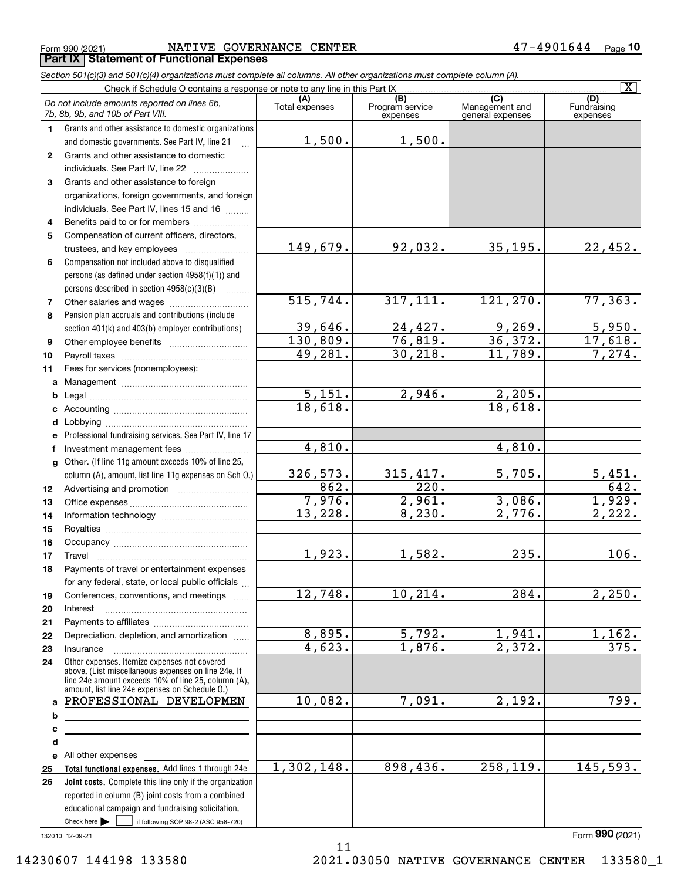Form 990 (2021) NATIVE GOVERNANCE CENTER 47-4901644

## Part IX Statement of Functional Expenses

*Section 501(c)(3) and 501(c)(4) organizations must complete all columns. All other organizations must complete column (A).*

Check if Schedule O contains a response or note to any line in this Part IX [X]

| | *Do not include amounts reported on lines 6b, 7b, 8b, 9b, and 10b of Part VIII.* | (A) Total expenses | (B) Program service expenses | (C) Management and general expenses | (D) Fundraising expenses |
|---|---|---|---|---|---|
| 1 | Grants and other assistance to domestic organizations and domestic governments. See Part IV, line 21 | 1,500. | 1,500. | | |
| 2 | Grants and other assistance to domestic individuals. See Part IV, line 22 | | | | |
| 3 | Grants and other assistance to foreign organizations, foreign governments, and foreign individuals. See Part IV, lines 15 and 16 | | | | |
| 4 | Benefits paid to or for members | | | | |
| 5 | Compensation of current officers, directors, trustees, and key employees | 149,679. | 92,032. | 35,195. | 22,452. |
| 6 | Compensation not included above to disqualified persons (as defined under section 4958(f)(1)) and persons described in section 4958(c)(3)(B) | | | | |
| 7 | Other salaries and wages | 515,744. | 317,111. | 121,270. | 77,363. |
| 8 | Pension plan accruals and contributions (include section 401(k) and 403(b) employer contributions) | 39,646. | 24,427. | 9,269. | 5,950. |
| 9 | Other employee benefits | 130,809. | 76,819. | 36,372. | 17,618. |
| 10 | Payroll taxes | 49,281. | 30,218. | 11,789. | 7,274. |
| 11 | Fees for services (nonemployees): | | | | |
| a | Management | | | | |
| b | Legal | 5,151. | 2,946. | 2,205. | |
| c | Accounting | 18,618. | | 18,618. | |
| d | Lobbying | | | | |
| e | Professional fundraising services. See Part IV, line 17 | | | | |
| f | Investment management fees | 4,810. | | 4,810. | |
| g | Other. (If line 11g amount exceeds 10% of line 25, column (A), amount, list line 11g expenses on Sch O.) | 326,573. | 315,417. | 5,705. | 5,451. |
| 12 | Advertising and promotion | 862. | 220. | | 642. |
| 13 | Office expenses | 7,976. | 2,961. | 3,086. | 1,929. |
| 14 | Information technology | 13,228. | 8,230. | 2,776. | 2,222. |
| 15 | Royalties | | | | |
| 16 | Occupancy | | | | |
| 17 | Travel | 1,923. | 1,582. | 235. | 106. |
| 18 | Payments of travel or entertainment expenses for any federal, state, or local public officials | | | | |
| 19 | Conferences, conventions, and meetings | 12,748. | 10,214. | 284. | 2,250. |
| 20 | Interest | | | | |
| 21 | Payments to affiliates | | | | |
| 22 | Depreciation, depletion, and amortization | 8,895. | 5,792. | 1,941. | 1,162. |
| 23 | Insurance | 4,623. | 1,876. | 2,372. | 375. |
| 24 | Other expenses. Itemize expenses not covered above. (List miscellaneous expenses on line 24e. If line 24e amount exceeds 10% of line 25, column (A), amount, list line 24e expenses on Schedule O.) | | | | |
| a | PROFESSIONAL DEVELOPMEN | 10,082. | 7,091. | 2,192. | 799. |
| b | | | | | |
| c | | | | | |
| d | | | | | |
| e | All other expenses | | | | |
| 25 | **Total functional expenses.** Add lines 1 through 24e | 1,302,148. | 898,436. | 258,119. | 145,593. |
| 26 | **Joint costs.** Complete this line only if the organization reported in column (B) joint costs from a combined educational campaign and fundraising solicitation. Check here [ ] if following SOP 98-2 (ASC 958-720) | | | | |

132010 12-09-21

Form **990** (2021)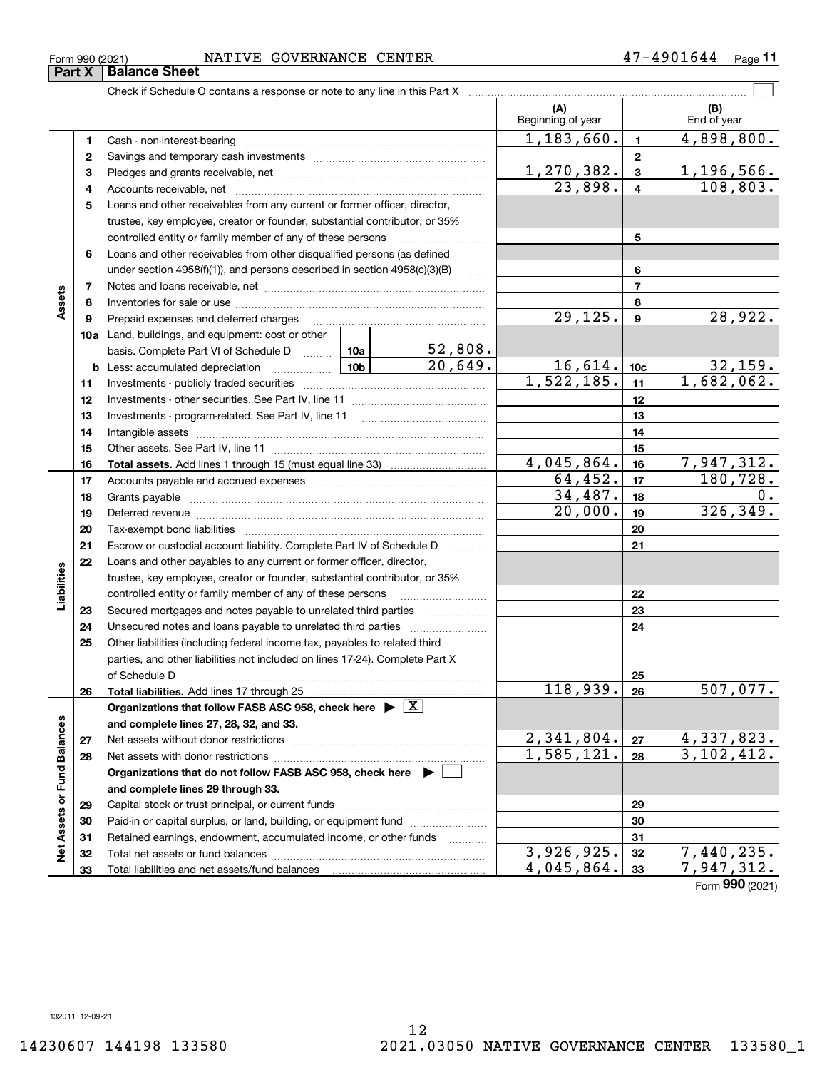Form 990 (2021) NATIVE GOVERNANCE CENTER 47-4901644

## Part X Balance Sheet

Check if Schedule O contains a response or note to any line in this Part X ☐

| | | | (A) Beginning of year | | (B) End of year |
|---|---|---|---|---|---|
| Assets | 1 | Cash - non-interest-bearing | 1,183,660. | 1 | 4,898,800. |
| | 2 | Savings and temporary cash investments | | 2 | |
| | 3 | Pledges and grants receivable, net | 1,270,382. | 3 | 1,196,566. |
| | 4 | Accounts receivable, net | 23,898. | 4 | 108,803. |
| | 5 | Loans and other receivables from any current or former officer, director, trustee, key employee, creator or founder, substantial contributor, or 35% controlled entity or family member of any of these persons | | 5 | |
| | 6 | Loans and other receivables from other disqualified persons (as defined under section 4958(f)(1)), and persons described in section 4958(c)(3)(B) | | 6 | |
| | 7 | Notes and loans receivable, net | | 7 | |
| | 8 | Inventories for sale or use | | 8 | |
| | 9 | Prepaid expenses and deferred charges | 29,125. | 9 | 28,922. |
| | 10a | Land, buildings, and equipment: cost or other basis. Complete Part VI of Schedule D — 10a: 52,808. | | | |
| | b | Less: accumulated depreciation — 10b: 20,649. | 16,614. | 10c | 32,159. |
| | 11 | Investments - publicly traded securities | 1,522,185. | 11 | 1,682,062. |
| | 12 | Investments - other securities. See Part IV, line 11 | | 12 | |
| | 13 | Investments - program-related. See Part IV, line 11 | | 13 | |
| | 14 | Intangible assets | | 14 | |
| | 15 | Other assets. See Part IV, line 11 | | 15 | |
| | 16 | **Total assets.** Add lines 1 through 15 (must equal line 33) | 4,045,864. | 16 | 7,947,312. |
| Liabilities | 17 | Accounts payable and accrued expenses | 64,452. | 17 | 180,728. |
| | 18 | Grants payable | 34,487. | 18 | 0. |
| | 19 | Deferred revenue | 20,000. | 19 | 326,349. |
| | 20 | Tax-exempt bond liabilities | | 20 | |
| | 21 | Escrow or custodial account liability. Complete Part IV of Schedule D | | 21 | |
| | 22 | Loans and other payables to any current or former officer, director, trustee, key employee, creator or founder, substantial contributor, or 35% controlled entity or family member of any of these persons | | 22 | |
| | 23 | Secured mortgages and notes payable to unrelated third parties | | 23 | |
| | 24 | Unsecured notes and loans payable to unrelated third parties | | 24 | |
| | 25 | Other liabilities (including federal income tax, payables to related third parties, and other liabilities not included on lines 17-24). Complete Part X of Schedule D | | 25 | |
| | 26 | **Total liabilities.** Add lines 17 through 25 | 118,939. | 26 | 507,077. |
| Net Assets or Fund Balances | | **Organizations that follow FASB ASC 958, check here ▶ ☒ and complete lines 27, 28, 32, and 33.** | | | |
| | 27 | Net assets without donor restrictions | 2,341,804. | 27 | 4,337,823. |
| | 28 | Net assets with donor restrictions | 1,585,121. | 28 | 3,102,412. |
| | | **Organizations that do not follow FASB ASC 958, check here ▶ ☐ and complete lines 29 through 33.** | | | |
| | 29 | Capital stock or trust principal, or current funds | | 29 | |
| | 30 | Paid-in or capital surplus, or land, building, or equipment fund | | 30 | |
| | 31 | Retained earnings, endowment, accumulated income, or other funds | | 31 | |
| | 32 | Total net assets or fund balances | 3,926,925. | 32 | 7,440,235. |
| | 33 | Total liabilities and net assets/fund balances | 4,045,864. | 33 | 7,947,312. |

Form **990** (2021)

132011 12-09-21

14230607 144198 133580 2021.03050 NATIVE GOVERNANCE CENTER 133580_1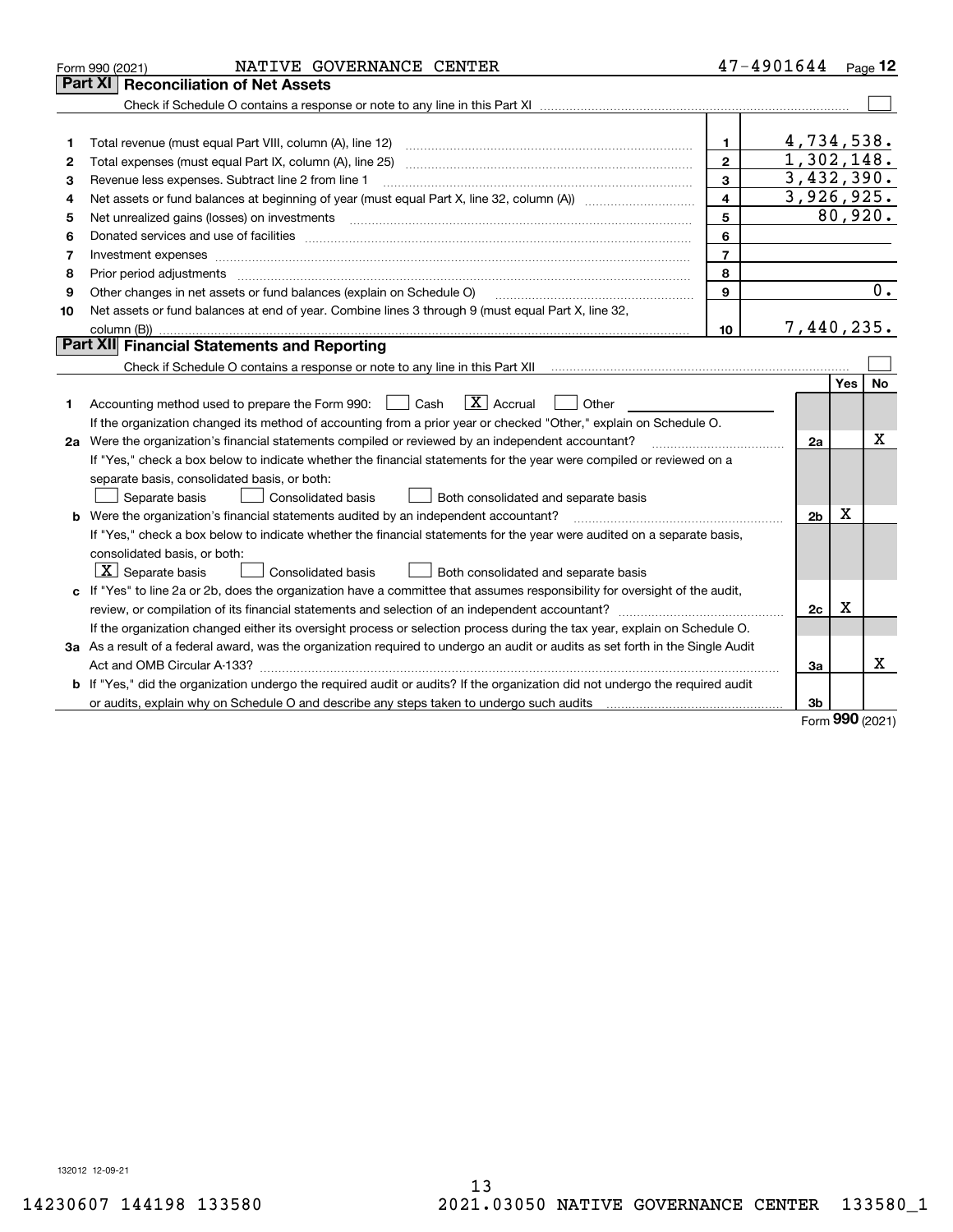Form 990 (2021) NATIVE GOVERNANCE CENTER 47-4901644

## Part XI Reconciliation of Net Assets

Check if Schedule O contains a response or note to any line in this Part XI ☐

| | | | |
|---|---|---|---|
| 1 | Total revenue (must equal Part VIII, column (A), line 12) | 1 | 4,734,538. |
| 2 | Total expenses (must equal Part IX, column (A), line 25) | 2 | 1,302,148. |
| 3 | Revenue less expenses. Subtract line 2 from line 1 | 3 | 3,432,390. |
| 4 | Net assets or fund balances at beginning of year (must equal Part X, line 32, column (A)) | 4 | 3,926,925. |
| 5 | Net unrealized gains (losses) on investments | 5 | 80,920. |
| 6 | Donated services and use of facilities | 6 | |
| 7 | Investment expenses | 7 | |
| 8 | Prior period adjustments | 8 | |
| 9 | Other changes in net assets or fund balances (explain on Schedule O) | 9 | 0. |
| 10 | Net assets or fund balances at end of year. Combine lines 3 through 9 (must equal Part X, line 32, column (B)) | 10 | 7,440,235. |

## Part XII Financial Statements and Reporting

Check if Schedule O contains a response or note to any line in this Part XII ☐

| | | | Yes | No |
|---|---|---|---|---|
| 1 | Accounting method used to prepare the Form 990: ☐ Cash ☒ Accrual ☐ Other<br>If the organization changed its method of accounting from a prior year or checked "Other," explain on Schedule O. | | | |
| 2a | Were the organization's financial statements compiled or reviewed by an independent accountant? | 2a | | X |
| | If "Yes," check a box below to indicate whether the financial statements for the year were compiled or reviewed on a separate basis, consolidated basis, or both:<br>☐ Separate basis ☐ Consolidated basis ☐ Both consolidated and separate basis | | | |
| b | Were the organization's financial statements audited by an independent accountant? | 2b | X | |
| | If "Yes," check a box below to indicate whether the financial statements for the year were audited on a separate basis, consolidated basis, or both:<br>☒ Separate basis ☐ Consolidated basis ☐ Both consolidated and separate basis | | | |
| c | If "Yes" to line 2a or 2b, does the organization have a committee that assumes responsibility for oversight of the audit, review, or compilation of its financial statements and selection of an independent accountant? | 2c | X | |
| | If the organization changed either its oversight process or selection process during the tax year, explain on Schedule O. | | | |
| 3a | As a result of a federal award, was the organization required to undergo an audit or audits as set forth in the Single Audit Act and OMB Circular A-133? | 3a | | X |
| b | If "Yes," did the organization undergo the required audit or audits? If the organization did not undergo the required audit or audits, explain why on Schedule O and describe any steps taken to undergo such audits | 3b | | |

Form **990** (2021)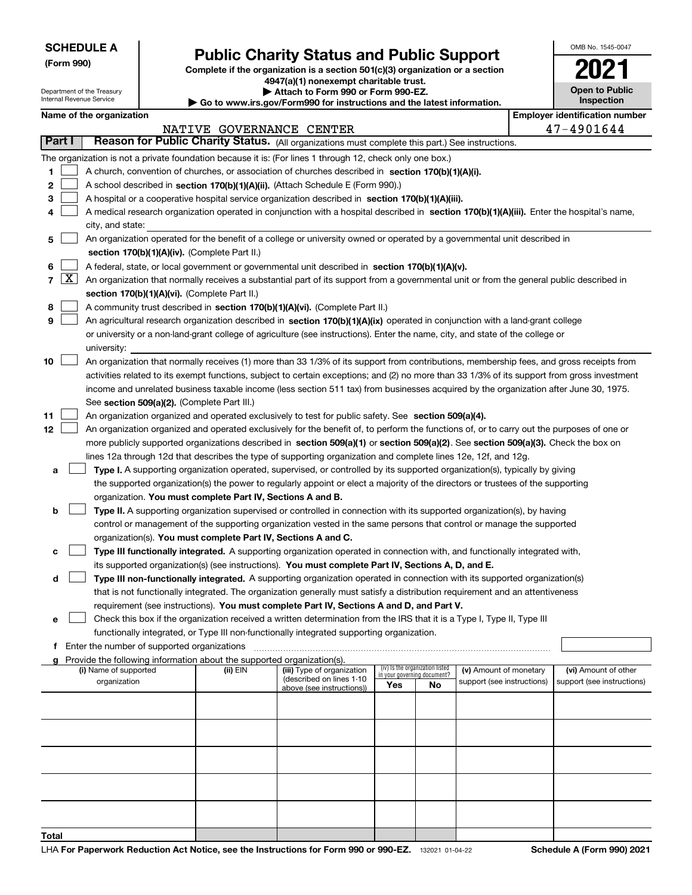**SCHEDULE A**
**(Form 990)**

Department of the Treasury
Internal Revenue Service

# Public Charity Status and Public Support

**Complete if the organization is a section 501(c)(3) organization or a section 4947(a)(1) nonexempt charitable trust.**
**▶ Attach to Form 990 or Form 990-EZ.**
**▶ Go to www.irs.gov/Form990 for instructions and the latest information.**

OMB No. 1545-0047

**2021**

**Open to Public Inspection**

**Name of the organization**
NATIVE GOVERNANCE CENTER

**Employer identification number**
47-4901644

**Part I** **Reason for Public Charity Status.** (All organizations must complete this part.) See instructions.

The organization is not a private foundation because it is: (For lines 1 through 12, check only one box.)

1 ☐ A church, convention of churches, or association of churches described in **section 170(b)(1)(A)(i).**

2 ☐ A school described in **section 170(b)(1)(A)(ii).** (Attach Schedule E (Form 990).)

3 ☐ A hospital or a cooperative hospital service organization described in **section 170(b)(1)(A)(iii).**

4 ☐ A medical research organization operated in conjunction with a hospital described in **section 170(b)(1)(A)(iii).** Enter the hospital's name, city, and state:

5 ☐ An organization operated for the benefit of a college or university owned or operated by a governmental unit described in **section 170(b)(1)(A)(iv).** (Complete Part II.)

6 ☐ A federal, state, or local government or governmental unit described in **section 170(b)(1)(A)(v).**

7 ☒ An organization that normally receives a substantial part of its support from a governmental unit or from the general public described in **section 170(b)(1)(A)(vi).** (Complete Part II.)

8 ☐ A community trust described in **section 170(b)(1)(A)(vi).** (Complete Part II.)

9 ☐ An agricultural research organization described in **section 170(b)(1)(A)(ix)** operated in conjunction with a land-grant college or university or a non-land-grant college of agriculture (see instructions). Enter the name, city, and state of the college or university:

10 ☐ An organization that normally receives (1) more than 33 1/3% of its support from contributions, membership fees, and gross receipts from activities related to its exempt functions, subject to certain exceptions; and (2) no more than 33 1/3% of its support from gross investment income and unrelated business taxable income (less section 511 tax) from businesses acquired by the organization after June 30, 1975. See **section 509(a)(2).** (Complete Part III.)

11 ☐ An organization organized and operated exclusively to test for public safety. See **section 509(a)(4).**

12 ☐ An organization organized and operated exclusively for the benefit of, to perform the functions of, or to carry out the purposes of one or more publicly supported organizations described in **section 509(a)(1)** or **section 509(a)(2)**. See **section 509(a)(3).** Check the box on lines 12a through 12d that describes the type of supporting organization and complete lines 12e, 12f, and 12g.

a ☐ **Type I.** A supporting organization operated, supervised, or controlled by its supported organization(s), typically by giving the supported organization(s) the power to regularly appoint or elect a majority of the directors or trustees of the supporting organization. **You must complete Part IV, Sections A and B.**

b ☐ **Type II.** A supporting organization supervised or controlled in connection with its supported organization(s), by having control or management of the supporting organization vested in the same persons that control or manage the supported organization(s). **You must complete Part IV, Sections A and C.**

c ☐ **Type III functionally integrated.** A supporting organization operated in connection with, and functionally integrated with, its supported organization(s) (see instructions). **You must complete Part IV, Sections A, D, and E.**

d ☐ **Type III non-functionally integrated.** A supporting organization operated in connection with its supported organization(s) that is not functionally integrated. The organization generally must satisfy a distribution requirement and an attentiveness requirement (see instructions). **You must complete Part IV, Sections A and D, and Part V.**

e ☐ Check this box if the organization received a written determination from the IRS that it is a Type I, Type II, Type III functionally integrated, or Type III non-functionally integrated supporting organization.

f Enter the number of supported organizations

g Provide the following information about the supported organization(s).

| (i) Name of supported organization | (ii) EIN | (iii) Type of organization (described on lines 1-10 above (see instructions)) | (iv) Is the organization listed in your governing document? Yes | No | (v) Amount of monetary support (see instructions) | (vi) Amount of other support (see instructions) |
|---|---|---|---|---|---|---|
| | | | | | | |
| | | | | | | |
| | | | | | | |
| | | | | | | |
| | | | | | | |
| **Total** | | | | | | |

LHA **For Paperwork Reduction Act Notice, see the Instructions for Form 990 or 990-EZ.** 132021 01-04-22 **Schedule A (Form 990) 2021**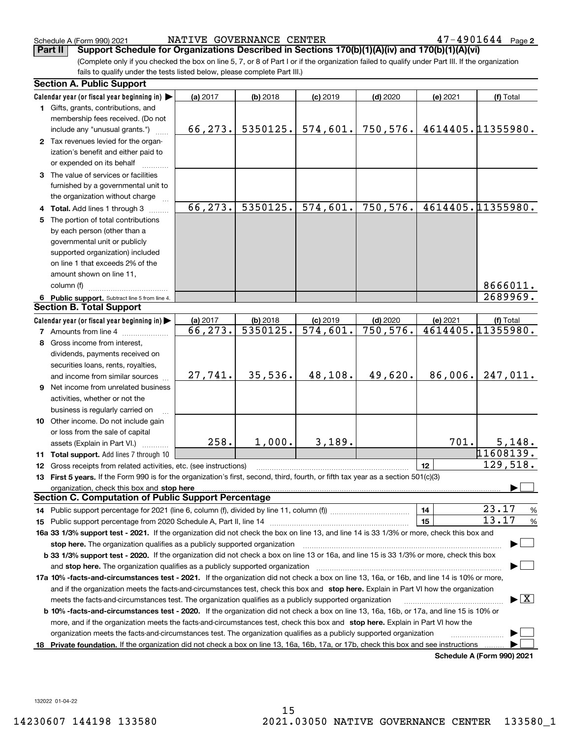Schedule A (Form 990) 2021 NATIVE GOVERNANCE CENTER 47-4901644

## Part II Support Schedule for Organizations Described in Sections 170(b)(1)(A)(iv) and 170(b)(1)(A)(vi)

(Complete only if you checked the box on line 5, 7, or 8 of Part I or if the organization failed to qualify under Part III. If the organization fails to qualify under the tests listed below, please complete Part III.)

### Section A. Public Support

| Calendar year (or fiscal year beginning in) | (a) 2017 | (b) 2018 | (c) 2019 | (d) 2020 | (e) 2021 | (f) Total |
|---|---|---|---|---|---|---|
| 1 Gifts, grants, contributions, and membership fees received. (Do not include any "unusual grants.") | 66,273. | 5350125. | 574,601. | 750,576. | 4614405. | 11355980. |
| 2 Tax revenues levied for the organization's benefit and either paid to or expended on its behalf | | | | | | |
| 3 The value of services or facilities furnished by a governmental unit to the organization without charge | | | | | | |
| 4 Total. Add lines 1 through 3 | 66,273. | 5350125. | 574,601. | 750,576. | 4614405. | 11355980. |
| 5 The portion of total contributions by each person (other than a governmental unit or publicly supported organization) included on line 1 that exceeds 2% of the amount shown on line 11, column (f) | | | | | | 8666011. |
| 6 Public support. Subtract line 5 from line 4. | | | | | | 2689969. |

### Section B. Total Support

| Calendar year (or fiscal year beginning in) | (a) 2017 | (b) 2018 | (c) 2019 | (d) 2020 | (e) 2021 | (f) Total |
|---|---|---|---|---|---|---|
| 7 Amounts from line 4 | 66,273. | 5350125. | 574,601. | 750,576. | 4614405. | 11355980. |
| 8 Gross income from interest, dividends, payments received on securities loans, rents, royalties, and income from similar sources | 27,741. | 35,536. | 48,108. | 49,620. | 86,006. | 247,011. |
| 9 Net income from unrelated business activities, whether or not the business is regularly carried on | | | | | | |
| 10 Other income. Do not include gain or loss from the sale of capital assets (Explain in Part VI.) | 258. | 1,000. | 3,189. | | 701. | 5,148. |
| 11 Total support. Add lines 7 through 10 | | | | | | 11608139. |

12 Gross receipts from related activities, etc. (see instructions) — **12** — 129,518.

13 **First 5 years.** If the Form 990 is for the organization's first, second, third, fourth, or fifth tax year as a section 501(c)(3) organization, check this box and **stop here** ☐

### Section C. Computation of Public Support Percentage

14 Public support percentage for 2021 (line 6, column (f), divided by line 11, column (f)) — **14** — 23.17 %

15 Public support percentage from 2020 Schedule A, Part II, line 14 — **15** — 13.17 %

**16a 33 1/3% support test - 2021.** If the organization did not check the box on line 13, and line 14 is 33 1/3% or more, check this box and **stop here.** The organization qualifies as a publicly supported organization ☐

**b 33 1/3% support test - 2020.** If the organization did not check a box on line 13 or 16a, and line 15 is 33 1/3% or more, check this box and **stop here.** The organization qualifies as a publicly supported organization ☐

**17a 10% -facts-and-circumstances test - 2021.** If the organization did not check a box on line 13, 16a, or 16b, and line 14 is 10% or more, and if the organization meets the facts-and-circumstances test, check this box and **stop here.** Explain in Part VI how the organization meets the facts-and-circumstances test. The organization qualifies as a publicly supported organization ☒

**b 10% -facts-and-circumstances test - 2020.** If the organization did not check a box on line 13, 16a, 16b, or 17a, and line 15 is 10% or more, and if the organization meets the facts-and-circumstances test, check this box and **stop here.** Explain in Part VI how the organization meets the facts-and-circumstances test. The organization qualifies as a publicly supported organization ☐

**18 Private foundation.** If the organization did not check a box on line 13, 16a, 16b, 17a, or 17b, check this box and see instructions ☐

**Schedule A (Form 990) 2021**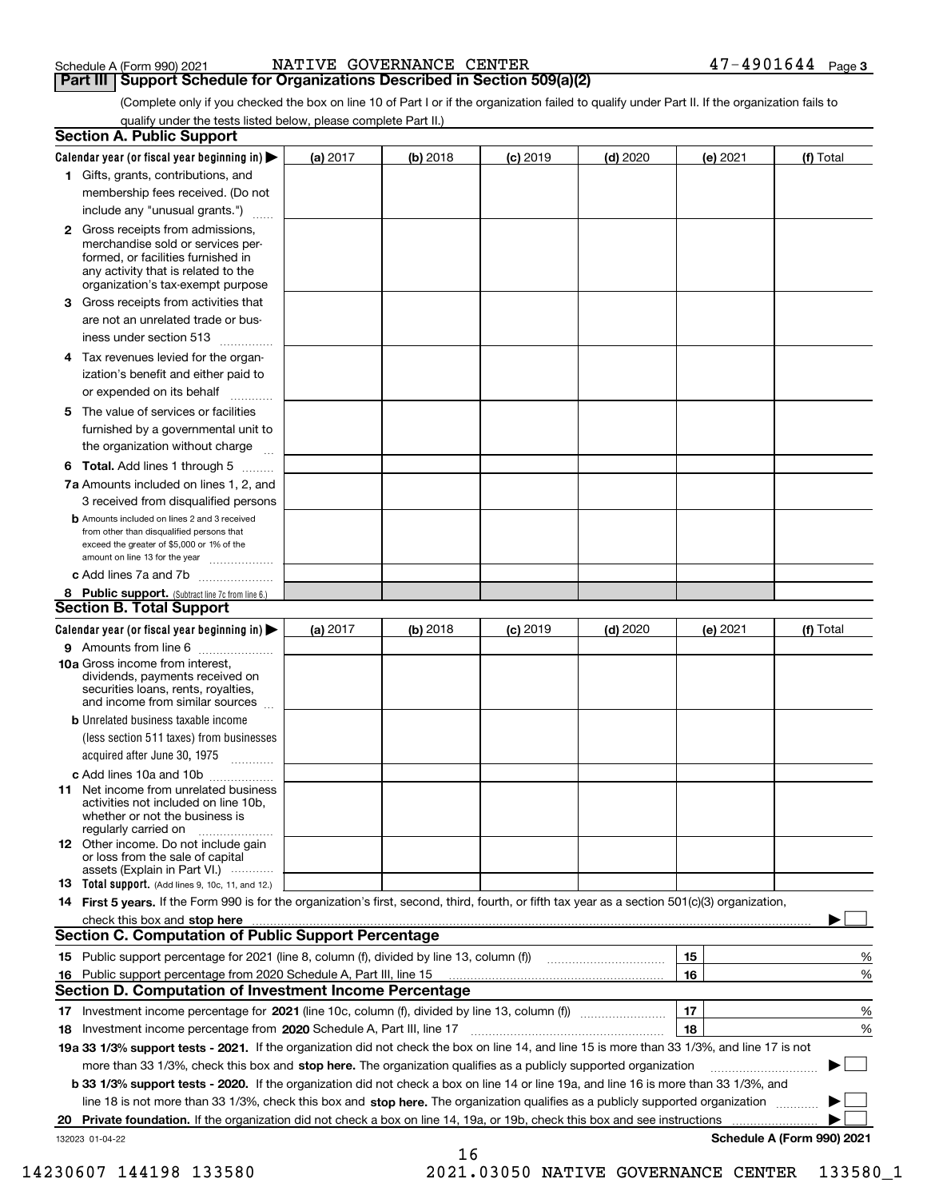Schedule A (Form 990) 2021 NATIVE GOVERNANCE CENTER 47-4901644 Page 3

## Part III Support Schedule for Organizations Described in Section 509(a)(2)

(Complete only if you checked the box on line 10 of Part I or if the organization failed to qualify under Part II. If the organization fails to qualify under the tests listed below, please complete Part II.)

### Section A. Public Support

| Calendar year (or fiscal year beginning in) ▶ | (a) 2017 | (b) 2018 | (c) 2019 | (d) 2020 | (e) 2021 | (f) Total |
|---|---|---|---|---|---|---|
| 1 Gifts, grants, contributions, and membership fees received. (Do not include any "unusual grants.") | | | | | | |
| 2 Gross receipts from admissions, merchandise sold or services performed, or facilities furnished in any activity that is related to the organization's tax-exempt purpose | | | | | | |
| 3 Gross receipts from activities that are not an unrelated trade or business under section 513 | | | | | | |
| 4 Tax revenues levied for the organization's benefit and either paid to or expended on its behalf | | | | | | |
| 5 The value of services or facilities furnished by a governmental unit to the organization without charge | | | | | | |
| 6 **Total.** Add lines 1 through 5 | | | | | | |
| 7a Amounts included on lines 1, 2, and 3 received from disqualified persons | | | | | | |
| b Amounts included on lines 2 and 3 received from other than disqualified persons that exceed the greater of $5,000 or 1% of the amount on line 13 for the year | | | | | | |
| c Add lines 7a and 7b | | | | | | |
| 8 **Public support.** (Subtract line 7c from line 6.) | | | | | | |

### Section B. Total Support

| Calendar year (or fiscal year beginning in) ▶ | (a) 2017 | (b) 2018 | (c) 2019 | (d) 2020 | (e) 2021 | (f) Total |
|---|---|---|---|---|---|---|
| 9 Amounts from line 6 | | | | | | |
| 10a Gross income from interest, dividends, payments received on securities loans, rents, royalties, and income from similar sources | | | | | | |
| b Unrelated business taxable income (less section 511 taxes) from businesses acquired after June 30, 1975 | | | | | | |
| c Add lines 10a and 10b | | | | | | |
| 11 Net income from unrelated business activities not included on line 10b, whether or not the business is regularly carried on | | | | | | |
| 12 Other income. Do not include gain or loss from the sale of capital assets (Explain in Part VI.) | | | | | | |
| 13 **Total support.** (Add lines 9, 10c, 11, and 12.) | | | | | | |

14 **First 5 years.** If the Form 990 is for the organization's first, second, third, fourth, or fifth tax year as a section 501(c)(3) organization, check this box and **stop here** ▶ ☐

### Section C. Computation of Public Support Percentage

| | | | |
|---|---|---|---|
| 15 | Public support percentage for 2021 (line 8, column (f), divided by line 13, column (f)) | 15 | % |
| 16 | Public support percentage from 2020 Schedule A, Part III, line 15 | 16 | % |

### Section D. Computation of Investment Income Percentage

| | | | |
|---|---|---|---|
| 17 | Investment income percentage for **2021** (line 10c, column (f), divided by line 13, column (f)) | 17 | % |
| 18 | Investment income percentage from **2020** Schedule A, Part III, line 17 | 18 | % |

**19a 33 1/3% support tests - 2021.** If the organization did not check the box on line 14, and line 15 is more than 33 1/3%, and line 17 is not more than 33 1/3%, check this box and **stop here.** The organization qualifies as a publicly supported organization ▶ ☐

**b 33 1/3% support tests - 2020.** If the organization did not check a box on line 14 or line 19a, and line 16 is more than 33 1/3%, and line 18 is not more than 33 1/3%, check this box and **stop here.** The organization qualifies as a publicly supported organization ▶ ☐

**20 Private foundation.** If the organization did not check a box on line 14, 19a, or 19b, check this box and see instructions ▶ ☐

132023 01-04-22 **Schedule A (Form 990) 2021**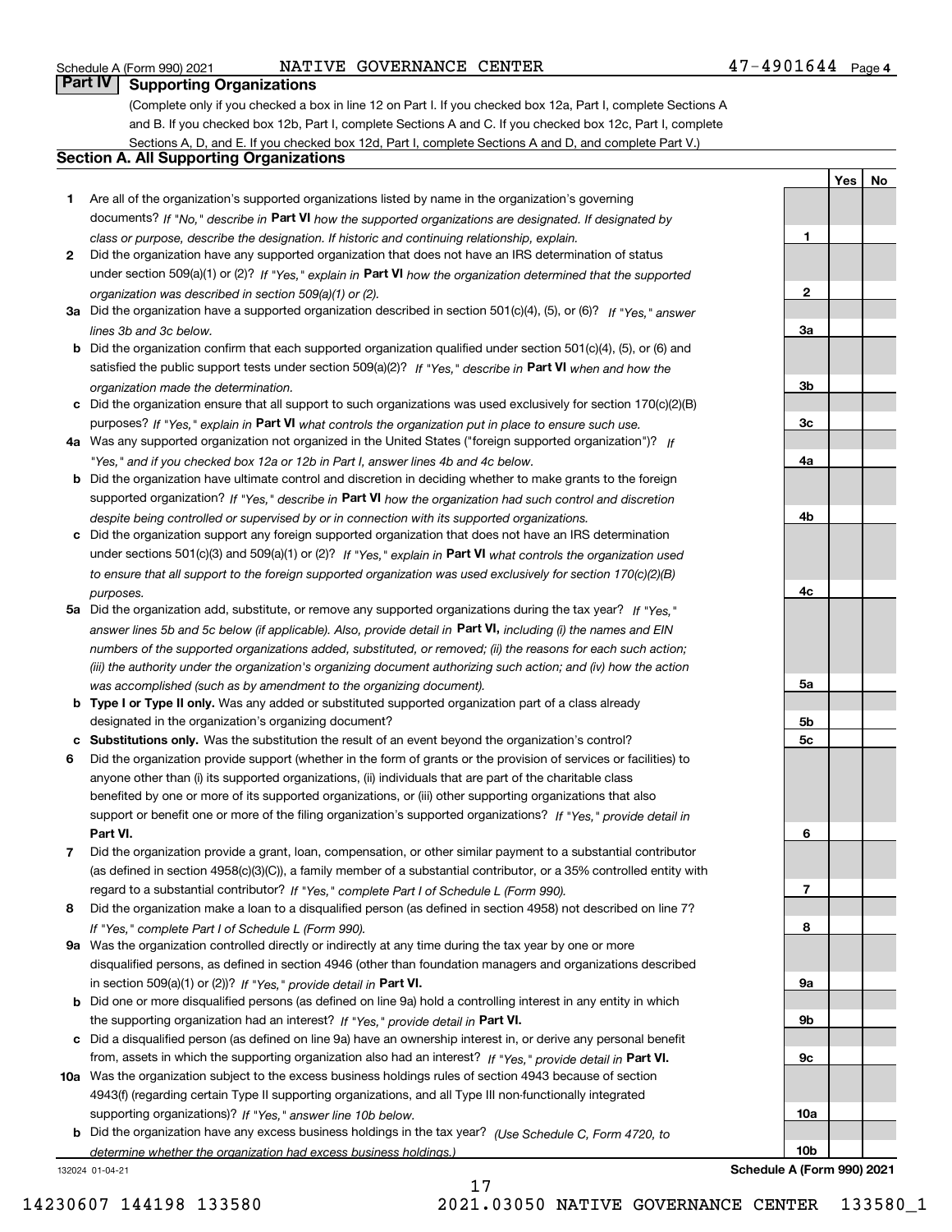Schedule A (Form 990) 2021 NATIVE GOVERNANCE CENTER 47-4901644 Page 4

## Part IV Supporting Organizations

(Complete only if you checked a box in line 12 on Part I. If you checked box 12a, Part I, complete Sections A and B. If you checked box 12b, Part I, complete Sections A and C. If you checked box 12c, Part I, complete Sections A, D, and E. If you checked box 12d, Part I, complete Sections A and D, and complete Part V.)

### Section A. All Supporting Organizations

| | | | Yes | No |
|---|---|---|---|---|
| 1 | Are all of the organization's supported organizations listed by name in the organization's governing documents? *If "No," describe in* **Part VI** *how the supported organizations are designated. If designated by class or purpose, describe the designation. If historic and continuing relationship, explain.* | 1 | | |
| 2 | Did the organization have any supported organization that does not have an IRS determination of status under section 509(a)(1) or (2)? *If "Yes," explain in* **Part VI** *how the organization determined that the supported organization was described in section 509(a)(1) or (2).* | 2 | | |
| 3a | Did the organization have a supported organization described in section 501(c)(4), (5), or (6)? *If "Yes," answer lines 3b and 3c below.* | 3a | | |
| b | Did the organization confirm that each supported organization qualified under section 501(c)(4), (5), or (6) and satisfied the public support tests under section 509(a)(2)? *If "Yes," describe in* **Part VI** *when and how the organization made the determination.* | 3b | | |
| c | Did the organization ensure that all support to such organizations was used exclusively for section 170(c)(2)(B) purposes? *If "Yes," explain in* **Part VI** *what controls the organization put in place to ensure such use.* | 3c | | |
| 4a | Was any supported organization not organized in the United States ("foreign supported organization")? *If "Yes," and if you checked box 12a or 12b in Part I, answer lines 4b and 4c below.* | 4a | | |
| b | Did the organization have ultimate control and discretion in deciding whether to make grants to the foreign supported organization? *If "Yes," describe in* **Part VI** *how the organization had such control and discretion despite being controlled or supervised by or in connection with its supported organizations.* | 4b | | |
| c | Did the organization support any foreign supported organization that does not have an IRS determination under sections 501(c)(3) and 509(a)(1) or (2)? *If "Yes," explain in* **Part VI** *what controls the organization used to ensure that all support to the foreign supported organization was used exclusively for section 170(c)(2)(B) purposes.* | 4c | | |
| 5a | Did the organization add, substitute, or remove any supported organizations during the tax year? *If "Yes," answer lines 5b and 5c below (if applicable). Also, provide detail in* **Part VI,** *including (i) the names and EIN numbers of the supported organizations added, substituted, or removed; (ii) the reasons for each such action; (iii) the authority under the organization's organizing document authorizing such action; and (iv) how the action was accomplished (such as by amendment to the organizing document).* | 5a | | |
| b | **Type I or Type II only.** Was any added or substituted supported organization part of a class already designated in the organization's organizing document? | 5b | | |
| c | **Substitutions only.** Was the substitution the result of an event beyond the organization's control? | 5c | | |
| 6 | Did the organization provide support (whether in the form of grants or the provision of services or facilities) to anyone other than (i) its supported organizations, (ii) individuals that are part of the charitable class benefited by one or more of its supported organizations, or (iii) other supporting organizations that also support or benefit one or more of the filing organization's supported organizations? *If "Yes," provide detail in* **Part VI.** | 6 | | |
| 7 | Did the organization provide a grant, loan, compensation, or other similar payment to a substantial contributor (as defined in section 4958(c)(3)(C)), a family member of a substantial contributor, or a 35% controlled entity with regard to a substantial contributor? *If "Yes," complete Part I of Schedule L (Form 990).* | 7 | | |
| 8 | Did the organization make a loan to a disqualified person (as defined in section 4958) not described on line 7? *If "Yes," complete Part I of Schedule L (Form 990).* | 8 | | |
| 9a | Was the organization controlled directly or indirectly at any time during the tax year by one or more disqualified persons, as defined in section 4946 (other than foundation managers and organizations described in section 509(a)(1) or (2))? *If "Yes," provide detail in* **Part VI.** | 9a | | |
| b | Did one or more disqualified persons (as defined on line 9a) hold a controlling interest in any entity in which the supporting organization had an interest? *If "Yes," provide detail in* **Part VI.** | 9b | | |
| c | Did a disqualified person (as defined on line 9a) have an ownership interest in, or derive any personal benefit from, assets in which the supporting organization also had an interest? *If "Yes," provide detail in* **Part VI.** | 9c | | |
| 10a | Was the organization subject to the excess business holdings rules of section 4943 because of section 4943(f) (regarding certain Type II supporting organizations, and all Type III non-functionally integrated supporting organizations)? *If "Yes," answer line 10b below.* | 10a | | |
| b | Did the organization have any excess business holdings in the tax year? *(Use Schedule C, Form 4720, to determine whether the organization had excess business holdings.)* | 10b | | |

132024 01-04-21 **Schedule A (Form 990) 2021**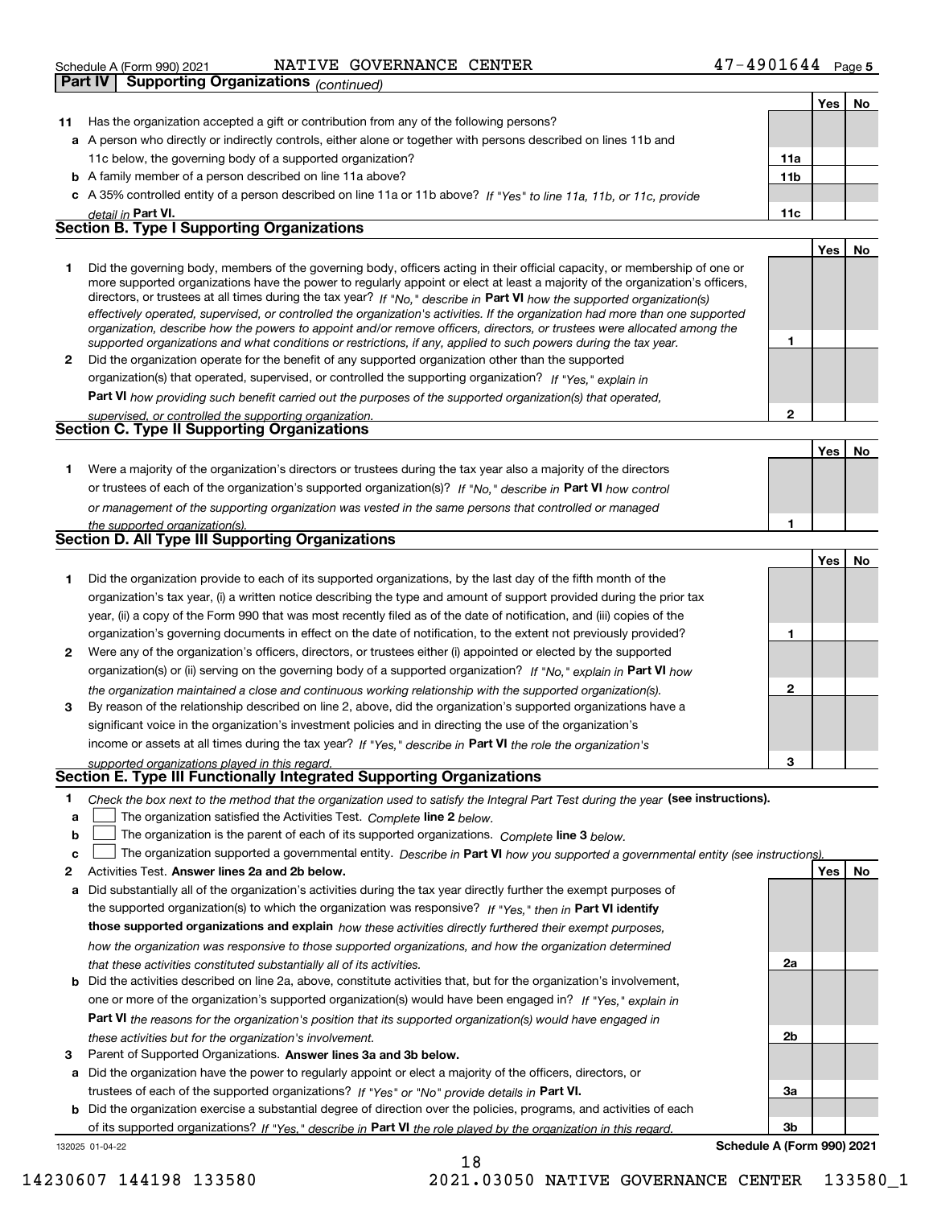Schedule A (Form 990) 2021 NATIVE GOVERNANCE CENTER 47-4901644 Page 5

## Part IV Supporting Organizations *(continued)*

| | | | Yes | No |
|---|---|---|---|---|
| **11** | Has the organization accepted a gift or contribution from any of the following persons? | | | |
| **a** | A person who directly or indirectly controls, either alone or together with persons described on lines 11b and 11c below, the governing body of a supported organization? | 11a | | |
| **b** | A family member of a person described on line 11a above? | 11b | | |
| **c** | A 35% controlled entity of a person described on line 11a or 11b above? *If "Yes" to line 11a, 11b, or 11c, provide detail in* **Part VI.** | 11c | | |

### Section B. Type I Supporting Organizations

| | | | Yes | No |
|---|---|---|---|---|
| **1** | Did the governing body, members of the governing body, officers acting in their official capacity, or membership of one or more supported organizations have the power to regularly appoint or elect at least a majority of the organization's officers, directors, or trustees at all times during the tax year? *If "No," describe in* **Part VI** *how the supported organization(s) effectively operated, supervised, or controlled the organization's activities. If the organization had more than one supported organization, describe how the powers to appoint and/or remove officers, directors, or trustees were allocated among the supported organizations and what conditions or restrictions, if any, applied to such powers during the tax year.* | 1 | | |
| **2** | Did the organization operate for the benefit of any supported organization other than the supported organization(s) that operated, supervised, or controlled the supporting organization? *If "Yes," explain in* **Part VI** *how providing such benefit carried out the purposes of the supported organization(s) that operated, supervised, or controlled the supporting organization.* | 2 | | |

### Section C. Type II Supporting Organizations

| | | | Yes | No |
|---|---|---|---|---|
| **1** | Were a majority of the organization's directors or trustees during the tax year also a majority of the directors or trustees of each of the organization's supported organization(s)? *If "No," describe in* **Part VI** *how control or management of the supporting organization was vested in the same persons that controlled or managed the supported organization(s).* | 1 | | |

### Section D. All Type III Supporting Organizations

| | | | Yes | No |
|---|---|---|---|---|
| **1** | Did the organization provide to each of its supported organizations, by the last day of the fifth month of the organization's tax year, (i) a written notice describing the type and amount of support provided during the prior tax year, (ii) a copy of the Form 990 that was most recently filed as of the date of notification, and (iii) copies of the organization's governing documents in effect on the date of notification, to the extent not previously provided? | 1 | | |
| **2** | Were any of the organization's officers, directors, or trustees either (i) appointed or elected by the supported organization(s) or (ii) serving on the governing body of a supported organization? *If "No," explain in* **Part VI** *how the organization maintained a close and continuous working relationship with the supported organization(s).* | 2 | | |
| **3** | By reason of the relationship described on line 2, above, did the organization's supported organizations have a significant voice in the organization's investment policies and in directing the use of the organization's income or assets at all times during the tax year? *If "Yes," describe in* **Part VI** *the role the organization's supported organizations played in this regard.* | 3 | | |

### Section E. Type III Functionally Integrated Supporting Organizations

**1** *Check the box next to the method that the organization used to satisfy the Integral Part Test during the year* **(see instructions).**

- **a** ☐ The organization satisfied the Activities Test. *Complete* **line 2** *below.*
- **b** ☐ The organization is the parent of each of its supported organizations. *Complete* **line 3** *below.*
- **c** ☐ The organization supported a governmental entity. *Describe in* **Part VI** *how you supported a governmental entity (see instructions).*

| | | | Yes | No |
|---|---|---|---|---|
| **2** | Activities Test. **Answer lines 2a and 2b below.** | | | |
| **a** | Did substantially all of the organization's activities during the tax year directly further the exempt purposes of the supported organization(s) to which the organization was responsive? *If "Yes," then in* **Part VI identify those supported organizations and explain** *how these activities directly furthered their exempt purposes, how the organization was responsive to those supported organizations, and how the organization determined that these activities constituted substantially all of its activities.* | 2a | | |
| **b** | Did the activities described on line 2a, above, constitute activities that, but for the organization's involvement, one or more of the organization's supported organization(s) would have been engaged in? *If "Yes," explain in* **Part VI** *the reasons for the organization's position that its supported organization(s) would have engaged in these activities but for the organization's involvement.* | 2b | | |
| **3** | Parent of Supported Organizations. **Answer lines 3a and 3b below.** | | | |
| **a** | Did the organization have the power to regularly appoint or elect a majority of the officers, directors, or trustees of each of the supported organizations? *If "Yes" or "No" provide details in* **Part VI.** | 3a | | |
| **b** | Did the organization exercise a substantial degree of direction over the policies, programs, and activities of each of its supported organizations? *If "Yes," describe in* **Part VI** *the role played by the organization in this regard.* | 3b | | |

132025 01-04-22 **Schedule A (Form 990) 2021**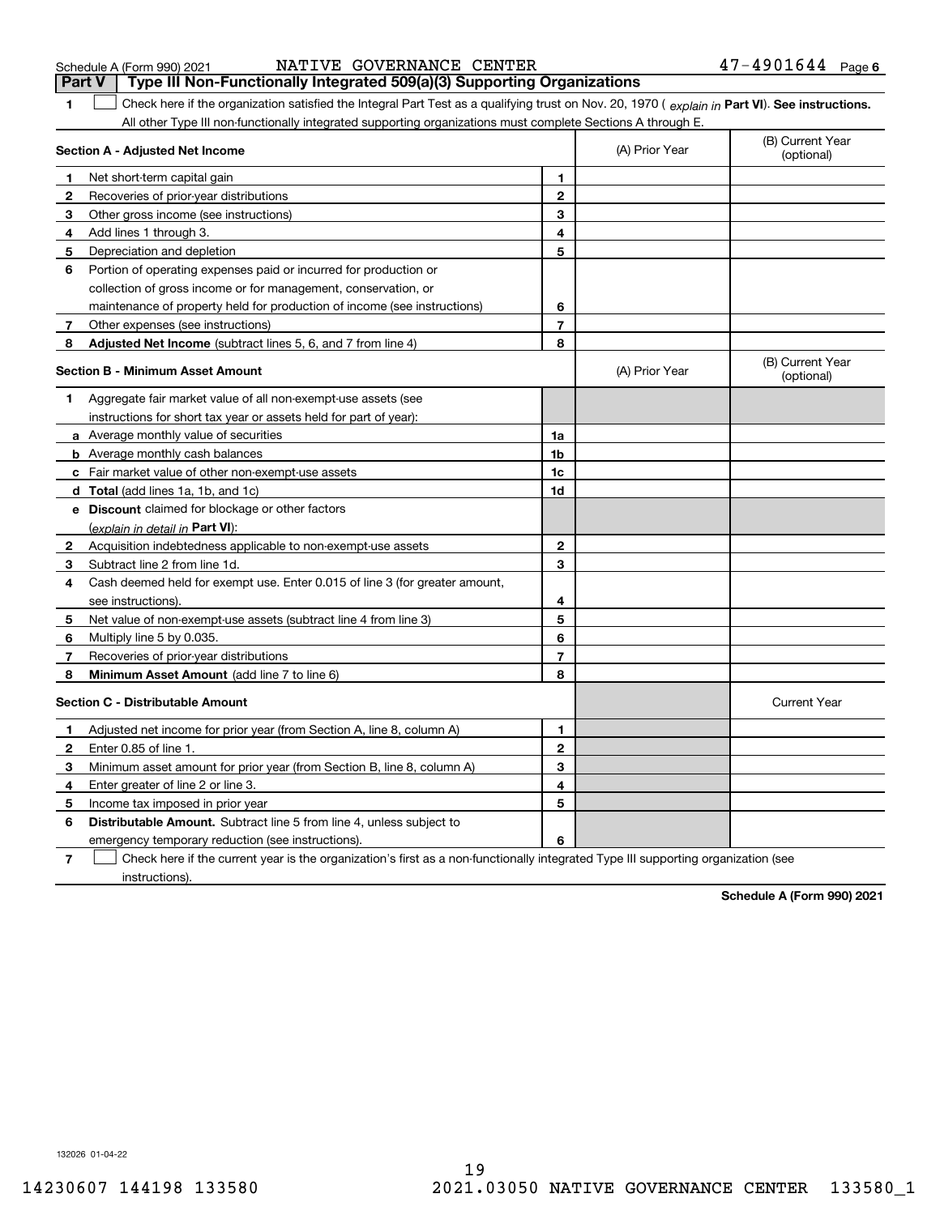Schedule A (Form 990) 2021 NATIVE GOVERNANCE CENTER 47-4901644 Page 6

## Part V Type III Non-Functionally Integrated 509(a)(3) Supporting Organizations

**1** ☐ Check here if the organization satisfied the Integral Part Test as a qualifying trust on Nov. 20, 1970 ( *explain in* **Part VI**). **See instructions.** All other Type III non-functionally integrated supporting organizations must complete Sections A through E.

| **Section A - Adjusted Net Income** | | | (A) Prior Year | (B) Current Year (optional) |
|---|---|---|---|---|
| 1 | Net short-term capital gain | 1 | | |
| 2 | Recoveries of prior-year distributions | 2 | | |
| 3 | Other gross income (see instructions) | 3 | | |
| 4 | Add lines 1 through 3. | 4 | | |
| 5 | Depreciation and depletion | 5 | | |
| 6 | Portion of operating expenses paid or incurred for production or collection of gross income or for management, conservation, or maintenance of property held for production of income (see instructions) | 6 | | |
| 7 | Other expenses (see instructions) | 7 | | |
| 8 | **Adjusted Net Income** (subtract lines 5, 6, and 7 from line 4) | 8 | | |

| **Section B - Minimum Asset Amount** | | | (A) Prior Year | (B) Current Year (optional) |
|---|---|---|---|---|
| 1 | Aggregate fair market value of all non-exempt-use assets (see instructions for short tax year or assets held for part of year): | | | |
| a | Average monthly value of securities | 1a | | |
| b | Average monthly cash balances | 1b | | |
| c | Fair market value of other non-exempt-use assets | 1c | | |
| d | **Total** (add lines 1a, 1b, and 1c) | 1d | | |
| e | **Discount** claimed for blockage or other factors (*explain in detail in* **Part VI**): | | | |
| 2 | Acquisition indebtedness applicable to non-exempt-use assets | 2 | | |
| 3 | Subtract line 2 from line 1d. | 3 | | |
| 4 | Cash deemed held for exempt use. Enter 0.015 of line 3 (for greater amount, see instructions). | 4 | | |
| 5 | Net value of non-exempt-use assets (subtract line 4 from line 3) | 5 | | |
| 6 | Multiply line 5 by 0.035. | 6 | | |
| 7 | Recoveries of prior-year distributions | 7 | | |
| 8 | **Minimum Asset Amount** (add line 7 to line 6) | 8 | | |

| **Section C - Distributable Amount** | | | | Current Year |
|---|---|---|---|---|
| 1 | Adjusted net income for prior year (from Section A, line 8, column A) | 1 | | |
| 2 | Enter 0.85 of line 1. | 2 | | |
| 3 | Minimum asset amount for prior year (from Section B, line 8, column A) | 3 | | |
| 4 | Enter greater of line 2 or line 3. | 4 | | |
| 5 | Income tax imposed in prior year | 5 | | |
| 6 | **Distributable Amount.** Subtract line 5 from line 4, unless subject to emergency temporary reduction (see instructions). | 6 | | |

**7** ☐ Check here if the current year is the organization's first as a non-functionally integrated Type III supporting organization (see instructions).

**Schedule A (Form 990) 2021**

132026 01-04-22

14230607 144198 133580 2021.03050 NATIVE GOVERNANCE CENTER 133580_1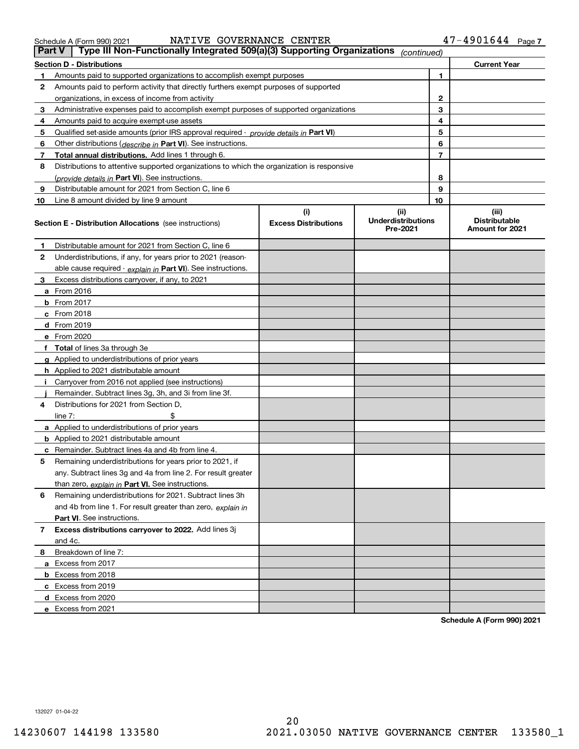## Part V — Type III Non-Functionally Integrated 509(a)(3) Supporting Organizations *(continued)*

| Section D - Distributions | | Current Year |
|---|---|---|
| 1 Amounts paid to supported organizations to accomplish exempt purposes | 1 | |
| 2 Amounts paid to perform activity that directly furthers exempt purposes of supported organizations, in excess of income from activity | 2 | |
| 3 Administrative expenses paid to accomplish exempt purposes of supported organizations | 3 | |
| 4 Amounts paid to acquire exempt-use assets | 4 | |
| 5 Qualified set-aside amounts (prior IRS approval required - *provide details in* **Part VI**) | 5 | |
| 6 Other distributions (*describe in* **Part VI**). See instructions. | 6 | |
| 7 **Total annual distributions.** Add lines 1 through 6. | 7 | |
| 8 Distributions to attentive supported organizations to which the organization is responsive (*provide details in* **Part VI**). See instructions. | 8 | |
| 9 Distributable amount for 2021 from Section C, line 6 | 9 | |
| 10 Line 8 amount divided by line 9 amount | 10 | |

| **Section E - Distribution Allocations** (see instructions) | (i) Excess Distributions | (ii) Underdistributions Pre-2021 | (iii) Distributable Amount for 2021 |
|---|---|---|---|
| 1 Distributable amount for 2021 from Section C, line 6 | | | |
| 2 Underdistributions, if any, for years prior to 2021 (reasonable cause required - *explain in* **Part VI**). See instructions. | | | |
| 3 Excess distributions carryover, if any, to 2021 | | | |
| a From 2016 | | | |
| b From 2017 | | | |
| c From 2018 | | | |
| d From 2019 | | | |
| e From 2020 | | | |
| f **Total** of lines 3a through 3e | | | |
| g Applied to underdistributions of prior years | | | |
| h Applied to 2021 distributable amount | | | |
| i Carryover from 2016 not applied (see instructions) | | | |
| j Remainder. Subtract lines 3g, 3h, and 3i from line 3f. | | | |
| 4 Distributions for 2021 from Section D, line 7: $ | | | |
| a Applied to underdistributions of prior years | | | |
| b Applied to 2021 distributable amount | | | |
| c Remainder. Subtract lines 4a and 4b from line 4. | | | |
| 5 Remaining underdistributions for years prior to 2021, if any. Subtract lines 3g and 4a from line 2. For result greater than zero, *explain in* **Part VI.** See instructions. | | | |
| 6 Remaining underdistributions for 2021. Subtract lines 3h and 4b from line 1. For result greater than zero, *explain in* **Part VI**. See instructions. | | | |
| 7 **Excess distributions carryover to 2022.** Add lines 3j and 4c. | | | |
| 8 Breakdown of line 7: | | | |
| a Excess from 2017 | | | |
| b Excess from 2018 | | | |
| c Excess from 2019 | | | |
| d Excess from 2020 | | | |
| e Excess from 2021 | | | |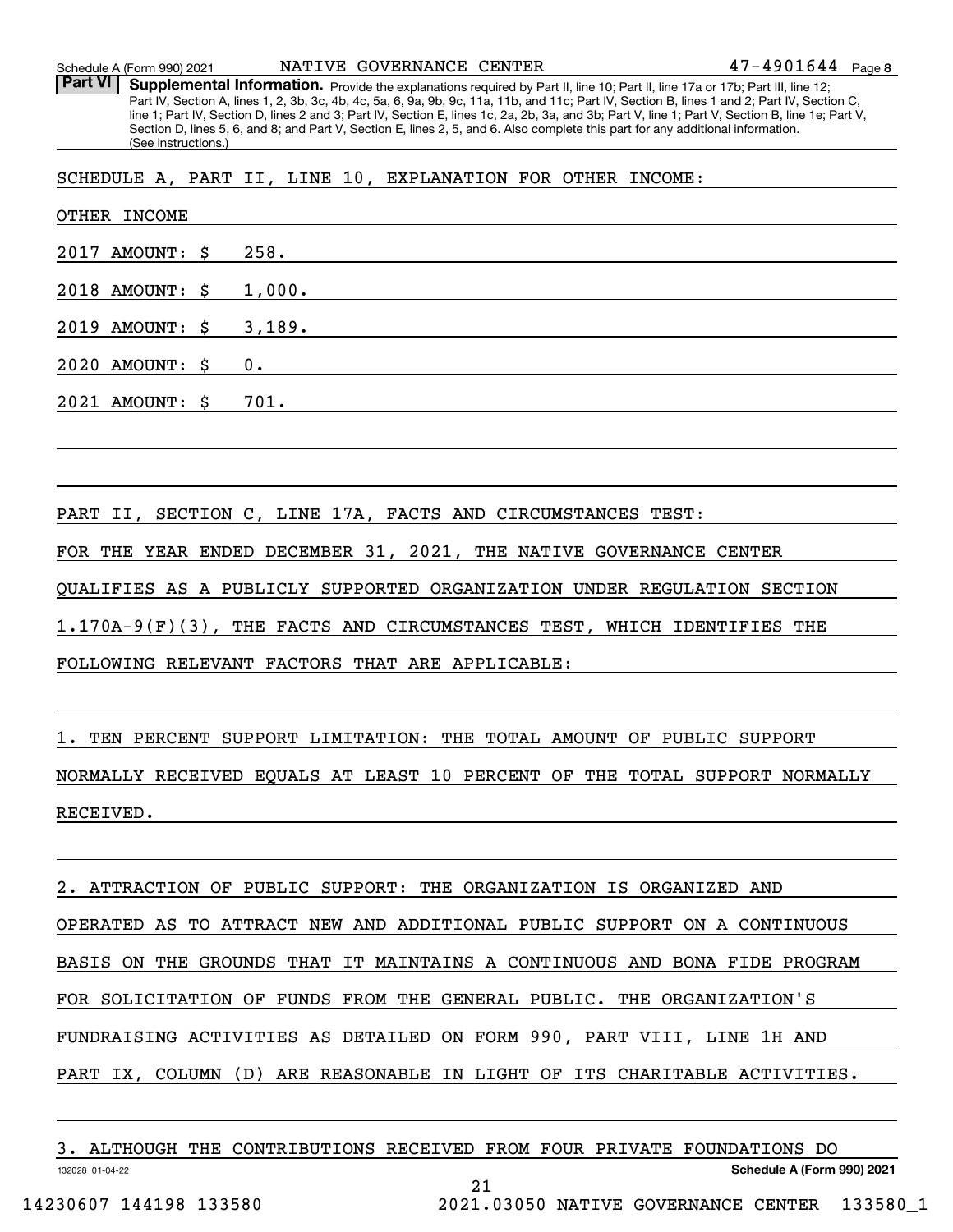**Part VI** **Supplemental Information.** Provide the explanations required by Part II, line 10; Part II, line 17a or 17b; Part III, line 12; Part IV, Section A, lines 1, 2, 3b, 3c, 4b, 4c, 5a, 6, 9a, 9b, 9c, 11a, 11b, and 11c; Part IV, Section B, lines 1 and 2; Part IV, Section C, line 1; Part IV, Section D, lines 2 and 3; Part IV, Section E, lines 1c, 2a, 2b, 3a, and 3b; Part V, line 1; Part V, Section B, line 1e; Part V, Section D, lines 5, 6, and 8; and Part V, Section E, lines 2, 5, and 6. Also complete this part for any additional information. (See instructions.)

SCHEDULE A, PART II, LINE 10, EXPLANATION FOR OTHER INCOME:

OTHER INCOME

2017 AMOUNT: $ 258.

2018 AMOUNT: $ 1,000.

2019 AMOUNT: $ 3,189.

2020 AMOUNT: $ 0.

2021 AMOUNT: $ 701.

PART II, SECTION C, LINE 17A, FACTS AND CIRCUMSTANCES TEST:

FOR THE YEAR ENDED DECEMBER 31, 2021, THE NATIVE GOVERNANCE CENTER QUALIFIES AS A PUBLICLY SUPPORTED ORGANIZATION UNDER REGULATION SECTION 1.170A-9(F)(3), THE FACTS AND CIRCUMSTANCES TEST, WHICH IDENTIFIES THE FOLLOWING RELEVANT FACTORS THAT ARE APPLICABLE:

1. TEN PERCENT SUPPORT LIMITATION: THE TOTAL AMOUNT OF PUBLIC SUPPORT NORMALLY RECEIVED EQUALS AT LEAST 10 PERCENT OF THE TOTAL SUPPORT NORMALLY RECEIVED.

2. ATTRACTION OF PUBLIC SUPPORT: THE ORGANIZATION IS ORGANIZED AND OPERATED AS TO ATTRACT NEW AND ADDITIONAL PUBLIC SUPPORT ON A CONTINUOUS BASIS ON THE GROUNDS THAT IT MAINTAINS A CONTINUOUS AND BONA FIDE PROGRAM FOR SOLICITATION OF FUNDS FROM THE GENERAL PUBLIC. THE ORGANIZATION'S FUNDRAISING ACTIVITIES AS DETAILED ON FORM 990, PART VIII, LINE 1H AND PART IX, COLUMN (D) ARE REASONABLE IN LIGHT OF ITS CHARITABLE ACTIVITIES.

3. ALTHOUGH THE CONTRIBUTIONS RECEIVED FROM FOUR PRIVATE FOUNDATIONS DO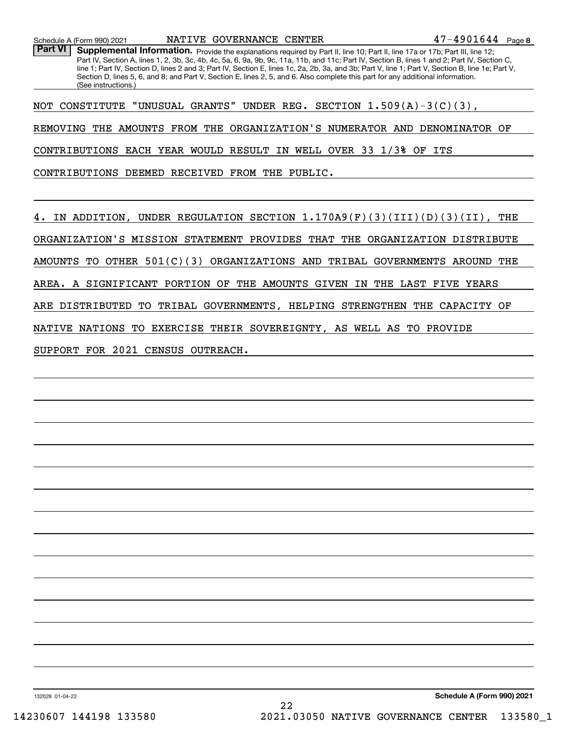Schedule A (Form 990) 2021 NATIVE GOVERNANCE CENTER 47-4901644 Page 8

**Part VI** **Supplemental Information.** Provide the explanations required by Part II, line 10; Part II, line 17a or 17b; Part III, line 12; Part IV, Section A, lines 1, 2, 3b, 3c, 4b, 4c, 5a, 6, 9a, 9b, 9c, 11a, 11b, and 11c; Part IV, Section B, lines 1 and 2; Part IV, Section C, line 1; Part IV, Section D, lines 2 and 3; Part IV, Section E, lines 1c, 2a, 2b, 3a, and 3b; Part V, line 1; Part V, Section B, line 1e; Part V, Section D, lines 5, 6, and 8; and Part V, Section E, lines 2, 5, and 6. Also complete this part for any additional information. (See instructions.)

NOT CONSTITUTE "UNUSUAL GRANTS" UNDER REG. SECTION 1.509(A)-3(C)(3), REMOVING THE AMOUNTS FROM THE ORGANIZATION'S NUMERATOR AND DENOMINATOR OF CONTRIBUTIONS EACH YEAR WOULD RESULT IN WELL OVER 33 1/3% OF ITS CONTRIBUTIONS DEEMED RECEIVED FROM THE PUBLIC.

4. IN ADDITION, UNDER REGULATION SECTION 1.170A9(F)(3)(III)(D)(3)(II), THE ORGANIZATION'S MISSION STATEMENT PROVIDES THAT THE ORGANIZATION DISTRIBUTE AMOUNTS TO OTHER 501(C)(3) ORGANIZATIONS AND TRIBAL GOVERNMENTS AROUND THE AREA. A SIGNIFICANT PORTION OF THE AMOUNTS GIVEN IN THE LAST FIVE YEARS ARE DISTRIBUTED TO TRIBAL GOVERNMENTS, HELPING STRENGTHEN THE CAPACITY OF NATIVE NATIONS TO EXERCISE THEIR SOVEREIGNTY, AS WELL AS TO PROVIDE SUPPORT FOR 2021 CENSUS OUTREACH.

132028 01-04-22 **Schedule A (Form 990) 2021**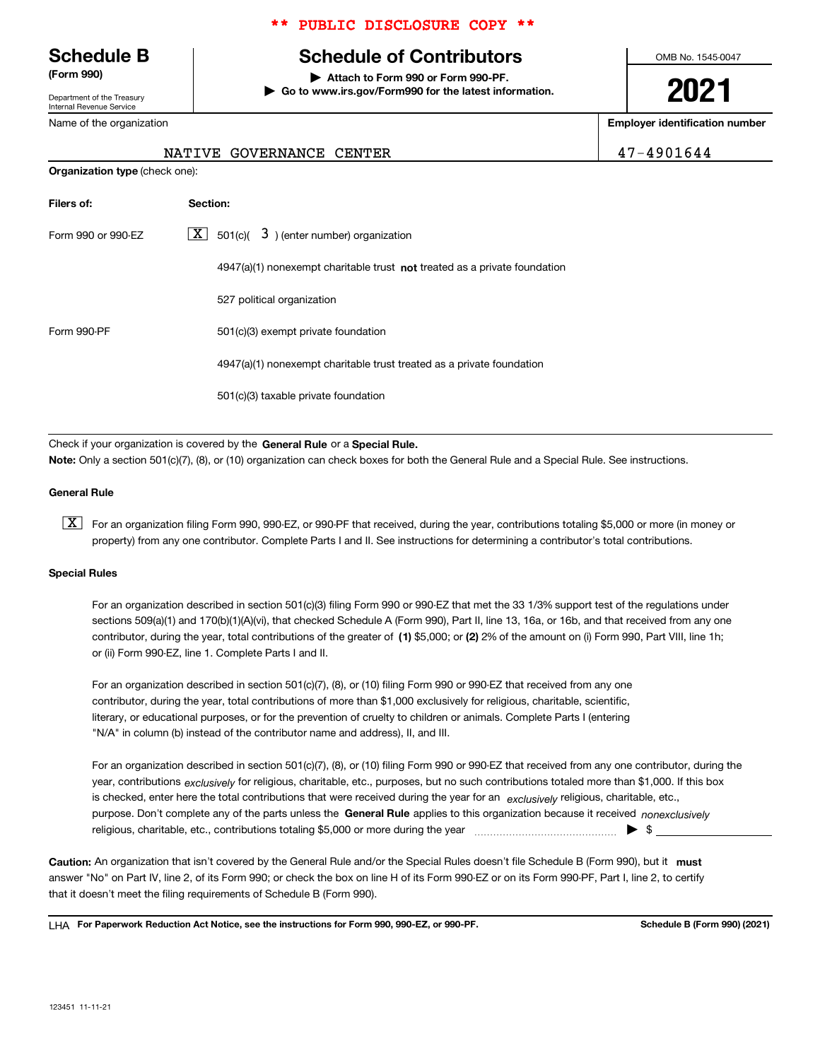** PUBLIC DISCLOSURE COPY **

# Schedule B (Form 990)

Department of the Treasury
Internal Revenue Service

## Schedule of Contributors

▶ **Attach to Form 990 or Form 990-PF.**
▶ **Go to www.irs.gov/Form990 for the latest information.**

OMB No. 1545-0047

**2021**

| Name of the organization | Employer identification number |
|---|---|
| NATIVE GOVERNANCE CENTER | 47-4901644 |

**Organization type** (check one):

| Filers of: | Section: |
|---|---|
| Form 990 or 990-EZ | [X] 501(c)( 3 ) (enter number) organization |
| | 4947(a)(1) nonexempt charitable trust **not** treated as a private foundation |
| | 527 political organization |
| Form 990-PF | 501(c)(3) exempt private foundation |
| | 4947(a)(1) nonexempt charitable trust treated as a private foundation |
| | 501(c)(3) taxable private foundation |

Check if your organization is covered by the **General Rule** or a **Special Rule.**

**Note:** Only a section 501(c)(7), (8), or (10) organization can check boxes for both the General Rule and a Special Rule. See instructions.

### General Rule

[X] For an organization filing Form 990, 990-EZ, or 990-PF that received, during the year, contributions totaling $5,000 or more (in money or property) from any one contributor. Complete Parts I and II. See instructions for determining a contributor's total contributions.

### Special Rules

For an organization described in section 501(c)(3) filing Form 990 or 990-EZ that met the 33 1/3% support test of the regulations under sections 509(a)(1) and 170(b)(1)(A)(vi), that checked Schedule A (Form 990), Part II, line 13, 16a, or 16b, and that received from any one contributor, during the year, total contributions of the greater of **(1)** $5,000; or **(2)** 2% of the amount on (i) Form 990, Part VIII, line 1h; or (ii) Form 990-EZ, line 1. Complete Parts I and II.

For an organization described in section 501(c)(7), (8), or (10) filing Form 990 or 990-EZ that received from any one contributor, during the year, total contributions of more than $1,000 exclusively for religious, charitable, scientific, literary, or educational purposes, or for the prevention of cruelty to children or animals. Complete Parts I (entering "N/A" in column (b) instead of the contributor name and address), II, and III.

For an organization described in section 501(c)(7), (8), or (10) filing Form 990 or 990-EZ that received from any one contributor, during the year, contributions *exclusively* for religious, charitable, etc., purposes, but no such contributions totaled more than $1,000. If this box is checked, enter here the total contributions that were received during the year for an *exclusively* religious, charitable, etc., purpose. Don't complete any of the parts unless the **General Rule** applies to this organization because it received *nonexclusively* religious, charitable, etc., contributions totaling $5,000 or more during the year ▶ $ ____________

**Caution:** An organization that isn't covered by the General Rule and/or the Special Rules doesn't file Schedule B (Form 990), but it **must** answer "No" on Part IV, line 2, of its Form 990; or check the box on line H of its Form 990-EZ or on its Form 990-PF, Part I, line 2, to certify that it doesn't meet the filing requirements of Schedule B (Form 990).

LHA **For Paperwork Reduction Act Notice, see the instructions for Form 990, 990-EZ, or 990-PF.** **Schedule B (Form 990) (2021)**

123451 11-11-21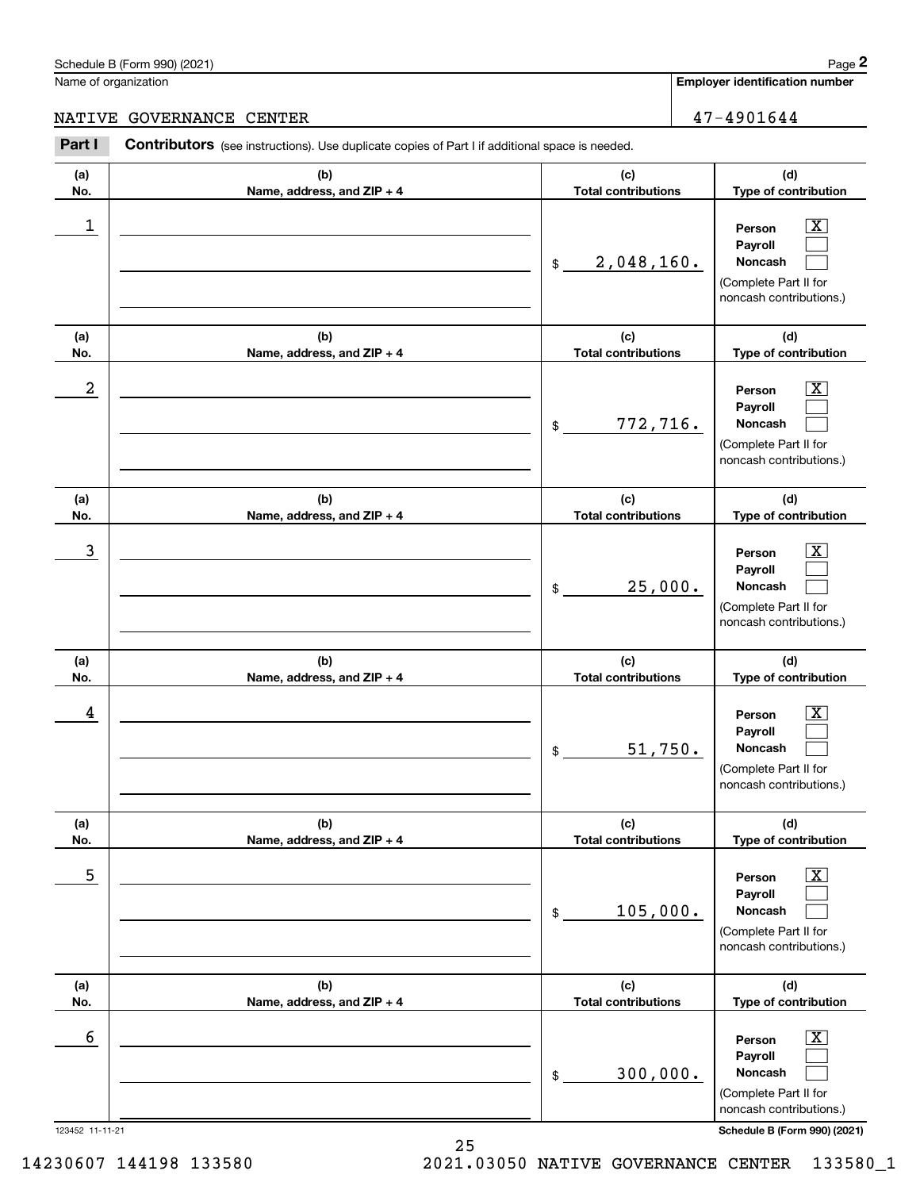Schedule B (Form 990) (2021)

Name of organization: NATIVE GOVERNANCE CENTER

Employer identification number: 47-4901644

**Part I** **Contributors** (see instructions). Use duplicate copies of Part I if additional space is needed.

| (a) No. | (b) Name, address, and ZIP + 4 | (c) Total contributions | (d) Type of contribution |
|---|---|---|---|
| 1 | | $ 2,048,160. | Person [X] Payroll [ ] Noncash [ ] (Complete Part II for noncash contributions.) |
| 2 | | $ 772,716. | Person [X] Payroll [ ] Noncash [ ] (Complete Part II for noncash contributions.) |
| 3 | | $ 25,000. | Person [X] Payroll [ ] Noncash [ ] (Complete Part II for noncash contributions.) |
| 4 | | $ 51,750. | Person [X] Payroll [ ] Noncash [ ] (Complete Part II for noncash contributions.) |
| 5 | | $ 105,000. | Person [X] Payroll [ ] Noncash [ ] (Complete Part II for noncash contributions.) |
| 6 | | $ 300,000. | Person [X] Payroll [ ] Noncash [ ] (Complete Part II for noncash contributions.) |

123452 11-11-21

Schedule B (Form 990) (2021)

14230607 144198 133580 2021.03050 NATIVE GOVERNANCE CENTER 133580_1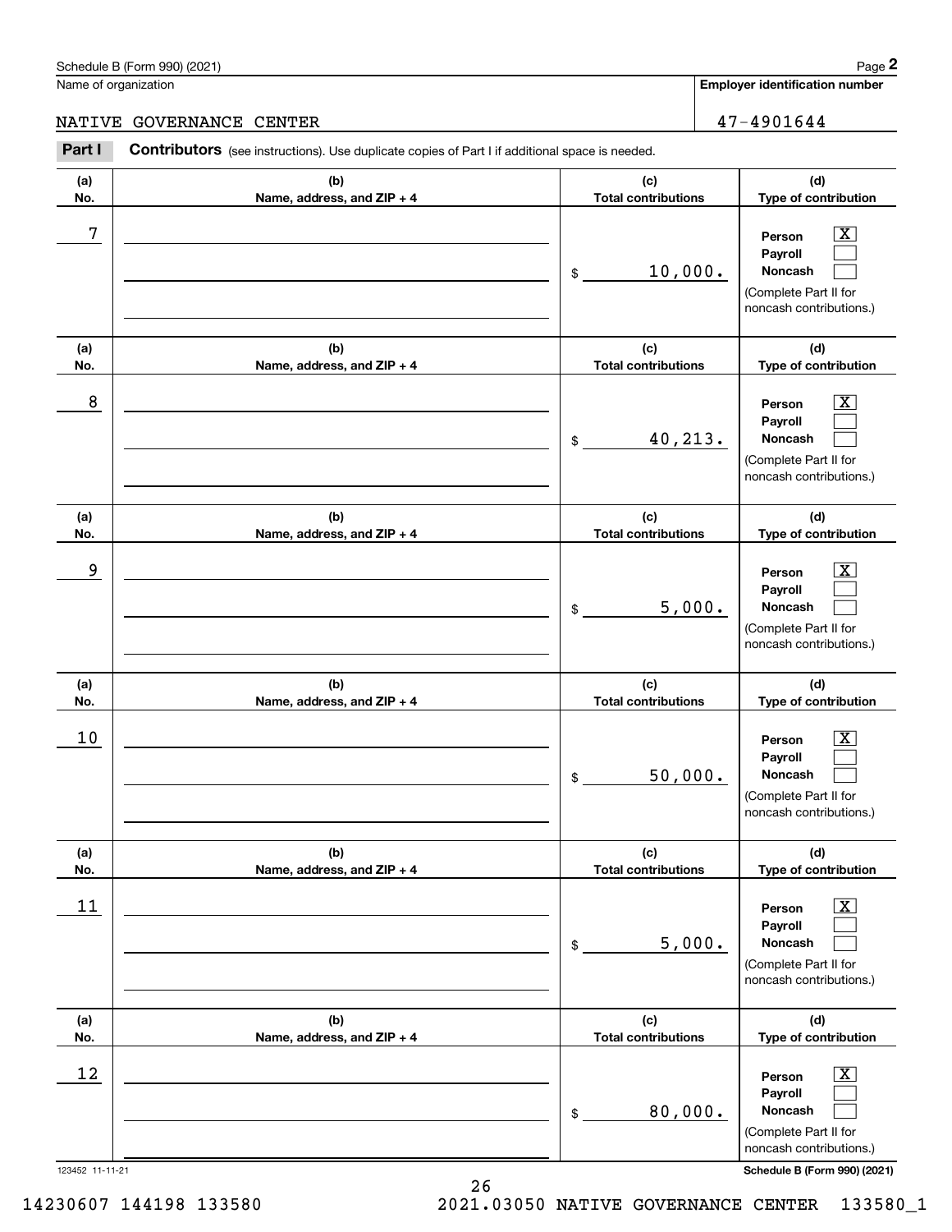Schedule B (Form 990) (2021)

Name of organization: NATIVE GOVERNANCE CENTER

Employer identification number: 47-4901644

**Part I** **Contributors** (see instructions). Use duplicate copies of Part I if additional space is needed.

| (a) No. | (b) Name, address, and ZIP + 4 | (c) Total contributions | (d) Type of contribution |
|---|---|---|---|
| 7 | | $ 10,000. | Person [X] Payroll [ ] Noncash [ ] (Complete Part II for noncash contributions.) |
| 8 | | $ 40,213. | Person [X] Payroll [ ] Noncash [ ] (Complete Part II for noncash contributions.) |
| 9 | | $ 5,000. | Person [X] Payroll [ ] Noncash [ ] (Complete Part II for noncash contributions.) |
| 10 | | $ 50,000. | Person [X] Payroll [ ] Noncash [ ] (Complete Part II for noncash contributions.) |
| 11 | | $ 5,000. | Person [X] Payroll [ ] Noncash [ ] (Complete Part II for noncash contributions.) |
| 12 | | $ 80,000. | Person [X] Payroll [ ] Noncash [ ] (Complete Part II for noncash contributions.) |

123452 11-11-21

Schedule B (Form 990) (2021)

14230607 144198 133580 2021.03050 NATIVE GOVERNANCE CENTER 133580_1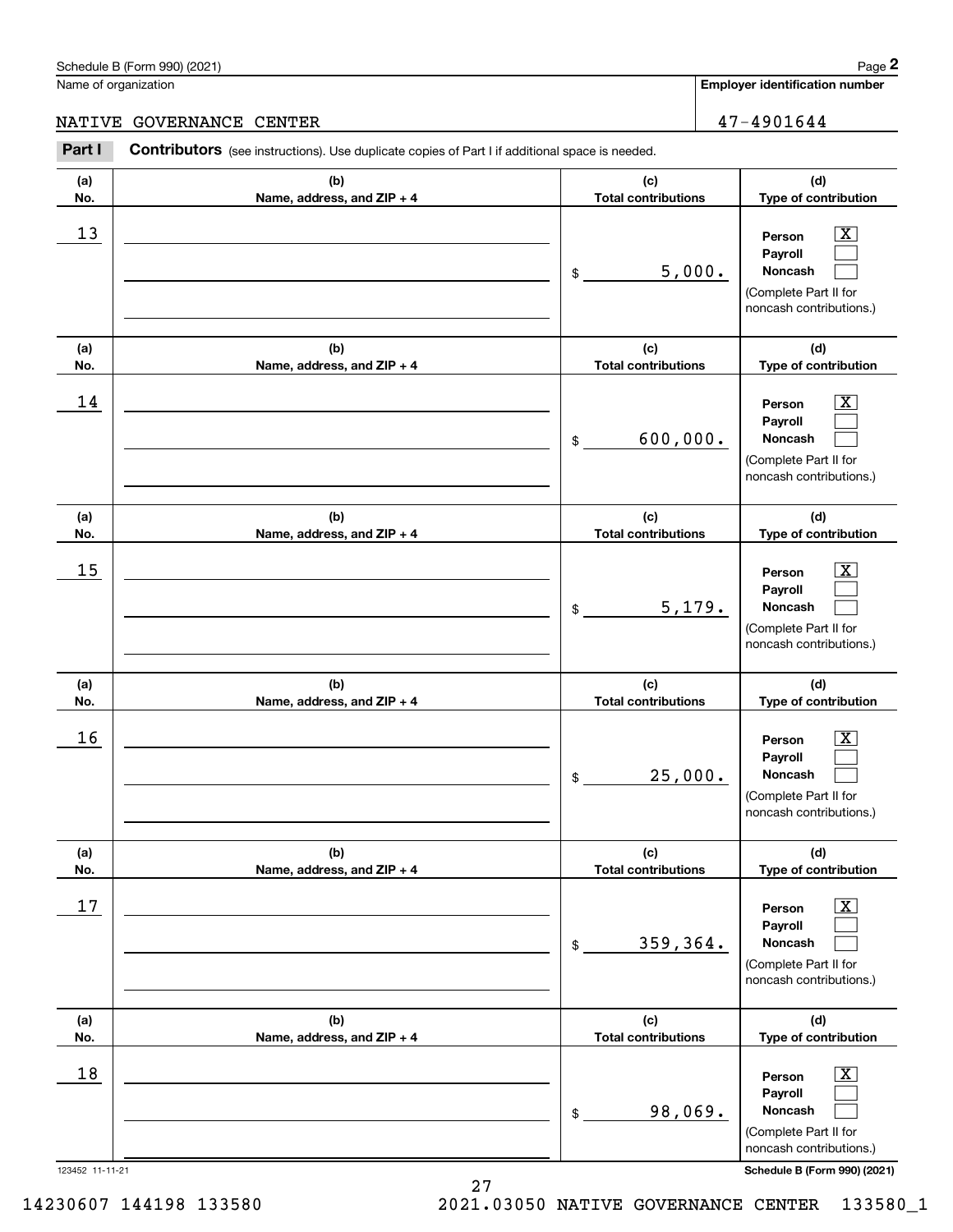Schedule B (Form 990) (2021)

Name of organization: NATIVE GOVERNANCE CENTER

Employer identification number: 47-4901644

**Part I** **Contributors** (see instructions). Use duplicate copies of Part I if additional space is needed.

| (a) No. | (b) Name, address, and ZIP + 4 | (c) Total contributions | (d) Type of contribution |
|---|---|---|---|
| 13 | | $ 5,000. | Person [X] Payroll [ ] Noncash [ ] (Complete Part II for noncash contributions.) |
| 14 | | $ 600,000. | Person [X] Payroll [ ] Noncash [ ] (Complete Part II for noncash contributions.) |
| 15 | | $ 5,179. | Person [X] Payroll [ ] Noncash [ ] (Complete Part II for noncash contributions.) |
| 16 | | $ 25,000. | Person [X] Payroll [ ] Noncash [ ] (Complete Part II for noncash contributions.) |
| 17 | | $ 359,364. | Person [X] Payroll [ ] Noncash [ ] (Complete Part II for noncash contributions.) |
| 18 | | $ 98,069. | Person [X] Payroll [ ] Noncash [ ] (Complete Part II for noncash contributions.) |

123452 11-11-21

Schedule B (Form 990) (2021)

14230607 144198 133580 2021.03050 NATIVE GOVERNANCE CENTER 133580_1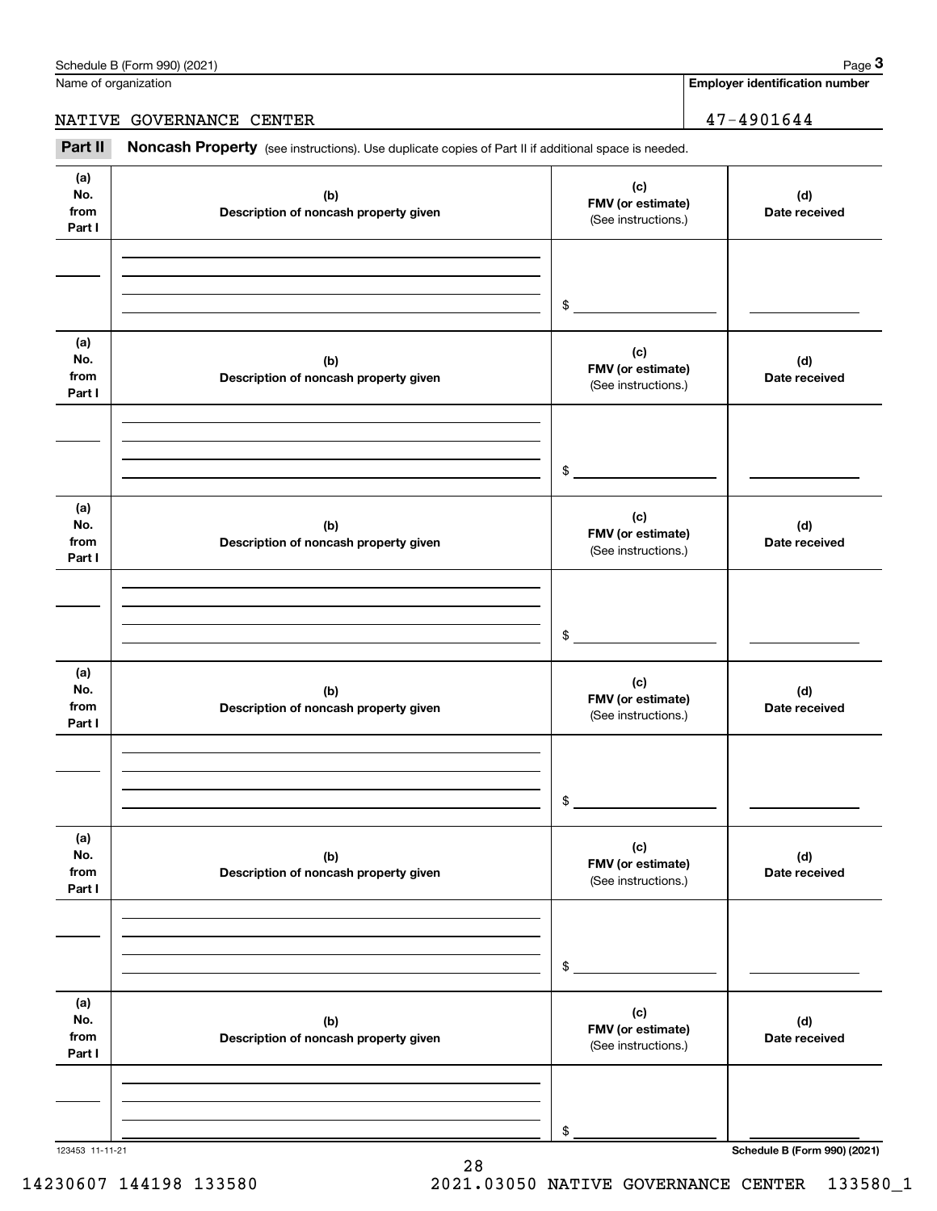Name of organization

NATIVE GOVERNANCE CENTER

**Employer identification number**

47-4901644

## Part II Noncash Property

(see instructions). Use duplicate copies of Part II if additional space is needed.

| (a) No. from Part I | (b) Description of noncash property given | (c) FMV (or estimate) (See instructions.) | (d) Date received |
|---|---|---|---|
| | | $ | |

| (a) No. from Part I | (b) Description of noncash property given | (c) FMV (or estimate) (See instructions.) | (d) Date received |
|---|---|---|---|
| | | $ | |

| (a) No. from Part I | (b) Description of noncash property given | (c) FMV (or estimate) (See instructions.) | (d) Date received |
|---|---|---|---|
| | | $ | |

| (a) No. from Part I | (b) Description of noncash property given | (c) FMV (or estimate) (See instructions.) | (d) Date received |
|---|---|---|---|
| | | $ | |

| (a) No. from Part I | (b) Description of noncash property given | (c) FMV (or estimate) (See instructions.) | (d) Date received |
|---|---|---|---|
| | | $ | |

| (a) No. from Part I | (b) Description of noncash property given | (c) FMV (or estimate) (See instructions.) | (d) Date received |
|---|---|---|---|
| | | $ | |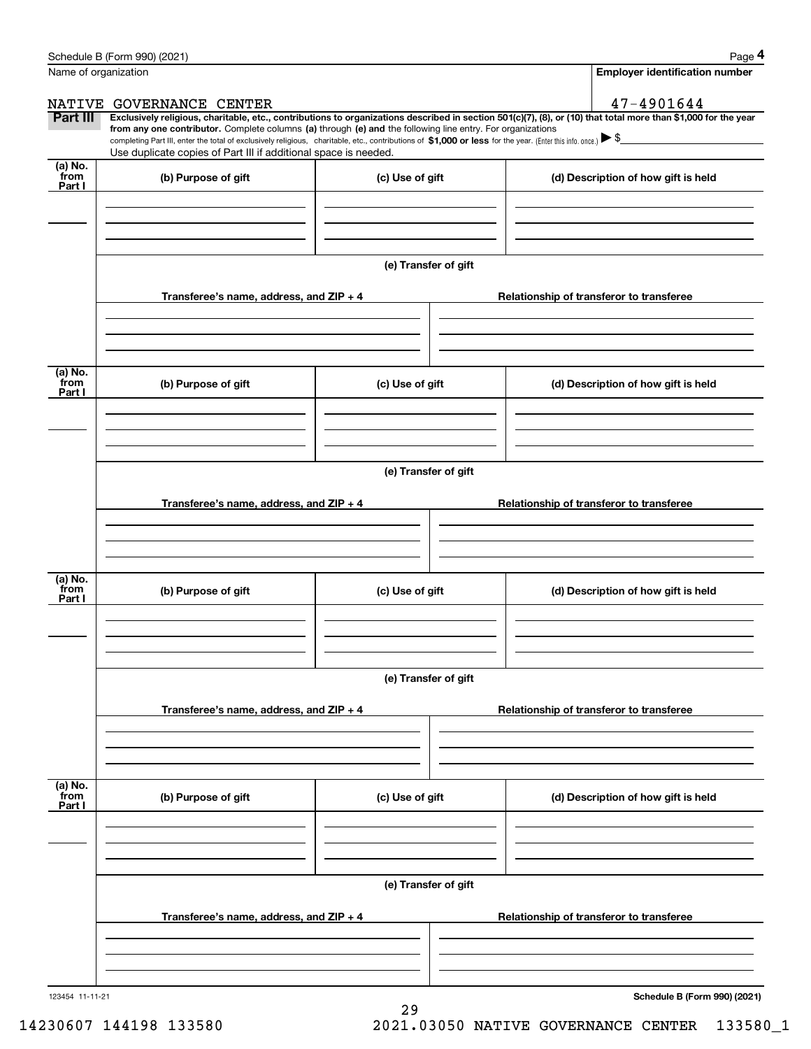Schedule B (Form 990) (2021) Page **4**

Name of organization: NATIVE GOVERNANCE CENTER

**Employer identification number**: 47-4901644

**Part III** **Exclusively religious, charitable, etc., contributions to organizations described in section 501(c)(7), (8), or (10) that total more than $1,000 for the year from any one contributor.** Complete columns **(a)** through **(e) and** the following line entry. For organizations completing Part III, enter the total of exclusively religious, charitable, etc., contributions of **$1,000 or less** for the year. (Enter this info. once.) ▶ $

Use duplicate copies of Part III if additional space is needed.

| (a) No. from Part I | (b) Purpose of gift | (c) Use of gift | (d) Description of how gift is held |
|---|---|---|---|
| | | | |

**(e) Transfer of gift**

| Transferee's name, address, and ZIP + 4 | Relationship of transferor to transferee |
|---|---|
| | |

| (a) No. from Part I | (b) Purpose of gift | (c) Use of gift | (d) Description of how gift is held |
|---|---|---|---|
| | | | |

**(e) Transfer of gift**

| Transferee's name, address, and ZIP + 4 | Relationship of transferor to transferee |
|---|---|
| | |

| (a) No. from Part I | (b) Purpose of gift | (c) Use of gift | (d) Description of how gift is held |
|---|---|---|---|
| | | | |

**(e) Transfer of gift**

| Transferee's name, address, and ZIP + 4 | Relationship of transferor to transferee |
|---|---|
| | |

| (a) No. from Part I | (b) Purpose of gift | (c) Use of gift | (d) Description of how gift is held |
|---|---|---|---|
| | | | |

**(e) Transfer of gift**

| Transferee's name, address, and ZIP + 4 | Relationship of transferor to transferee |
|---|---|
| | |

123454 11-11-21 **Schedule B (Form 990) (2021)**

14230607 144198 133580 2021.03050 NATIVE GOVERNANCE CENTER 133580_1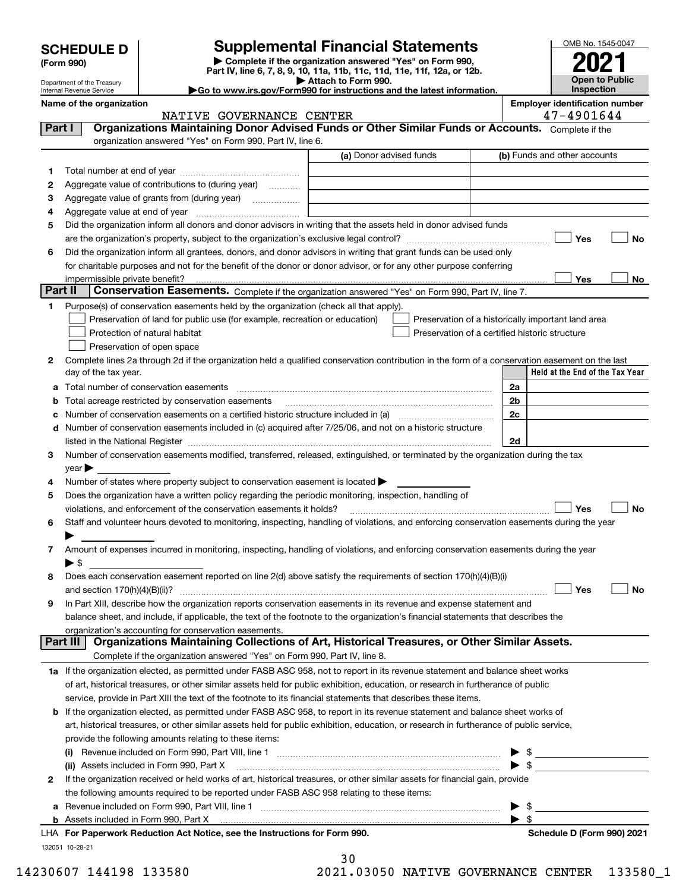# SCHEDULE D (Form 990)

Department of the Treasury
Internal Revenue Service

## Supplemental Financial Statements

▶ Complete if the organization answered "Yes" on Form 990, Part IV, line 6, 7, 8, 9, 10, 11a, 11b, 11c, 11d, 11e, 11f, 12a, or 12b.
▶ Attach to Form 990.
▶Go to www.irs.gov/Form990 for instructions and the latest information.

OMB No. 1545-0047

**2021**

**Open to Public Inspection**

**Name of the organization:** NATIVE GOVERNANCE CENTER

**Employer identification number:** 47-4901644

## Part I Organizations Maintaining Donor Advised Funds or Other Similar Funds or Accounts.

Complete if the organization answered "Yes" on Form 990, Part IV, line 6.

| | | (a) Donor advised funds | (b) Funds and other accounts |
|---|---|---|---|
| 1 | Total number at end of year | | |
| 2 | Aggregate value of contributions to (during year) | | |
| 3 | Aggregate value of grants from (during year) | | |
| 4 | Aggregate value at end of year | | |

5 Did the organization inform all donors and donor advisors in writing that the assets held in donor advised funds are the organization's property, subject to the organization's exclusive legal control? ☐ Yes ☐ No

6 Did the organization inform all grantees, donors, and donor advisors in writing that grant funds can be used only for charitable purposes and not for the benefit of the donor or donor advisor, or for any other purpose conferring impermissible private benefit? ☐ Yes ☐ No

## Part II Conservation Easements.

Complete if the organization answered "Yes" on Form 990, Part IV, line 7.

1 Purpose(s) of conservation easements held by the organization (check all that apply).

- ☐ Preservation of land for public use (for example, recreation or education)
- ☐ Protection of natural habitat
- ☐ Preservation of open space
- ☐ Preservation of a historically important land area
- ☐ Preservation of a certified historic structure

2 Complete lines 2a through 2d if the organization held a qualified conservation contribution in the form of a conservation easement on the last day of the tax year.

| | | | Held at the End of the Tax Year |
|---|---|---|---|
| a | Total number of conservation easements | 2a | |
| b | Total acreage restricted by conservation easements | 2b | |
| c | Number of conservation easements on a certified historic structure included in (a) | 2c | |
| d | Number of conservation easements included in (c) acquired after 7/25/06, and not on a historic structure listed in the National Register | 2d | |

3 Number of conservation easements modified, transferred, released, extinguished, or terminated by the organization during the tax year ▶

4 Number of states where property subject to conservation easement is located ▶

5 Does the organization have a written policy regarding the periodic monitoring, inspection, handling of violations, and enforcement of the conservation easements it holds? ☐ Yes ☐ No

6 Staff and volunteer hours devoted to monitoring, inspecting, handling of violations, and enforcing conservation easements during the year ▶

7 Amount of expenses incurred in monitoring, inspecting, handling of violations, and enforcing conservation easements during the year ▶ $

8 Does each conservation easement reported on line 2(d) above satisfy the requirements of section 170(h)(4)(B)(i) and section 170(h)(4)(B)(ii)? ☐ Yes ☐ No

9 In Part XIII, describe how the organization reports conservation easements in its revenue and expense statement and balance sheet, and include, if applicable, the text of the footnote to the organization's financial statements that describes the organization's accounting for conservation easements.

## Part III Organizations Maintaining Collections of Art, Historical Treasures, or Other Similar Assets.

Complete if the organization answered "Yes" on Form 990, Part IV, line 8.

1a If the organization elected, as permitted under FASB ASC 958, not to report in its revenue statement and balance sheet works of art, historical treasures, or other similar assets held for public exhibition, education, or research in furtherance of public service, provide in Part XIII the text of the footnote to its financial statements that describes these items.

b If the organization elected, as permitted under FASB ASC 958, to report in its revenue statement and balance sheet works of art, historical treasures, or other similar assets held for public exhibition, education, or research in furtherance of public service, provide the following amounts relating to these items:

(i) Revenue included on Form 990, Part VIII, line 1 ▶ $

(ii) Assets included in Form 990, Part X ▶ $

2 If the organization received or held works of art, historical treasures, or other similar assets for financial gain, provide the following amounts required to be reported under FASB ASC 958 relating to these items:

a Revenue included on Form 990, Part VIII, line 1 ▶ $

b Assets included in Form 990, Part X ▶ $

LHA For Paperwork Reduction Act Notice, see the Instructions for Form 990. Schedule D (Form 990) 2021

132051 10-28-21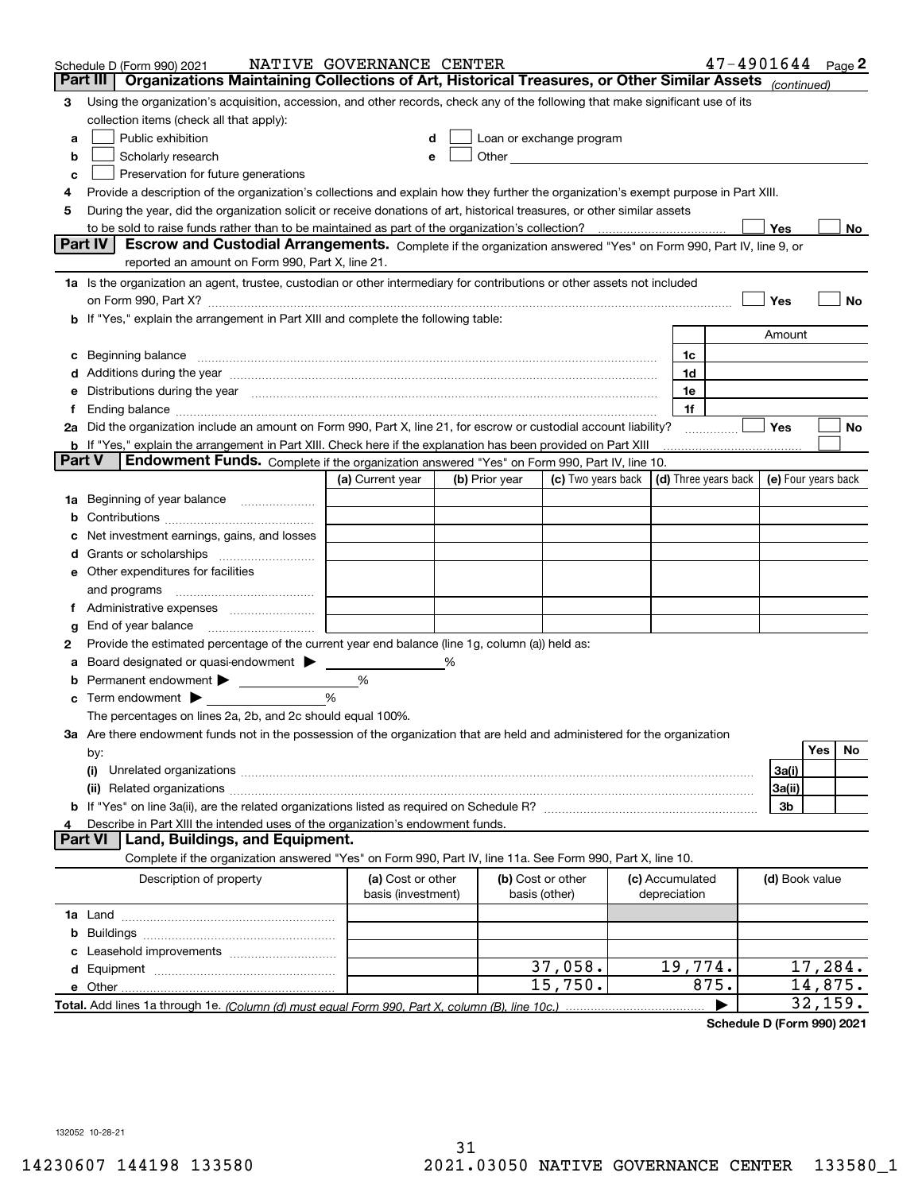Schedule D (Form 990) 2021 NATIVE GOVERNANCE CENTER 47-4901644 Page 2

## Part III | Organizations Maintaining Collections of Art, Historical Treasures, or Other Similar Assets *(continued)*

**3** Using the organization's acquisition, accession, and other records, check any of the following that make significant use of its collection items (check all that apply):

- **a** ☐ Public exhibition
- **b** ☐ Scholarly research
- **c** ☐ Preservation for future generations
- **d** ☐ Loan or exchange program
- **e** ☐ Other

**4** Provide a description of the organization's collections and explain how they further the organization's exempt purpose in Part XIII.

**5** During the year, did the organization solicit or receive donations of art, historical treasures, or other similar assets to be sold to raise funds rather than to be maintained as part of the organization's collection? ☐ Yes ☐ No

## Part IV | Escrow and Custodial Arrangements.

Complete if the organization answered "Yes" on Form 990, Part IV, line 9, or reported an amount on Form 990, Part X, line 21.

**1a** Is the organization an agent, trustee, custodian or other intermediary for contributions or other assets not included on Form 990, Part X? ☐ Yes ☐ No

**b** If "Yes," explain the arrangement in Part XIII and complete the following table:

| | | Amount |
|---|---|---|
| **c** Beginning balance | 1c | |
| **d** Additions during the year | 1d | |
| **e** Distributions during the year | 1e | |
| **f** Ending balance | 1f | |

**2a** Did the organization include an amount on Form 990, Part X, line 21, for escrow or custodial account liability? ☐ Yes ☐ No

**b** If "Yes," explain the arrangement in Part XIII. Check here if the explanation has been provided on Part XIII ☐

## Part V | Endowment Funds.

Complete if the organization answered "Yes" on Form 990, Part IV, line 10.

| | (a) Current year | (b) Prior year | (c) Two years back | (d) Three years back | (e) Four years back |
|---|---|---|---|---|---|
| **1a** Beginning of year balance | | | | | |
| **b** Contributions | | | | | |
| **c** Net investment earnings, gains, and losses | | | | | |
| **d** Grants or scholarships | | | | | |
| **e** Other expenditures for facilities and programs | | | | | |
| **f** Administrative expenses | | | | | |
| **g** End of year balance | | | | | |

**2** Provide the estimated percentage of the current year end balance (line 1g, column (a)) held as:

- **a** Board designated or quasi-endowment ▶ ______ %
- **b** Permanent endowment ▶ ______ %
- **c** Term endowment ▶ ______ %

The percentages on lines 2a, 2b, and 2c should equal 100%.

**3a** Are there endowment funds not in the possession of the organization that are held and administered for the organization by:

| | | Yes | No |
|---|---|---|---|
| **(i)** Unrelated organizations | 3a(i) | | |
| **(ii)** Related organizations | 3a(ii) | | |
| **b** If "Yes" on line 3a(ii), are the related organizations listed as required on Schedule R? | 3b | | |

**4** Describe in Part XIII the intended uses of the organization's endowment funds.

## Part VI | Land, Buildings, and Equipment.

Complete if the organization answered "Yes" on Form 990, Part IV, line 11a. See Form 990, Part X, line 10.

| Description of property | (a) Cost or other basis (investment) | (b) Cost or other basis (other) | (c) Accumulated depreciation | (d) Book value |
|---|---|---|---|---|
| **1a** Land | | | | |
| **b** Buildings | | | | |
| **c** Leasehold improvements | | | | |
| **d** Equipment | | 37,058. | 19,774. | 17,284. |
| **e** Other | | 15,750. | 875. | 14,875. |
| **Total.** Add lines 1a through 1e. *(Column (d) must equal Form 990, Part X, column (B), line 10c.)* | | | ▶ | 32,159. |

**Schedule D (Form 990) 2021**

132052 10-28-21

14230607 144198 133580 2021.03050 NATIVE GOVERNANCE CENTER 133580_1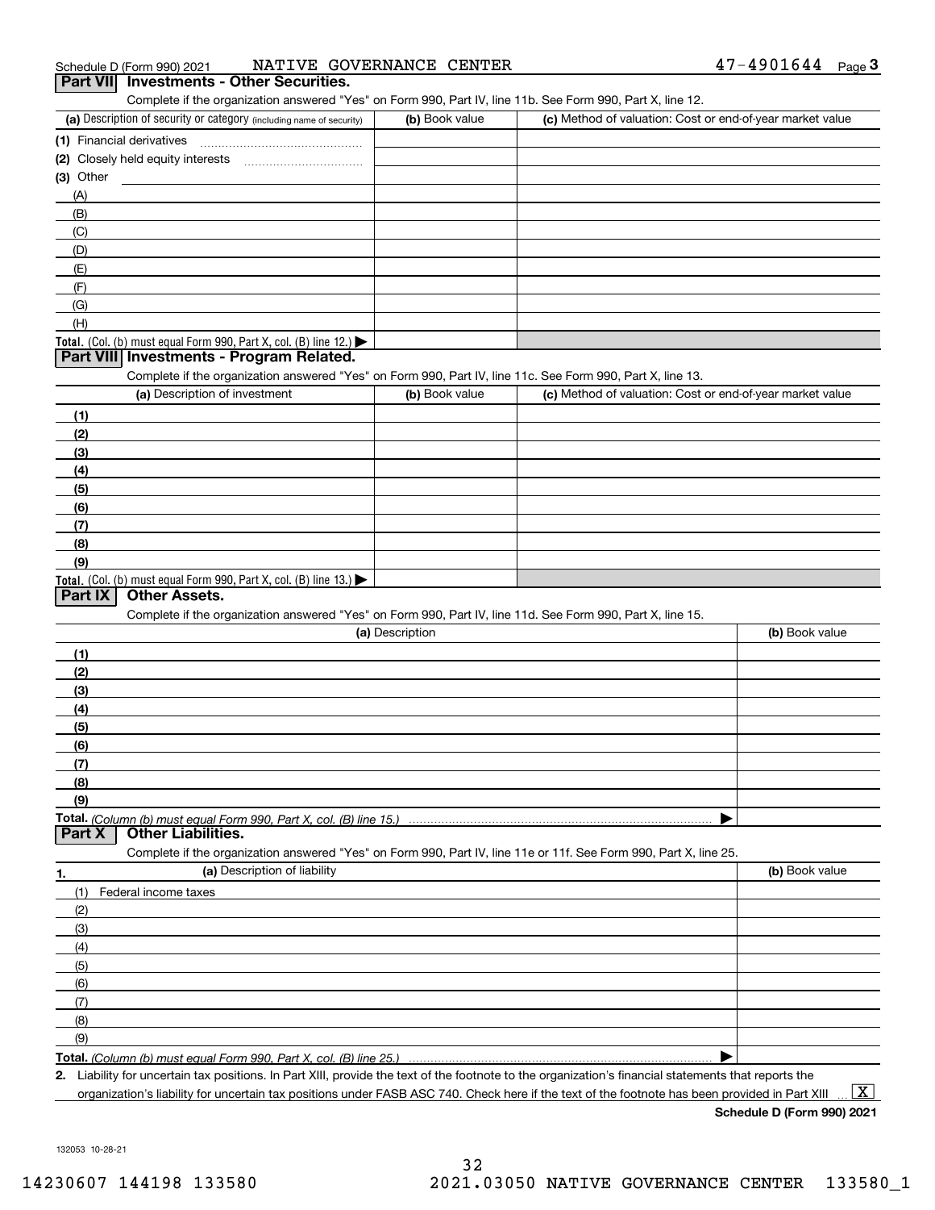Schedule D (Form 990) 2021 NATIVE GOVERNANCE CENTER 47-4901644

## Part VII Investments - Other Securities.

Complete if the organization answered "Yes" on Form 990, Part IV, line 11b. See Form 990, Part X, line 12.

| (a) Description of security or category (including name of security) | (b) Book value | (c) Method of valuation: Cost or end-of-year market value |
|---|---|---|
| (1) Financial derivatives | | |
| (2) Closely held equity interests | | |
| (3) Other | | |
| (A) | | |
| (B) | | |
| (C) | | |
| (D) | | |
| (E) | | |
| (F) | | |
| (G) | | |
| (H) | | |
| **Total.** (Col. (b) must equal Form 990, Part X, col. (B) line 12.) ▶ | | |

## Part VIII Investments - Program Related.

Complete if the organization answered "Yes" on Form 990, Part IV, line 11c. See Form 990, Part X, line 13.

| (a) Description of investment | (b) Book value | (c) Method of valuation: Cost or end-of-year market value |
|---|---|---|
| (1) | | |
| (2) | | |
| (3) | | |
| (4) | | |
| (5) | | |
| (6) | | |
| (7) | | |
| (8) | | |
| (9) | | |
| **Total.** (Col. (b) must equal Form 990, Part X, col. (B) line 13.) ▶ | | |

## Part IX Other Assets.

Complete if the organization answered "Yes" on Form 990, Part IV, line 11d. See Form 990, Part X, line 15.

| (a) Description | (b) Book value |
|---|---|
| (1) | |
| (2) | |
| (3) | |
| (4) | |
| (5) | |
| (6) | |
| (7) | |
| (8) | |
| (9) | |
| **Total.** *(Column (b) must equal Form 990, Part X, col. (B) line 15.)* ▶ | |

## Part X Other Liabilities.

Complete if the organization answered "Yes" on Form 990, Part IV, line 11e or 11f. See Form 990, Part X, line 25.

| 1. (a) Description of liability | (b) Book value |
|---|---|
| (1) Federal income taxes | |
| (2) | |
| (3) | |
| (4) | |
| (5) | |
| (6) | |
| (7) | |
| (8) | |
| (9) | |
| **Total.** *(Column (b) must equal Form 990, Part X, col. (B) line 25.)* ▶ | |

**2.** Liability for uncertain tax positions. In Part XIII, provide the text of the footnote to the organization's financial statements that reports the organization's liability for uncertain tax positions under FASB ASC 740. Check here if the text of the footnote has been provided in Part XIII ... [X]

**Schedule D (Form 990) 2021**

132053 10-28-21

14230607 144198 133580 2021.03050 NATIVE GOVERNANCE CENTER 133580_1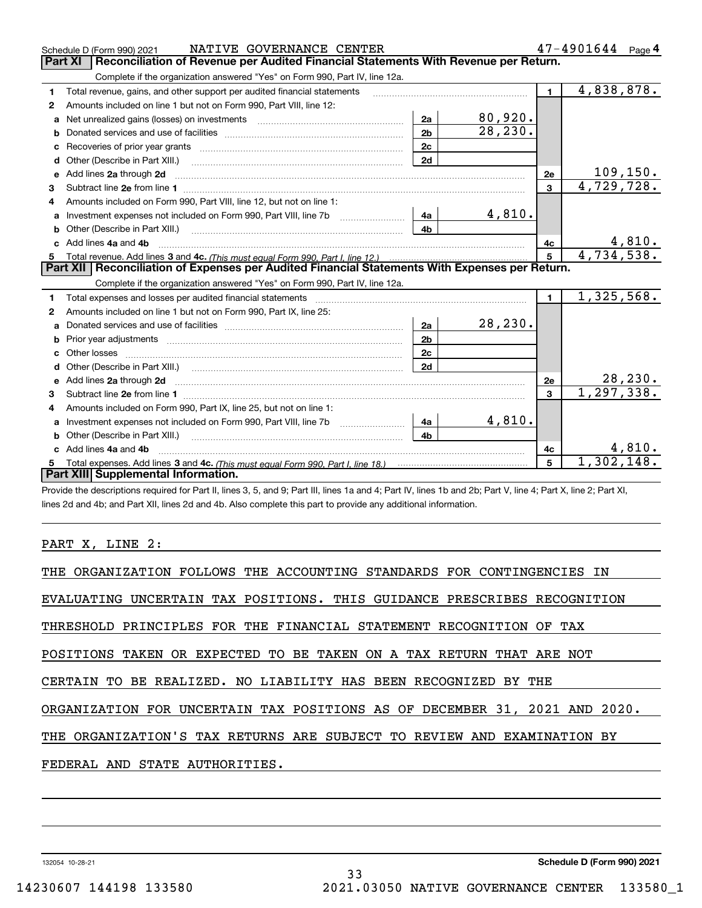Schedule D (Form 990) 2021 NATIVE GOVERNANCE CENTER 47-4901644 Page 4

## Part XI Reconciliation of Revenue per Audited Financial Statements With Revenue per Return.

Complete if the organization answered "Yes" on Form 990, Part IV, line 12a.

| | | | | | |
|---|---|---|---|---|---|
| 1 | Total revenue, gains, and other support per audited financial statements | | | 1 | 4,838,878. |
| 2 | Amounts included on line 1 but not on Form 990, Part VIII, line 12: | | | | |
| a | Net unrealized gains (losses) on investments | 2a | 80,920. | | |
| b | Donated services and use of facilities | 2b | 28,230. | | |
| c | Recoveries of prior year grants | 2c | | | |
| d | Other (Describe in Part XIII.) | 2d | | | |
| e | Add lines 2a through 2d | | | 2e | 109,150. |
| 3 | Subtract line 2e from line 1 | | | 3 | 4,729,728. |
| 4 | Amounts included on Form 990, Part VIII, line 12, but not on line 1: | | | | |
| a | Investment expenses not included on Form 990, Part VIII, line 7b | 4a | 4,810. | | |
| b | Other (Describe in Part XIII.) | 4b | | | |
| c | Add lines 4a and 4b | | | 4c | 4,810. |
| 5 | Total revenue. Add lines 3 and 4c. *(This must equal Form 990, Part I, line 12.)* | | | 5 | 4,734,538. |

## Part XII Reconciliation of Expenses per Audited Financial Statements With Expenses per Return.

Complete if the organization answered "Yes" on Form 990, Part IV, line 12a.

| | | | | | |
|---|---|---|---|---|---|
| 1 | Total expenses and losses per audited financial statements | | | 1 | 1,325,568. |
| 2 | Amounts included on line 1 but not on Form 990, Part IX, line 25: | | | | |
| a | Donated services and use of facilities | 2a | 28,230. | | |
| b | Prior year adjustments | 2b | | | |
| c | Other losses | 2c | | | |
| d | Other (Describe in Part XIII.) | 2d | | | |
| e | Add lines 2a through 2d | | | 2e | 28,230. |
| 3 | Subtract line 2e from line 1 | | | 3 | 1,297,338. |
| 4 | Amounts included on Form 990, Part IX, line 25, but not on line 1: | | | | |
| a | Investment expenses not included on Form 990, Part VIII, line 7b | 4a | 4,810. | | |
| b | Other (Describe in Part XIII.) | 4b | | | |
| c | Add lines 4a and 4b | | | 4c | 4,810. |
| 5 | Total expenses. Add lines 3 and 4c. *(This must equal Form 990, Part I, line 18.)* | | | 5 | 1,302,148. |

## Part XIII Supplemental Information.

Provide the descriptions required for Part II, lines 3, 5, and 9; Part III, lines 1a and 4; Part IV, lines 1b and 2b; Part V, line 4; Part X, line 2; Part XI, lines 2d and 4b; and Part XII, lines 2d and 4b. Also complete this part to provide any additional information.

PART X, LINE 2:

THE ORGANIZATION FOLLOWS THE ACCOUNTING STANDARDS FOR CONTINGENCIES IN EVALUATING UNCERTAIN TAX POSITIONS. THIS GUIDANCE PRESCRIBES RECOGNITION THRESHOLD PRINCIPLES FOR THE FINANCIAL STATEMENT RECOGNITION OF TAX POSITIONS TAKEN OR EXPECTED TO BE TAKEN ON A TAX RETURN THAT ARE NOT CERTAIN TO BE REALIZED. NO LIABILITY HAS BEEN RECOGNIZED BY THE ORGANIZATION FOR UNCERTAIN TAX POSITIONS AS OF DECEMBER 31, 2021 AND 2020. THE ORGANIZATION'S TAX RETURNS ARE SUBJECT TO REVIEW AND EXAMINATION BY FEDERAL AND STATE AUTHORITIES.

132054 10-28-21 Schedule D (Form 990) 2021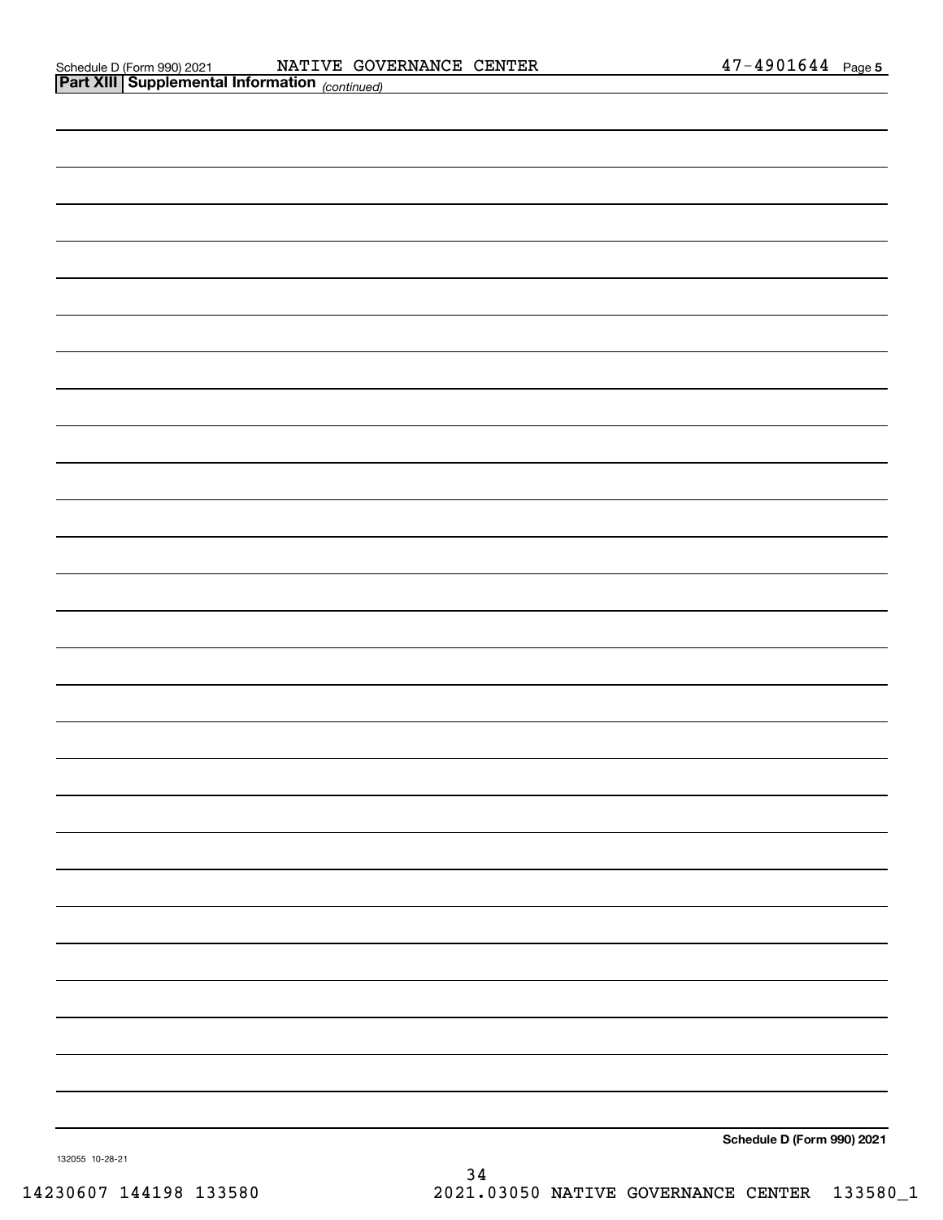Schedule D (Form 990) 2021 NATIVE GOVERNANCE CENTER 47-4901644 Page 5

**Part XIII Supplemental Information** *(continued)*

Schedule D (Form 990) 2021

132055 10-28-21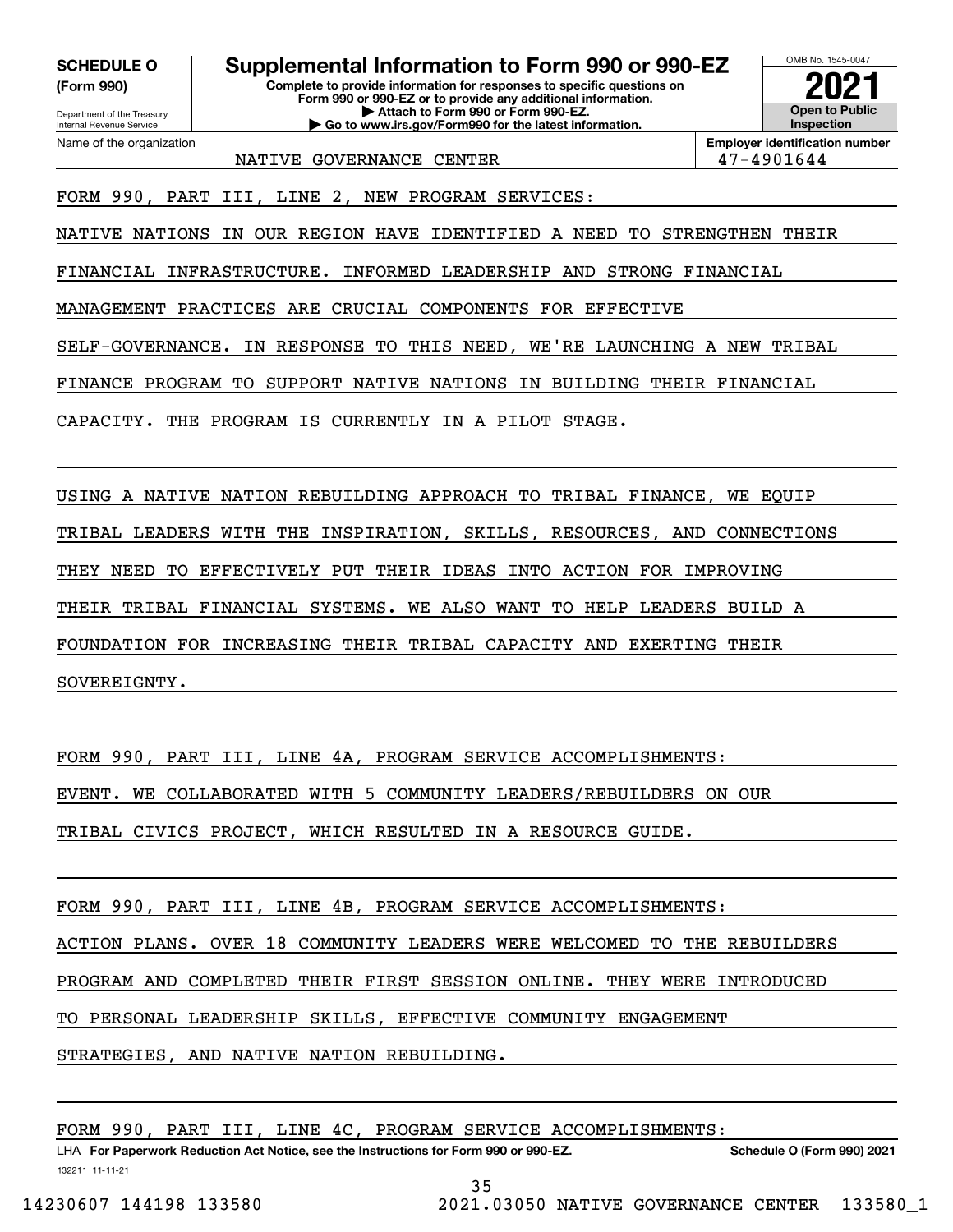**SCHEDULE O**
**(Form 990)**

Department of the Treasury
Internal Revenue Service

# Supplemental Information to Form 990 or 990-EZ

**Complete to provide information for responses to specific questions on Form 990 or 990-EZ or to provide any additional information.**
**▶ Attach to Form 990 or Form 990-EZ.**
**▶ Go to www.irs.gov/Form990 for the latest information.**

OMB No. 1545-0047

**2021**

**Open to Public Inspection**

Name of the organization: NATIVE GOVERNANCE CENTER

**Employer identification number:** 47-4901644

FORM 990, PART III, LINE 2, NEW PROGRAM SERVICES:

NATIVE NATIONS IN OUR REGION HAVE IDENTIFIED A NEED TO STRENGTHEN THEIR FINANCIAL INFRASTRUCTURE. INFORMED LEADERSHIP AND STRONG FINANCIAL MANAGEMENT PRACTICES ARE CRUCIAL COMPONENTS FOR EFFECTIVE SELF-GOVERNANCE. IN RESPONSE TO THIS NEED, WE'RE LAUNCHING A NEW TRIBAL FINANCE PROGRAM TO SUPPORT NATIVE NATIONS IN BUILDING THEIR FINANCIAL CAPACITY. THE PROGRAM IS CURRENTLY IN A PILOT STAGE.

USING A NATIVE NATION REBUILDING APPROACH TO TRIBAL FINANCE, WE EQUIP TRIBAL LEADERS WITH THE INSPIRATION, SKILLS, RESOURCES, AND CONNECTIONS THEY NEED TO EFFECTIVELY PUT THEIR IDEAS INTO ACTION FOR IMPROVING THEIR TRIBAL FINANCIAL SYSTEMS. WE ALSO WANT TO HELP LEADERS BUILD A FOUNDATION FOR INCREASING THEIR TRIBAL CAPACITY AND EXERTING THEIR SOVEREIGNTY.

FORM 990, PART III, LINE 4A, PROGRAM SERVICE ACCOMPLISHMENTS:

EVENT. WE COLLABORATED WITH 5 COMMUNITY LEADERS/REBUILDERS ON OUR TRIBAL CIVICS PROJECT, WHICH RESULTED IN A RESOURCE GUIDE.

FORM 990, PART III, LINE 4B, PROGRAM SERVICE ACCOMPLISHMENTS:

ACTION PLANS. OVER 18 COMMUNITY LEADERS WERE WELCOMED TO THE REBUILDERS PROGRAM AND COMPLETED THEIR FIRST SESSION ONLINE. THEY WERE INTRODUCED TO PERSONAL LEADERSHIP SKILLS, EFFECTIVE COMMUNITY ENGAGEMENT STRATEGIES, AND NATIVE NATION REBUILDING.

FORM 990, PART III, LINE 4C, PROGRAM SERVICE ACCOMPLISHMENTS:

LHA **For Paperwork Reduction Act Notice, see the Instructions for Form 990 or 990-EZ.** **Schedule O (Form 990) 2021**

132211 11-11-21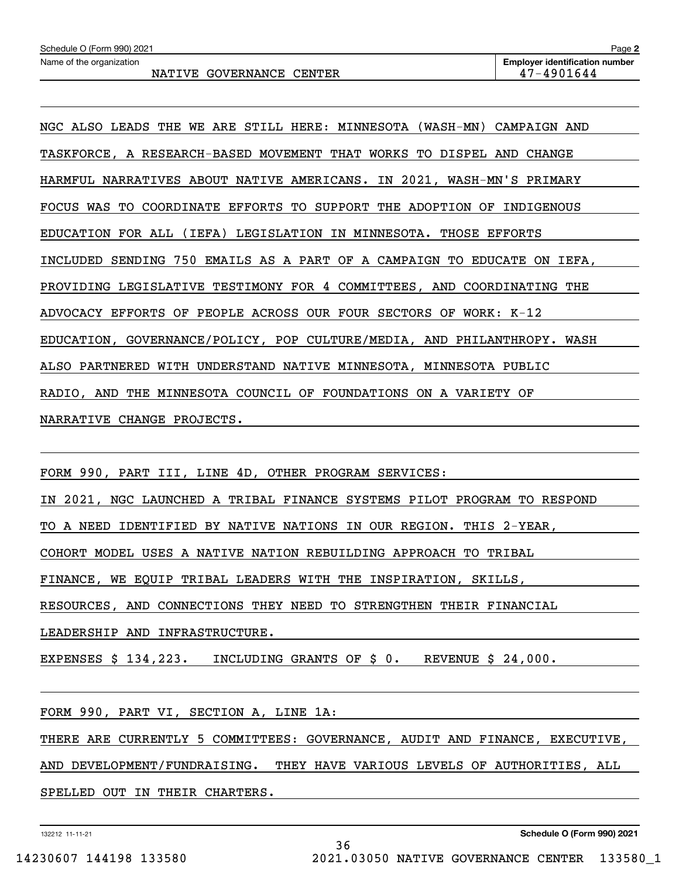Schedule O (Form 990) 2021

Name of the organization: NATIVE GOVERNANCE CENTER

Employer identification number: 47-4901644

NGC ALSO LEADS THE WE ARE STILL HERE: MINNESOTA (WASH-MN) CAMPAIGN AND TASKFORCE, A RESEARCH-BASED MOVEMENT THAT WORKS TO DISPEL AND CHANGE HARMFUL NARRATIVES ABOUT NATIVE AMERICANS. IN 2021, WASH-MN'S PRIMARY FOCUS WAS TO COORDINATE EFFORTS TO SUPPORT THE ADOPTION OF INDIGENOUS EDUCATION FOR ALL (IEFA) LEGISLATION IN MINNESOTA. THOSE EFFORTS INCLUDED SENDING 750 EMAILS AS A PART OF A CAMPAIGN TO EDUCATE ON IEFA, PROVIDING LEGISLATIVE TESTIMONY FOR 4 COMMITTEES, AND COORDINATING THE ADVOCACY EFFORTS OF PEOPLE ACROSS OUR FOUR SECTORS OF WORK: K-12 EDUCATION, GOVERNANCE/POLICY, POP CULTURE/MEDIA, AND PHILANTHROPY. WASH ALSO PARTNERED WITH UNDERSTAND NATIVE MINNESOTA, MINNESOTA PUBLIC RADIO, AND THE MINNESOTA COUNCIL OF FOUNDATIONS ON A VARIETY OF NARRATIVE CHANGE PROJECTS.

FORM 990, PART III, LINE 4D, OTHER PROGRAM SERVICES:

IN 2021, NGC LAUNCHED A TRIBAL FINANCE SYSTEMS PILOT PROGRAM TO RESPOND TO A NEED IDENTIFIED BY NATIVE NATIONS IN OUR REGION. THIS 2-YEAR, COHORT MODEL USES A NATIVE NATION REBUILDING APPROACH TO TRIBAL FINANCE, WE EQUIP TRIBAL LEADERS WITH THE INSPIRATION, SKILLS, RESOURCES, AND CONNECTIONS THEY NEED TO STRENGTHEN THEIR FINANCIAL LEADERSHIP AND INFRASTRUCTURE.

EXPENSES $ 134,223. INCLUDING GRANTS OF $ 0. REVENUE $ 24,000.

FORM 990, PART VI, SECTION A, LINE 1A:

THERE ARE CURRENTLY 5 COMMITTEES: GOVERNANCE, AUDIT AND FINANCE, EXECUTIVE, AND DEVELOPMENT/FUNDRAISING. THEY HAVE VARIOUS LEVELS OF AUTHORITIES, ALL SPELLED OUT IN THEIR CHARTERS.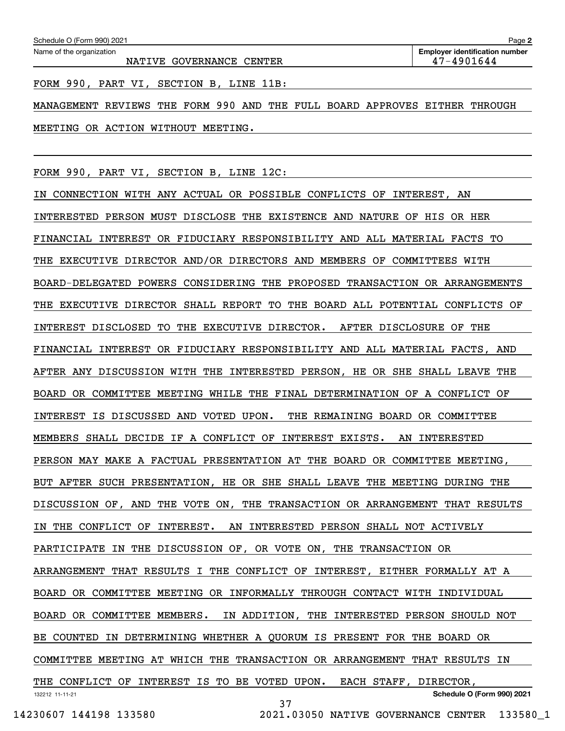Schedule O (Form 990) 2021

Name of the organization: NATIVE GOVERNANCE CENTER

Employer identification number: 47-4901644

FORM 990, PART VI, SECTION B, LINE 11B:

MANAGEMENT REVIEWS THE FORM 990 AND THE FULL BOARD APPROVES EITHER THROUGH MEETING OR ACTION WITHOUT MEETING.

FORM 990, PART VI, SECTION B, LINE 12C:

IN CONNECTION WITH ANY ACTUAL OR POSSIBLE CONFLICTS OF INTEREST, AN INTERESTED PERSON MUST DISCLOSE THE EXISTENCE AND NATURE OF HIS OR HER FINANCIAL INTEREST OR FIDUCIARY RESPONSIBILITY AND ALL MATERIAL FACTS TO THE EXECUTIVE DIRECTOR AND/OR DIRECTORS AND MEMBERS OF COMMITTEES WITH BOARD-DELEGATED POWERS CONSIDERING THE PROPOSED TRANSACTION OR ARRANGEMENTS THE EXECUTIVE DIRECTOR SHALL REPORT TO THE BOARD ALL POTENTIAL CONFLICTS OF INTEREST DISCLOSED TO THE EXECUTIVE DIRECTOR. AFTER DISCLOSURE OF THE FINANCIAL INTEREST OR FIDUCIARY RESPONSIBILITY AND ALL MATERIAL FACTS, AND AFTER ANY DISCUSSION WITH THE INTERESTED PERSON, HE OR SHE SHALL LEAVE THE BOARD OR COMMITTEE MEETING WHILE THE FINAL DETERMINATION OF A CONFLICT OF INTEREST IS DISCUSSED AND VOTED UPON. THE REMAINING BOARD OR COMMITTEE MEMBERS SHALL DECIDE IF A CONFLICT OF INTEREST EXISTS. AN INTERESTED PERSON MAY MAKE A FACTUAL PRESENTATION AT THE BOARD OR COMMITTEE MEETING, BUT AFTER SUCH PRESENTATION, HE OR SHE SHALL LEAVE THE MEETING DURING THE DISCUSSION OF, AND THE VOTE ON, THE TRANSACTION OR ARRANGEMENT THAT RESULTS IN THE CONFLICT OF INTEREST. AN INTERESTED PERSON SHALL NOT ACTIVELY PARTICIPATE IN THE DISCUSSION OF, OR VOTE ON, THE TRANSACTION OR ARRANGEMENT THAT RESULTS I THE CONFLICT OF INTEREST, EITHER FORMALLY AT A BOARD OR COMMITTEE MEETING OR INFORMALLY THROUGH CONTACT WITH INDIVIDUAL BOARD OR COMMITTEE MEMBERS. IN ADDITION, THE INTERESTED PERSON SHOULD NOT BE COUNTED IN DETERMINING WHETHER A QUORUM IS PRESENT FOR THE BOARD OR COMMITTEE MEETING AT WHICH THE TRANSACTION OR ARRANGEMENT THAT RESULTS IN THE CONFLICT OF INTEREST IS TO BE VOTED UPON. EACH STAFF, DIRECTOR,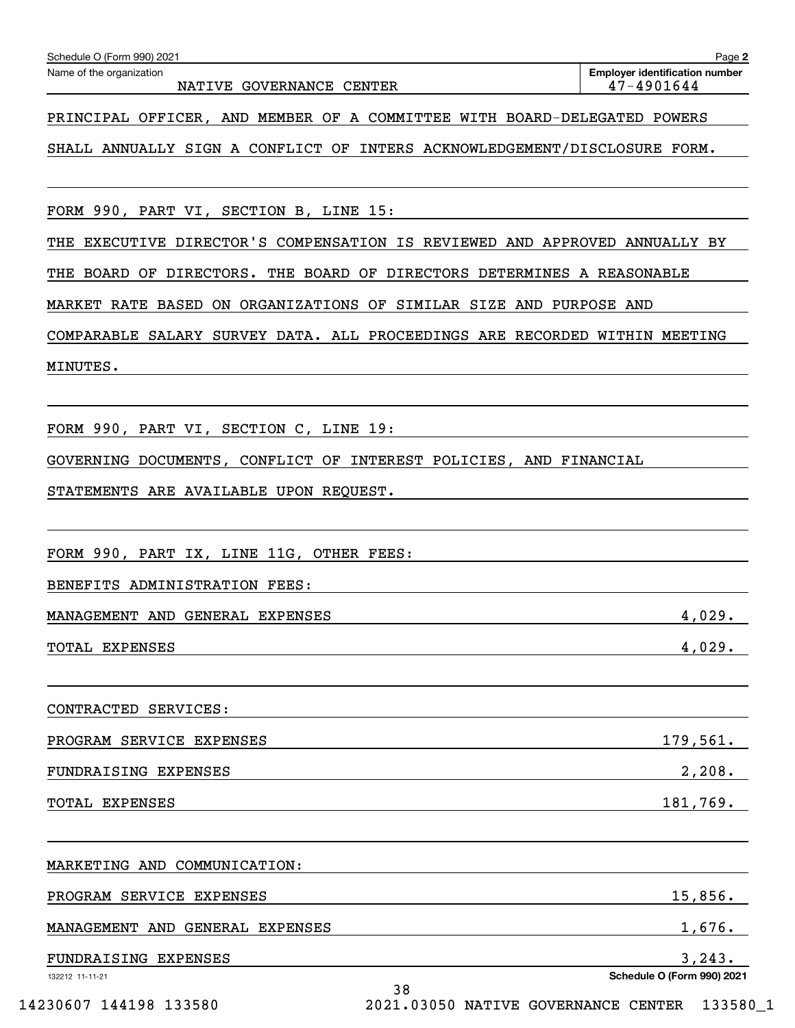Schedule O (Form 990) 2021

Name of the organization: NATIVE GOVERNANCE CENTER

Employer identification number: 47-4901644

PRINCIPAL OFFICER, AND MEMBER OF A COMMITTEE WITH BOARD-DELEGATED POWERS SHALL ANNUALLY SIGN A CONFLICT OF INTERS ACKNOWLEDGEMENT/DISCLOSURE FORM.

FORM 990, PART VI, SECTION B, LINE 15:

THE EXECUTIVE DIRECTOR'S COMPENSATION IS REVIEWED AND APPROVED ANNUALLY BY THE BOARD OF DIRECTORS. THE BOARD OF DIRECTORS DETERMINES A REASONABLE MARKET RATE BASED ON ORGANIZATIONS OF SIMILAR SIZE AND PURPOSE AND COMPARABLE SALARY SURVEY DATA. ALL PROCEEDINGS ARE RECORDED WITHIN MEETING MINUTES.

FORM 990, PART VI, SECTION C, LINE 19:

GOVERNING DOCUMENTS, CONFLICT OF INTEREST POLICIES, AND FINANCIAL STATEMENTS ARE AVAILABLE UPON REQUEST.

FORM 990, PART IX, LINE 11G, OTHER FEES:

BENEFITS ADMINISTRATION FEES:

| | |
|---|---|
| MANAGEMENT AND GENERAL EXPENSES | 4,029. |
| TOTAL EXPENSES | 4,029. |

CONTRACTED SERVICES:

| | |
|---|---|
| PROGRAM SERVICE EXPENSES | 179,561. |
| FUNDRAISING EXPENSES | 2,208. |
| TOTAL EXPENSES | 181,769. |

MARKETING AND COMMUNICATION:

| | |
|---|---|
| PROGRAM SERVICE EXPENSES | 15,856. |
| MANAGEMENT AND GENERAL EXPENSES | 1,676. |
| FUNDRAISING EXPENSES | 3,243. |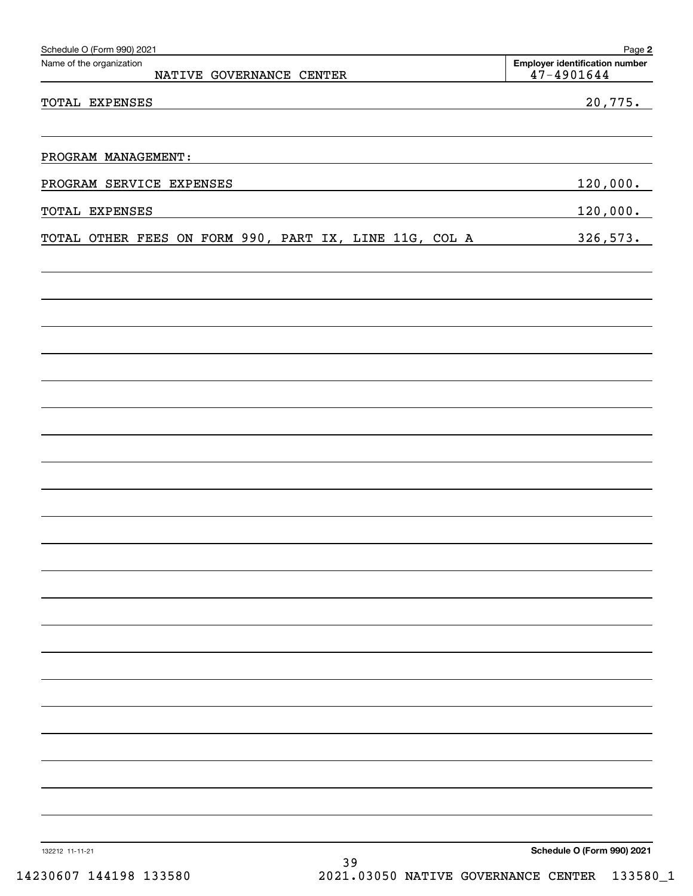Schedule O (Form 990) 2021

Name of the organization: NATIVE GOVERNANCE CENTER

Employer identification number: 47-4901644

| | |
|---|---|
| TOTAL EXPENSES | 20,775. |
| | |
| PROGRAM MANAGEMENT: | |
| PROGRAM SERVICE EXPENSES | 120,000. |
| TOTAL EXPENSES | 120,000. |
| TOTAL OTHER FEES ON FORM 990, PART IX, LINE 11G, COL A | 326,573. |